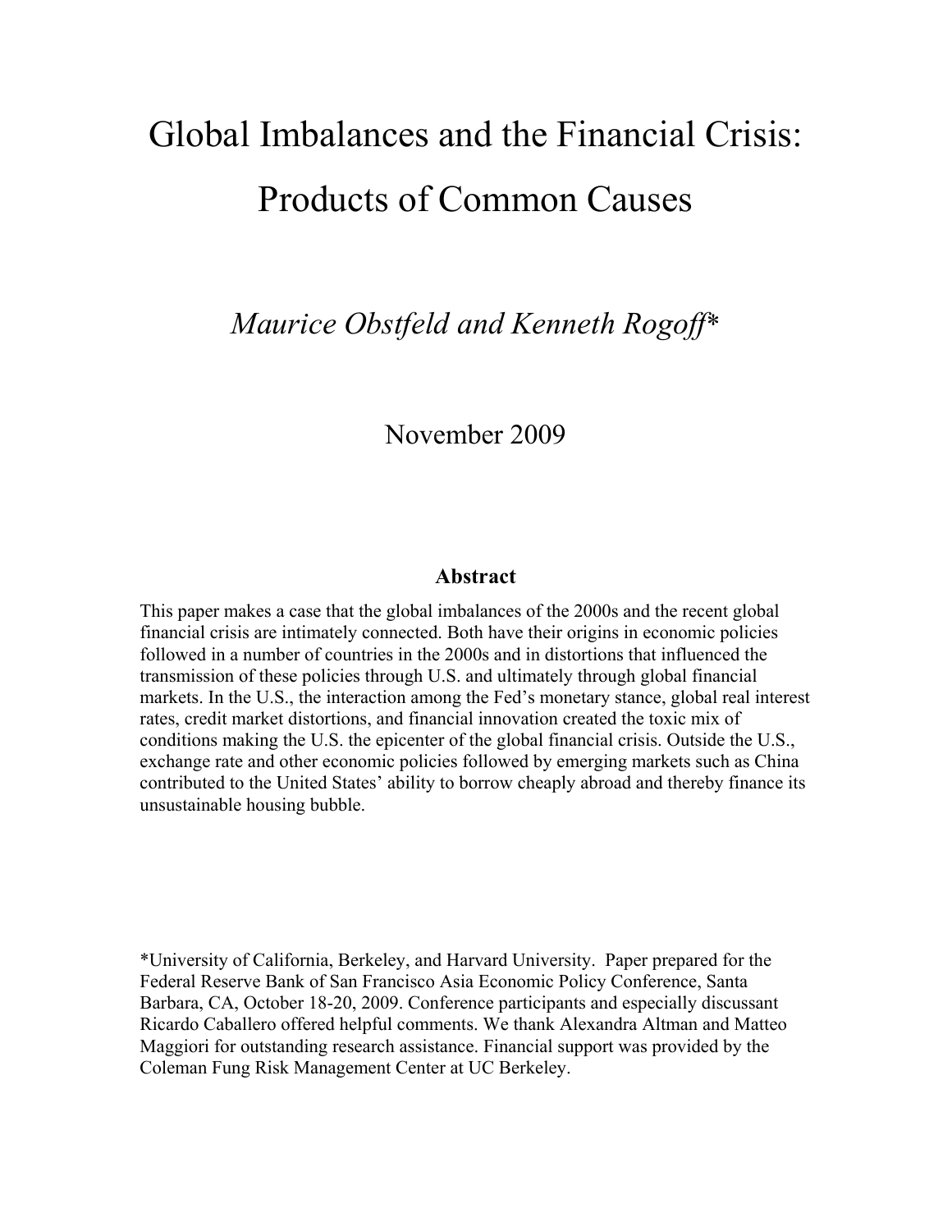# Global Imbalances and the Financial Crisis: Products of Common Causes

*Maurice Obstfeld and Kenneth Rogoff**

November 2009

## Abstract

This paper makes a case that the global imbalances of the 2000s and the recent global financial crisis are intimately connected. Both have their origins in economic policies followed in a number of countries in the 2000s and in distortions that influenced the transmission of these policies through U.S. and ultimately through global financial markets. In the U.S., the interaction among the Fed's monetary stance, global real interest rates, credit market distortions, and financial innovation created the toxic mix of conditions making the U.S. the epicenter of the global financial crisis. Outside the U.S., exchange rate and other economic policies followed by emerging markets such as China contributed to the United States' ability to borrow cheaply abroad and thereby finance its unsustainable housing bubble.

*University of California, Berkeley, and Harvard University. Paper prepared for the Federal Reserve Bank of San Francisco Asia Economic Policy Conference, Santa Barbara, CA, October 18-20, 2009. Conference participants and especially discussant Ricardo Caballero offered helpful comments. We thank Alexandra Altman and Matteo Maggiori for outstanding research assistance. Financial support was provided by the Coleman Fung Risk Management Center at UC Berkeley.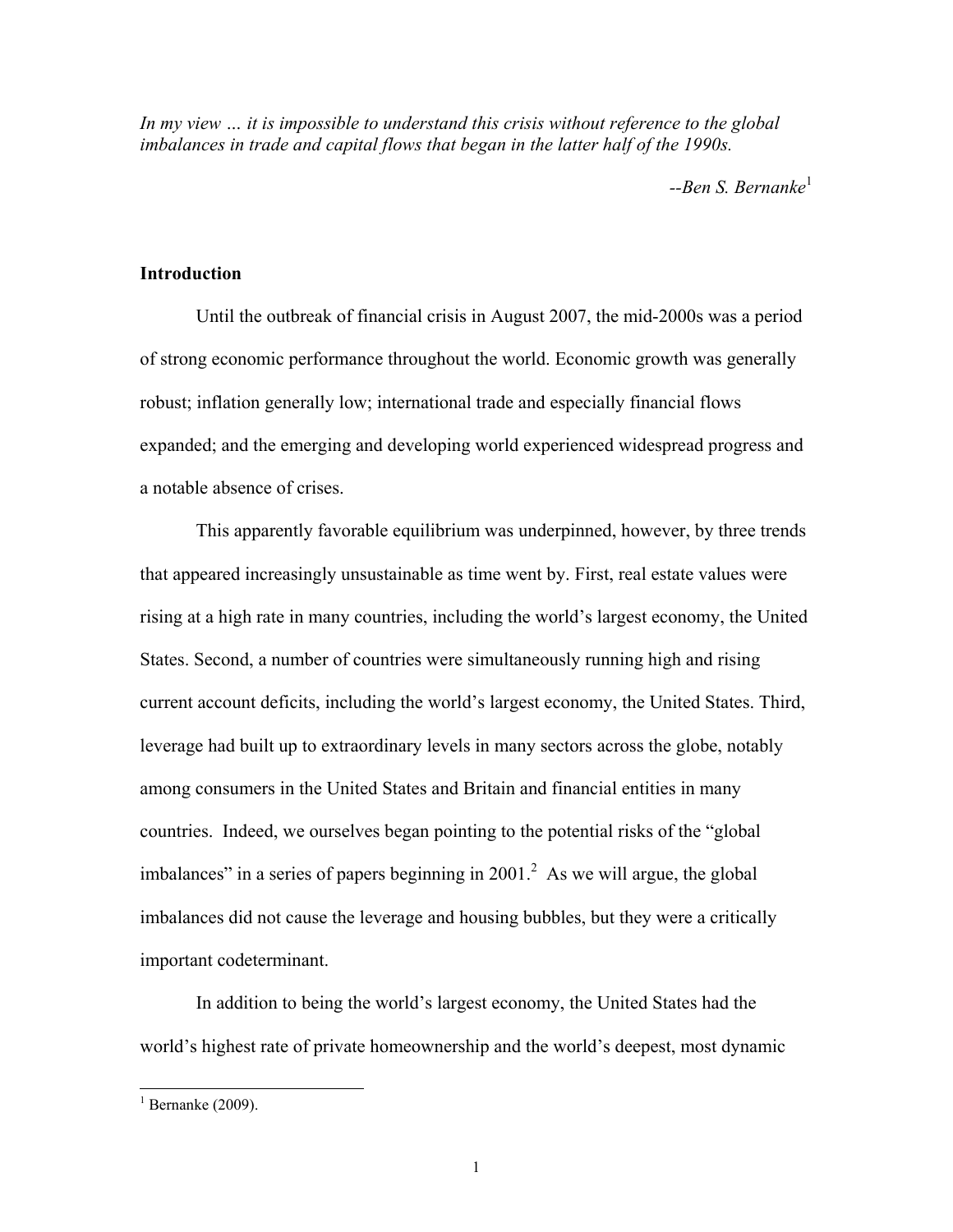*In my view … it is impossible to understand this crisis without reference to the global imbalances in trade and capital flows that began in the latter half of the 1990s.*

*--Ben S. Bernanke*[1]

## Introduction

Until the outbreak of financial crisis in August 2007, the mid-2000s was a period of strong economic performance throughout the world. Economic growth was generally robust; inflation generally low; international trade and especially financial flows expanded; and the emerging and developing world experienced widespread progress and a notable absence of crises.

This apparently favorable equilibrium was underpinned, however, by three trends that appeared increasingly unsustainable as time went by. First, real estate values were rising at a high rate in many countries, including the world's largest economy, the United States. Second, a number of countries were simultaneously running high and rising current account deficits, including the world's largest economy, the United States. Third, leverage had built up to extraordinary levels in many sectors across the globe, notably among consumers in the United States and Britain and financial entities in many countries. Indeed, we ourselves began pointing to the potential risks of the "global imbalances" in a series of papers beginning in 2001.[2] As we will argue, the global imbalances did not cause the leverage and housing bubbles, but they were a critically important codeterminant.

In addition to being the world's largest economy, the United States had the world's highest rate of private homeownership and the world's deepest, most dynamic

[1] Bernanke (2009).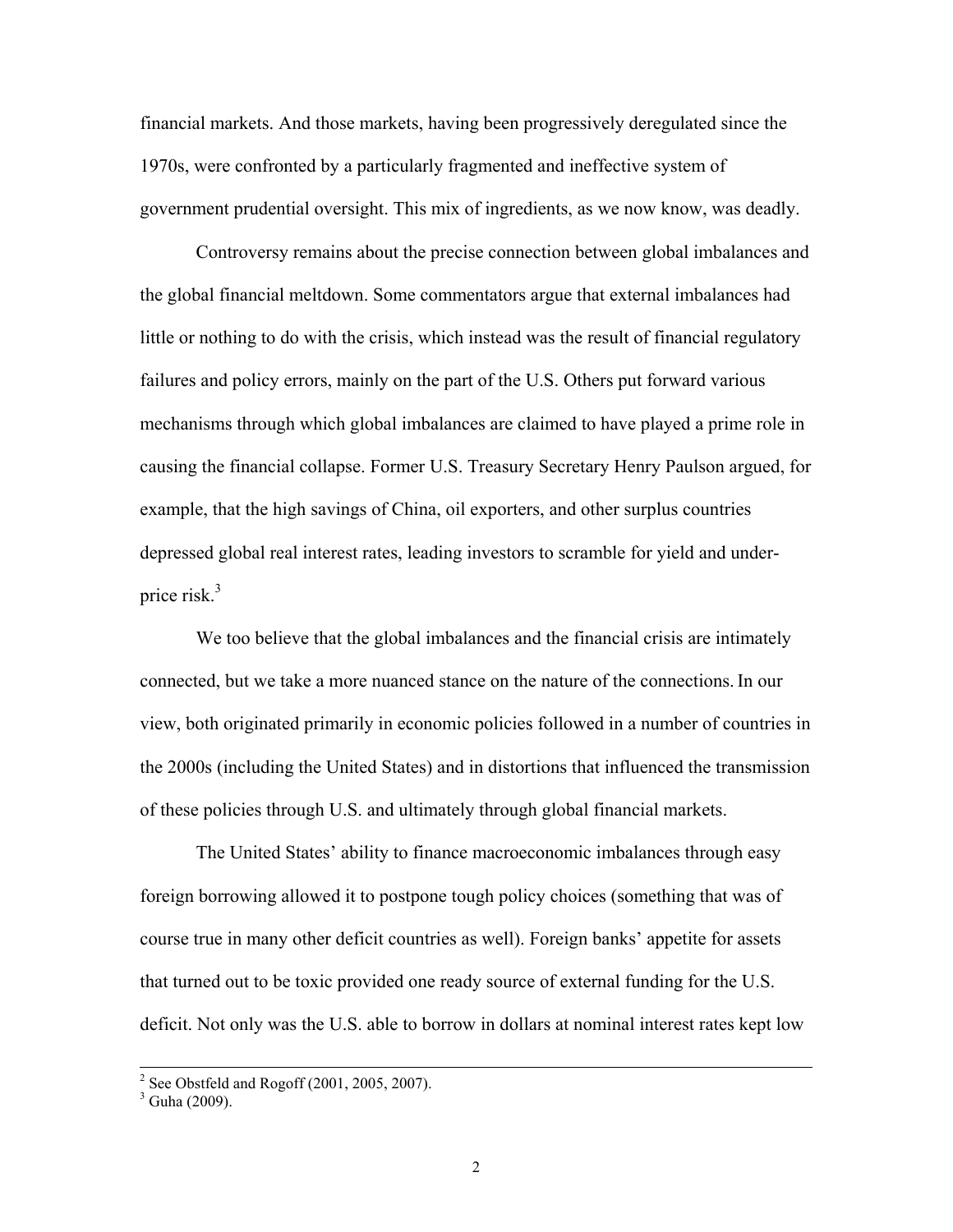financial markets. And those markets, having been progressively deregulated since the 1970s, were confronted by a particularly fragmented and ineffective system of government prudential oversight. This mix of ingredients, as we now know, was deadly.

Controversy remains about the precise connection between global imbalances and the global financial meltdown. Some commentators argue that external imbalances had little or nothing to do with the crisis, which instead was the result of financial regulatory failures and policy errors, mainly on the part of the U.S. Others put forward various mechanisms through which global imbalances are claimed to have played a prime role in causing the financial collapse. Former U.S. Treasury Secretary Henry Paulson argued, for example, that the high savings of China, oil exporters, and other surplus countries depressed global real interest rates, leading investors to scramble for yield and under-price risk.[3]

We too believe that the global imbalances and the financial crisis are intimately connected, but we take a more nuanced stance on the nature of the connections. In our view, both originated primarily in economic policies followed in a number of countries in the 2000s (including the United States) and in distortions that influenced the transmission of these policies through U.S. and ultimately through global financial markets.

The United States' ability to finance macroeconomic imbalances through easy foreign borrowing allowed it to postpone tough policy choices (something that was of course true in many other deficit countries as well). Foreign banks' appetite for assets that turned out to be toxic provided one ready source of external funding for the U.S. deficit. Not only was the U.S. able to borrow in dollars at nominal interest rates kept low

---

[2] See Obstfeld and Rogoff (2001, 2005, 2007).

[3] Guha (2009).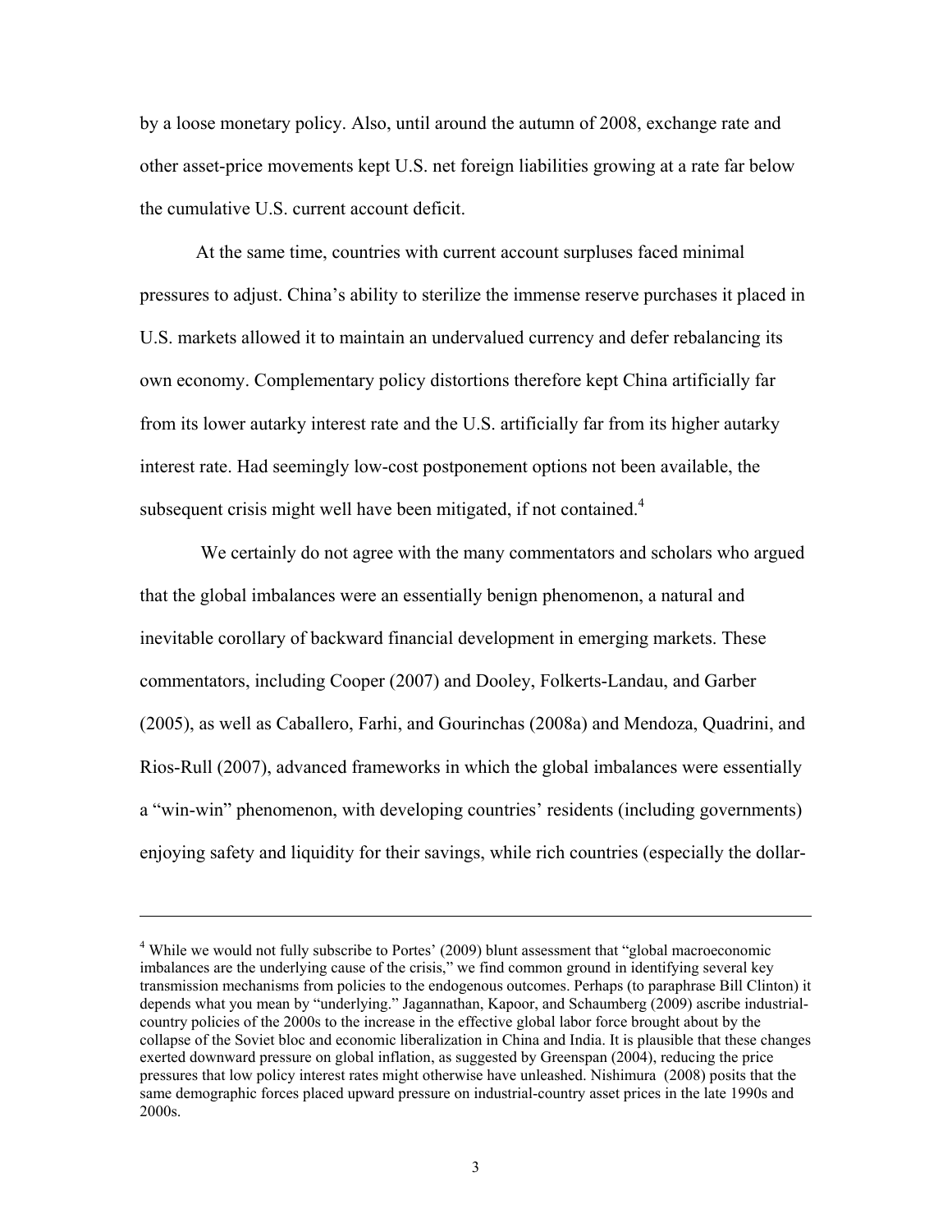by a loose monetary policy. Also, until around the autumn of 2008, exchange rate and other asset-price movements kept U.S. net foreign liabilities growing at a rate far below the cumulative U.S. current account deficit.

At the same time, countries with current account surpluses faced minimal pressures to adjust. China's ability to sterilize the immense reserve purchases it placed in U.S. markets allowed it to maintain an undervalued currency and defer rebalancing its own economy. Complementary policy distortions therefore kept China artificially far from its lower autarky interest rate and the U.S. artificially far from its higher autarky interest rate. Had seemingly low-cost postponement options not been available, the subsequent crisis might well have been mitigated, if not contained.[4]

We certainly do not agree with the many commentators and scholars who argued that the global imbalances were an essentially benign phenomenon, a natural and inevitable corollary of backward financial development in emerging markets. These commentators, including Cooper (2007) and Dooley, Folkerts-Landau, and Garber (2005), as well as Caballero, Farhi, and Gourinchas (2008a) and Mendoza, Quadrini, and Rios-Rull (2007), advanced frameworks in which the global imbalances were essentially a "win-win" phenomenon, with developing countries' residents (including governments) enjoying safety and liquidity for their savings, while rich countries (especially the dollar-

---

[4] While we would not fully subscribe to Portes' (2009) blunt assessment that "global macroeconomic imbalances are the underlying cause of the crisis," we find common ground in identifying several key transmission mechanisms from policies to the endogenous outcomes. Perhaps (to paraphrase Bill Clinton) it depends what you mean by "underlying." Jagannathan, Kapoor, and Schaumberg (2009) ascribe industrial-country policies of the 2000s to the increase in the effective global labor force brought about by the collapse of the Soviet bloc and economic liberalization in China and India. It is plausible that these changes exerted downward pressure on global inflation, as suggested by Greenspan (2004), reducing the price pressures that low policy interest rates might otherwise have unleashed. Nishimura (2008) posits that the same demographic forces placed upward pressure on industrial-country asset prices in the late 1990s and 2000s.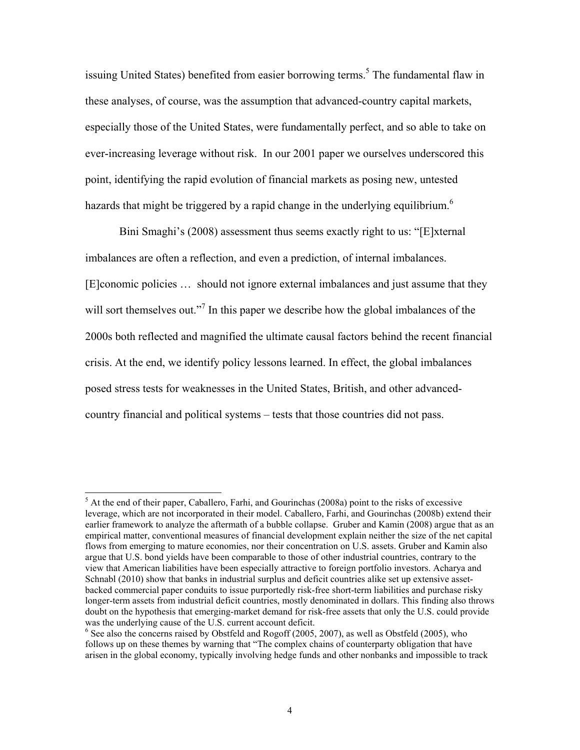issuing United States) benefited from easier borrowing terms.[5] The fundamental flaw in these analyses, of course, was the assumption that advanced-country capital markets, especially those of the United States, were fundamentally perfect, and so able to take on ever-increasing leverage without risk. In our 2001 paper we ourselves underscored this point, identifying the rapid evolution of financial markets as posing new, untested hazards that might be triggered by a rapid change in the underlying equilibrium.[6]

Bini Smaghi's (2008) assessment thus seems exactly right to us: "[E]xternal imbalances are often a reflection, and even a prediction, of internal imbalances. [E]conomic policies … should not ignore external imbalances and just assume that they will sort themselves out."[7] In this paper we describe how the global imbalances of the 2000s both reflected and magnified the ultimate causal factors behind the recent financial crisis. At the end, we identify policy lessons learned. In effect, the global imbalances posed stress tests for weaknesses in the United States, British, and other advanced-country financial and political systems – tests that those countries did not pass.

---

[5] At the end of their paper, Caballero, Farhi, and Gourinchas (2008a) point to the risks of excessive leverage, which are not incorporated in their model. Caballero, Farhi, and Gourinchas (2008b) extend their earlier framework to analyze the aftermath of a bubble collapse. Gruber and Kamin (2008) argue that as an empirical matter, conventional measures of financial development explain neither the size of the net capital flows from emerging to mature economies, nor their concentration on U.S. assets. Gruber and Kamin also argue that U.S. bond yields have been comparable to those of other industrial countries, contrary to the view that American liabilities have been especially attractive to foreign portfolio investors. Acharya and Schnabl (2010) show that banks in industrial surplus and deficit countries alike set up extensive asset-backed commercial paper conduits to issue purportedly risk-free short-term liabilities and purchase risky longer-term assets from industrial deficit countries, mostly denominated in dollars. This finding also throws doubt on the hypothesis that emerging-market demand for risk-free assets that only the U.S. could provide was the underlying cause of the U.S. current account deficit.

[6] See also the concerns raised by Obstfeld and Rogoff (2005, 2007), as well as Obstfeld (2005), who follows up on these themes by warning that "The complex chains of counterparty obligation that have arisen in the global economy, typically involving hedge funds and other nonbanks and impossible to track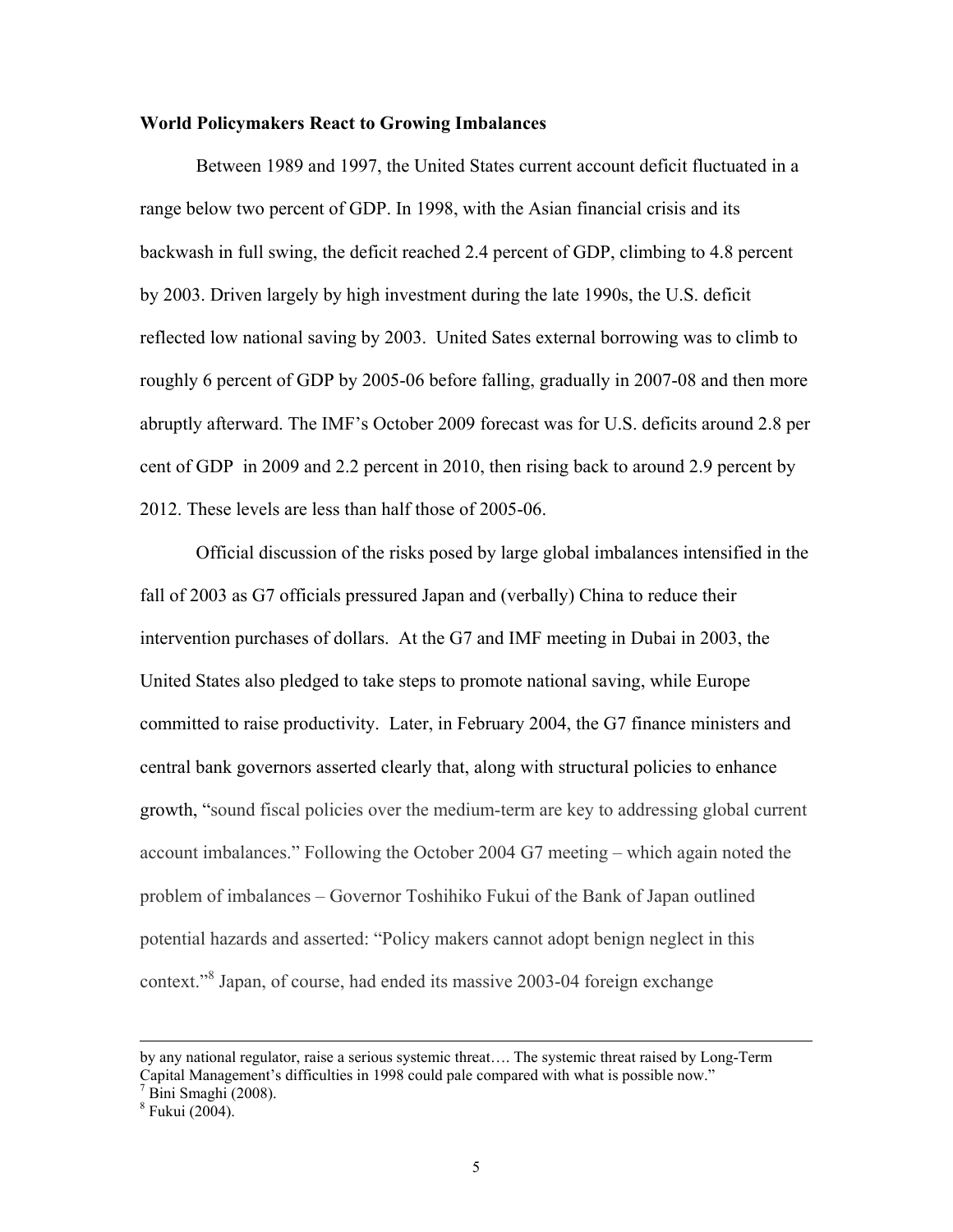**World Policymakers React to Growing Imbalances**

Between 1989 and 1997, the United States current account deficit fluctuated in a range below two percent of GDP. In 1998, with the Asian financial crisis and its backwash in full swing, the deficit reached 2.4 percent of GDP, climbing to 4.8 percent by 2003. Driven largely by high investment during the late 1990s, the U.S. deficit reflected low national saving by 2003. United Sates external borrowing was to climb to roughly 6 percent of GDP by 2005-06 before falling, gradually in 2007-08 and then more abruptly afterward. The IMF's October 2009 forecast was for U.S. deficits around 2.8 per cent of GDP in 2009 and 2.2 percent in 2010, then rising back to around 2.9 percent by 2012. These levels are less than half those of 2005-06.

Official discussion of the risks posed by large global imbalances intensified in the fall of 2003 as G7 officials pressured Japan and (verbally) China to reduce their intervention purchases of dollars. At the G7 and IMF meeting in Dubai in 2003, the United States also pledged to take steps to promote national saving, while Europe committed to raise productivity. Later, in February 2004, the G7 finance ministers and central bank governors asserted clearly that, along with structural policies to enhance growth, "sound fiscal policies over the medium-term are key to addressing global current account imbalances." Following the October 2004 G7 meeting – which again noted the problem of imbalances – Governor Toshihiko Fukui of the Bank of Japan outlined potential hazards and asserted: "Policy makers cannot adopt benign neglect in this context."[8] Japan, of course, had ended its massive 2003-04 foreign exchange

---

by any national regulator, raise a serious systemic threat…. The systemic threat raised by Long-Term Capital Management's difficulties in 1998 could pale compared with what is possible now."

[7] Bini Smaghi (2008).

[8] Fukui (2004).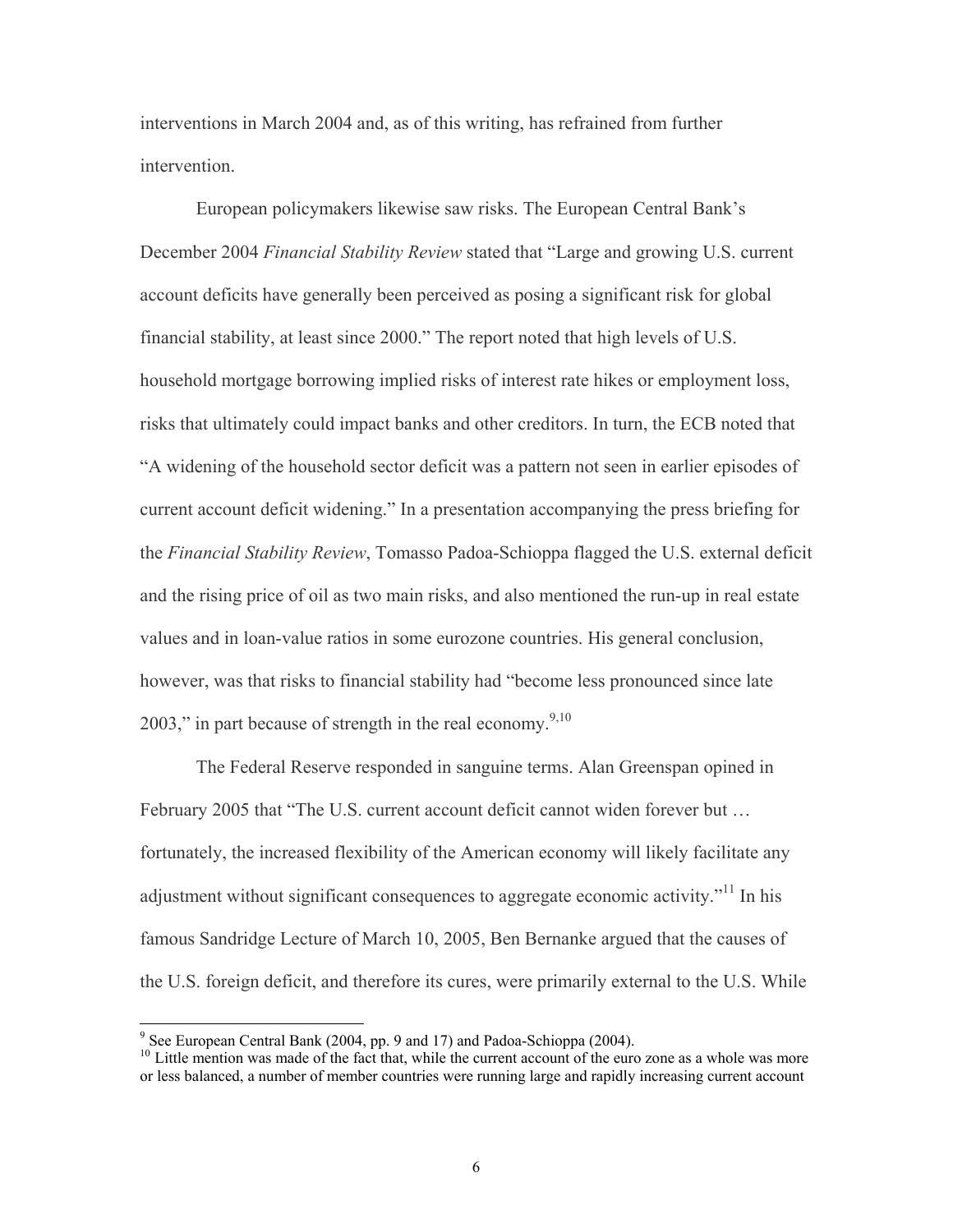interventions in March 2004 and, as of this writing, has refrained from further intervention.

European policymakers likewise saw risks. The European Central Bank's December 2004 *Financial Stability Review* stated that "Large and growing U.S. current account deficits have generally been perceived as posing a significant risk for global financial stability, at least since 2000." The report noted that high levels of U.S. household mortgage borrowing implied risks of interest rate hikes or employment loss, risks that ultimately could impact banks and other creditors. In turn, the ECB noted that "A widening of the household sector deficit was a pattern not seen in earlier episodes of current account deficit widening." In a presentation accompanying the press briefing for the *Financial Stability Review*, Tomasso Padoa-Schioppa flagged the U.S. external deficit and the rising price of oil as two main risks, and also mentioned the run-up in real estate values and in loan-value ratios in some eurozone countries. His general conclusion, however, was that risks to financial stability had "become less pronounced since late 2003," in part because of strength in the real economy.[9,10]

The Federal Reserve responded in sanguine terms. Alan Greenspan opined in February 2005 that "The U.S. current account deficit cannot widen forever but … fortunately, the increased flexibility of the American economy will likely facilitate any adjustment without significant consequences to aggregate economic activity."[11] In his famous Sandridge Lecture of March 10, 2005, Ben Bernanke argued that the causes of the U.S. foreign deficit, and therefore its cures, were primarily external to the U.S. While

[9] See European Central Bank (2004, pp. 9 and 17) and Padoa-Schioppa (2004).

[10] Little mention was made of the fact that, while the current account of the euro zone as a whole was more or less balanced, a number of member countries were running large and rapidly increasing current account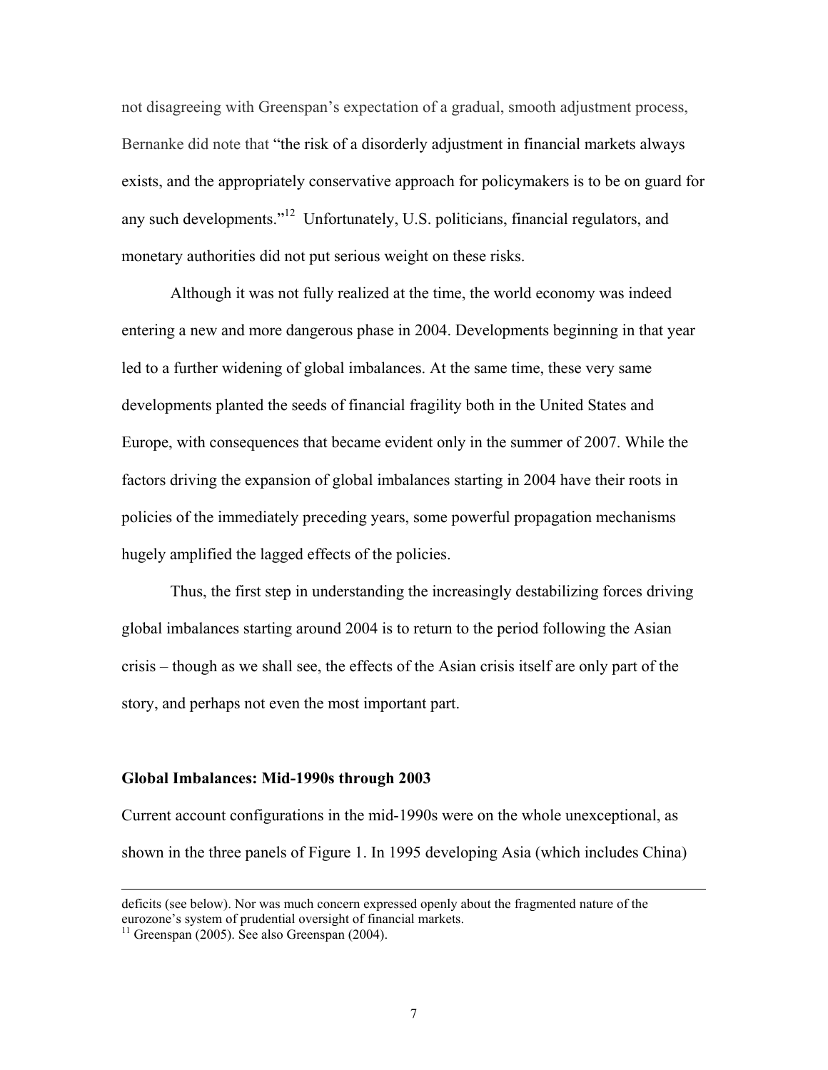not disagreeing with Greenspan's expectation of a gradual, smooth adjustment process, Bernanke did note that "the risk of a disorderly adjustment in financial markets always exists, and the appropriately conservative approach for policymakers is to be on guard for any such developments."[12] Unfortunately, U.S. politicians, financial regulators, and monetary authorities did not put serious weight on these risks.

Although it was not fully realized at the time, the world economy was indeed entering a new and more dangerous phase in 2004. Developments beginning in that year led to a further widening of global imbalances. At the same time, these very same developments planted the seeds of financial fragility both in the United States and Europe, with consequences that became evident only in the summer of 2007. While the factors driving the expansion of global imbalances starting in 2004 have their roots in policies of the immediately preceding years, some powerful propagation mechanisms hugely amplified the lagged effects of the policies.

Thus, the first step in understanding the increasingly destabilizing forces driving global imbalances starting around 2004 is to return to the period following the Asian crisis – though as we shall see, the effects of the Asian crisis itself are only part of the story, and perhaps not even the most important part.

**Global Imbalances: Mid-1990s through 2003**

Current account configurations in the mid-1990s were on the whole unexceptional, as shown in the three panels of Figure 1. In 1995 developing Asia (which includes China)

---

deficits (see below). Nor was much concern expressed openly about the fragmented nature of the eurozone's system of prudential oversight of financial markets.

[11] Greenspan (2005). See also Greenspan (2004).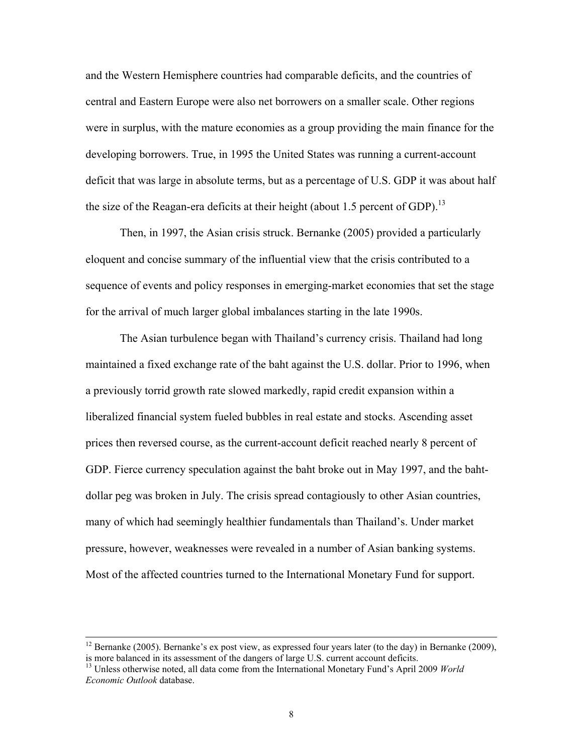and the Western Hemisphere countries had comparable deficits, and the countries of central and Eastern Europe were also net borrowers on a smaller scale. Other regions were in surplus, with the mature economies as a group providing the main finance for the developing borrowers. True, in 1995 the United States was running a current-account deficit that was large in absolute terms, but as a percentage of U.S. GDP it was about half the size of the Reagan-era deficits at their height (about 1.5 percent of GDP).[13]

Then, in 1997, the Asian crisis struck. Bernanke (2005) provided a particularly eloquent and concise summary of the influential view that the crisis contributed to a sequence of events and policy responses in emerging-market economies that set the stage for the arrival of much larger global imbalances starting in the late 1990s.

The Asian turbulence began with Thailand's currency crisis. Thailand had long maintained a fixed exchange rate of the baht against the U.S. dollar. Prior to 1996, when a previously torrid growth rate slowed markedly, rapid credit expansion within a liberalized financial system fueled bubbles in real estate and stocks. Ascending asset prices then reversed course, as the current-account deficit reached nearly 8 percent of GDP. Fierce currency speculation against the baht broke out in May 1997, and the baht-dollar peg was broken in July. The crisis spread contagiously to other Asian countries, many of which had seemingly healthier fundamentals than Thailand's. Under market pressure, however, weaknesses were revealed in a number of Asian banking systems. Most of the affected countries turned to the International Monetary Fund for support.

---

[12] Bernanke (2005). Bernanke's ex post view, as expressed four years later (to the day) in Bernanke (2009), is more balanced in its assessment of the dangers of large U.S. current account deficits.

[13] Unless otherwise noted, all data come from the International Monetary Fund's April 2009 *World Economic Outlook* database.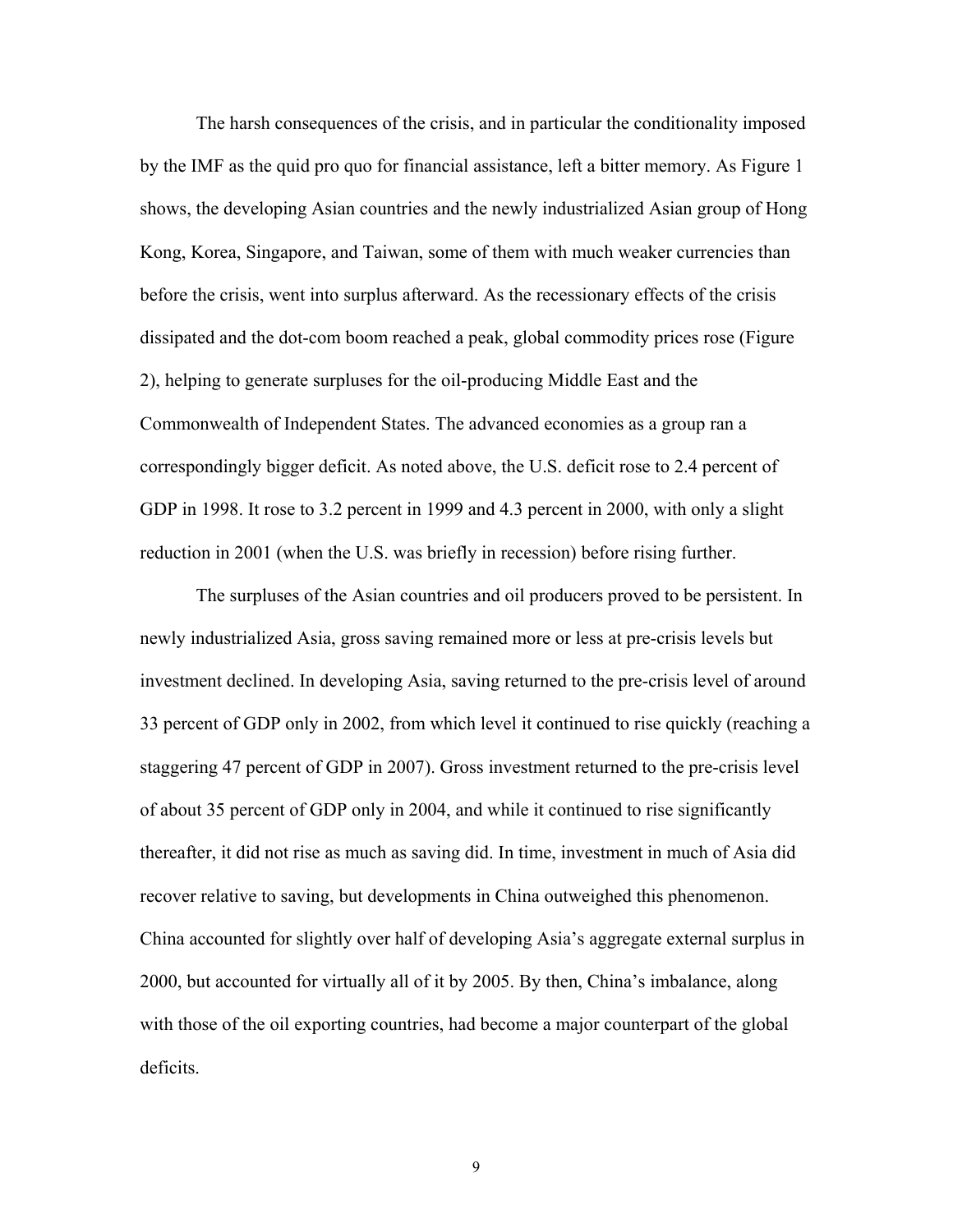The harsh consequences of the crisis, and in particular the conditionality imposed by the IMF as the quid pro quo for financial assistance, left a bitter memory. As Figure 1 shows, the developing Asian countries and the newly industrialized Asian group of Hong Kong, Korea, Singapore, and Taiwan, some of them with much weaker currencies than before the crisis, went into surplus afterward. As the recessionary effects of the crisis dissipated and the dot-com boom reached a peak, global commodity prices rose (Figure 2), helping to generate surpluses for the oil-producing Middle East and the Commonwealth of Independent States. The advanced economies as a group ran a correspondingly bigger deficit. As noted above, the U.S. deficit rose to 2.4 percent of GDP in 1998. It rose to 3.2 percent in 1999 and 4.3 percent in 2000, with only a slight reduction in 2001 (when the U.S. was briefly in recession) before rising further.

The surpluses of the Asian countries and oil producers proved to be persistent. In newly industrialized Asia, gross saving remained more or less at pre-crisis levels but investment declined. In developing Asia, saving returned to the pre-crisis level of around 33 percent of GDP only in 2002, from which level it continued to rise quickly (reaching a staggering 47 percent of GDP in 2007). Gross investment returned to the pre-crisis level of about 35 percent of GDP only in 2004, and while it continued to rise significantly thereafter, it did not rise as much as saving did. In time, investment in much of Asia did recover relative to saving, but developments in China outweighed this phenomenon. China accounted for slightly over half of developing Asia's aggregate external surplus in 2000, but accounted for virtually all of it by 2005. By then, China's imbalance, along with those of the oil exporting countries, had become a major counterpart of the global deficits.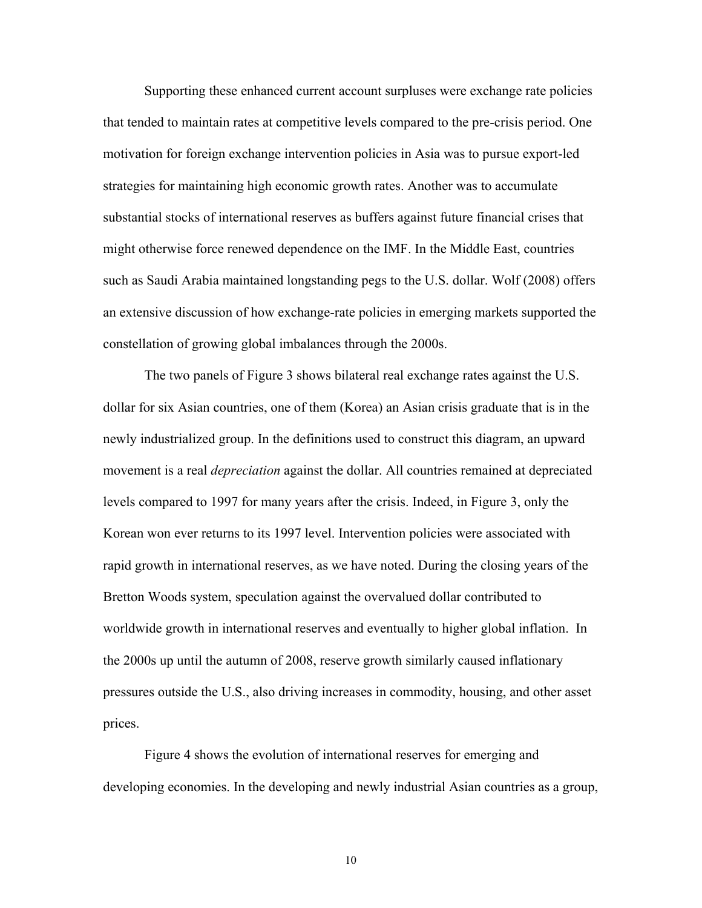Supporting these enhanced current account surpluses were exchange rate policies that tended to maintain rates at competitive levels compared to the pre-crisis period. One motivation for foreign exchange intervention policies in Asia was to pursue export-led strategies for maintaining high economic growth rates. Another was to accumulate substantial stocks of international reserves as buffers against future financial crises that might otherwise force renewed dependence on the IMF. In the Middle East, countries such as Saudi Arabia maintained longstanding pegs to the U.S. dollar. Wolf (2008) offers an extensive discussion of how exchange-rate policies in emerging markets supported the constellation of growing global imbalances through the 2000s.

The two panels of Figure 3 shows bilateral real exchange rates against the U.S. dollar for six Asian countries, one of them (Korea) an Asian crisis graduate that is in the newly industrialized group. In the definitions used to construct this diagram, an upward movement is a real *depreciation* against the dollar. All countries remained at depreciated levels compared to 1997 for many years after the crisis. Indeed, in Figure 3, only the Korean won ever returns to its 1997 level. Intervention policies were associated with rapid growth in international reserves, as we have noted. During the closing years of the Bretton Woods system, speculation against the overvalued dollar contributed to worldwide growth in international reserves and eventually to higher global inflation. In the 2000s up until the autumn of 2008, reserve growth similarly caused inflationary pressures outside the U.S., also driving increases in commodity, housing, and other asset prices.

Figure 4 shows the evolution of international reserves for emerging and developing economies. In the developing and newly industrial Asian countries as a group,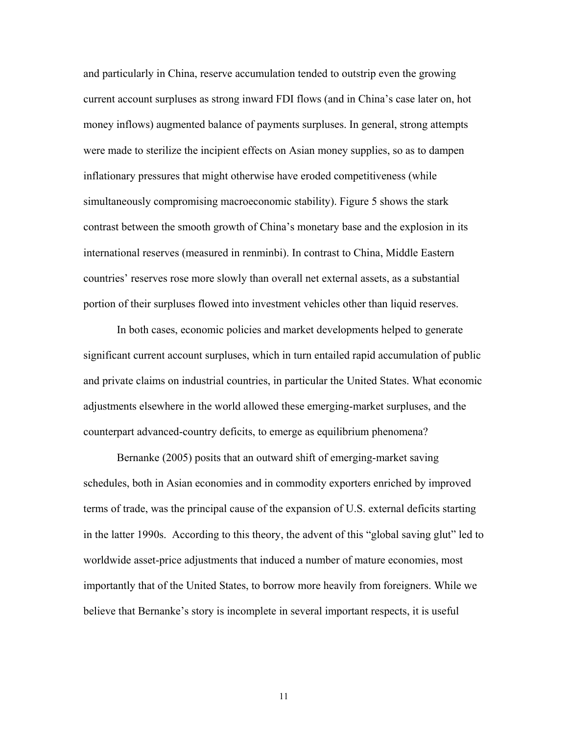and particularly in China, reserve accumulation tended to outstrip even the growing current account surpluses as strong inward FDI flows (and in China's case later on, hot money inflows) augmented balance of payments surpluses. In general, strong attempts were made to sterilize the incipient effects on Asian money supplies, so as to dampen inflationary pressures that might otherwise have eroded competitiveness (while simultaneously compromising macroeconomic stability). Figure 5 shows the stark contrast between the smooth growth of China's monetary base and the explosion in its international reserves (measured in renminbi). In contrast to China, Middle Eastern countries' reserves rose more slowly than overall net external assets, as a substantial portion of their surpluses flowed into investment vehicles other than liquid reserves.

In both cases, economic policies and market developments helped to generate significant current account surpluses, which in turn entailed rapid accumulation of public and private claims on industrial countries, in particular the United States. What economic adjustments elsewhere in the world allowed these emerging-market surpluses, and the counterpart advanced-country deficits, to emerge as equilibrium phenomena?

Bernanke (2005) posits that an outward shift of emerging-market saving schedules, both in Asian economies and in commodity exporters enriched by improved terms of trade, was the principal cause of the expansion of U.S. external deficits starting in the latter 1990s. According to this theory, the advent of this "global saving glut" led to worldwide asset-price adjustments that induced a number of mature economies, most importantly that of the United States, to borrow more heavily from foreigners. While we believe that Bernanke's story is incomplete in several important respects, it is useful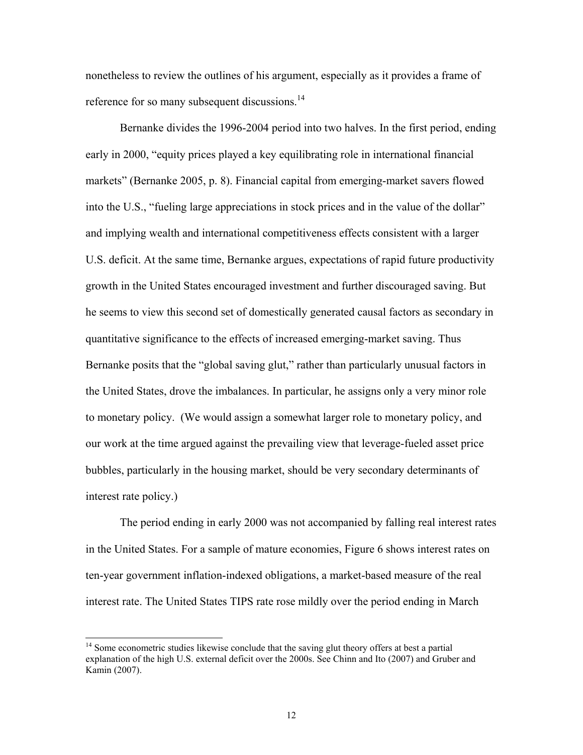nonetheless to review the outlines of his argument, especially as it provides a frame of reference for so many subsequent discussions.[14]

Bernanke divides the 1996-2004 period into two halves. In the first period, ending early in 2000, "equity prices played a key equilibrating role in international financial markets" (Bernanke 2005, p. 8). Financial capital from emerging-market savers flowed into the U.S., "fueling large appreciations in stock prices and in the value of the dollar" and implying wealth and international competitiveness effects consistent with a larger U.S. deficit. At the same time, Bernanke argues, expectations of rapid future productivity growth in the United States encouraged investment and further discouraged saving. But he seems to view this second set of domestically generated causal factors as secondary in quantitative significance to the effects of increased emerging-market saving. Thus Bernanke posits that the "global saving glut," rather than particularly unusual factors in the United States, drove the imbalances. In particular, he assigns only a very minor role to monetary policy. (We would assign a somewhat larger role to monetary policy, and our work at the time argued against the prevailing view that leverage-fueled asset price bubbles, particularly in the housing market, should be very secondary determinants of interest rate policy.)

The period ending in early 2000 was not accompanied by falling real interest rates in the United States. For a sample of mature economies, Figure 6 shows interest rates on ten-year government inflation-indexed obligations, a market-based measure of the real interest rate. The United States TIPS rate rose mildly over the period ending in March

[14] Some econometric studies likewise conclude that the saving glut theory offers at best a partial explanation of the high U.S. external deficit over the 2000s. See Chinn and Ito (2007) and Gruber and Kamin (2007).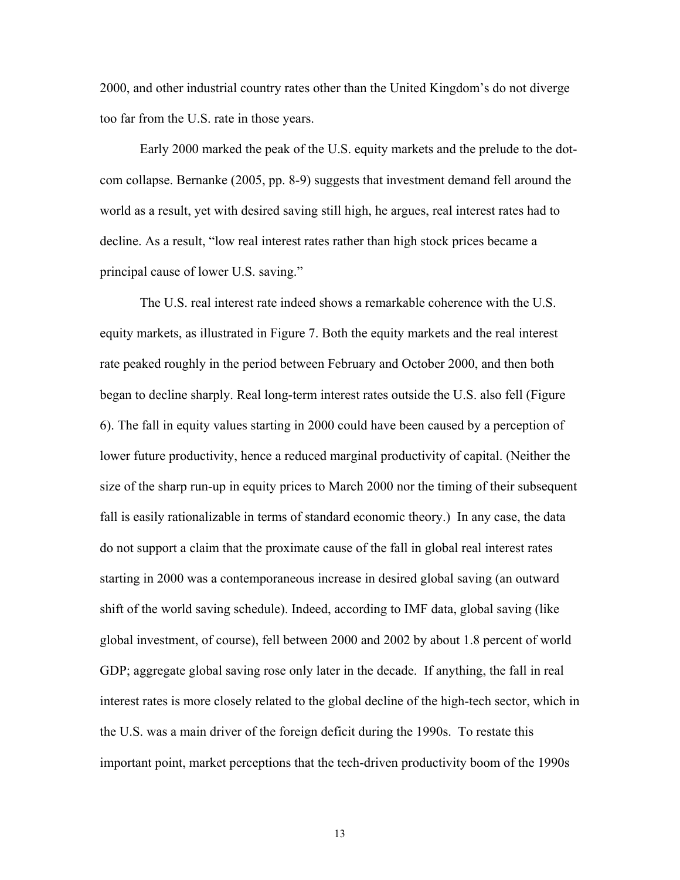2000, and other industrial country rates other than the United Kingdom's do not diverge too far from the U.S. rate in those years.

Early 2000 marked the peak of the U.S. equity markets and the prelude to the dot-com collapse. Bernanke (2005, pp. 8-9) suggests that investment demand fell around the world as a result, yet with desired saving still high, he argues, real interest rates had to decline. As a result, "low real interest rates rather than high stock prices became a principal cause of lower U.S. saving."

The U.S. real interest rate indeed shows a remarkable coherence with the U.S. equity markets, as illustrated in Figure 7. Both the equity markets and the real interest rate peaked roughly in the period between February and October 2000, and then both began to decline sharply. Real long-term interest rates outside the U.S. also fell (Figure 6). The fall in equity values starting in 2000 could have been caused by a perception of lower future productivity, hence a reduced marginal productivity of capital. (Neither the size of the sharp run-up in equity prices to March 2000 nor the timing of their subsequent fall is easily rationalizable in terms of standard economic theory.) In any case, the data do not support a claim that the proximate cause of the fall in global real interest rates starting in 2000 was a contemporaneous increase in desired global saving (an outward shift of the world saving schedule). Indeed, according to IMF data, global saving (like global investment, of course), fell between 2000 and 2002 by about 1.8 percent of world GDP; aggregate global saving rose only later in the decade. If anything, the fall in real interest rates is more closely related to the global decline of the high-tech sector, which in the U.S. was a main driver of the foreign deficit during the 1990s. To restate this important point, market perceptions that the tech-driven productivity boom of the 1990s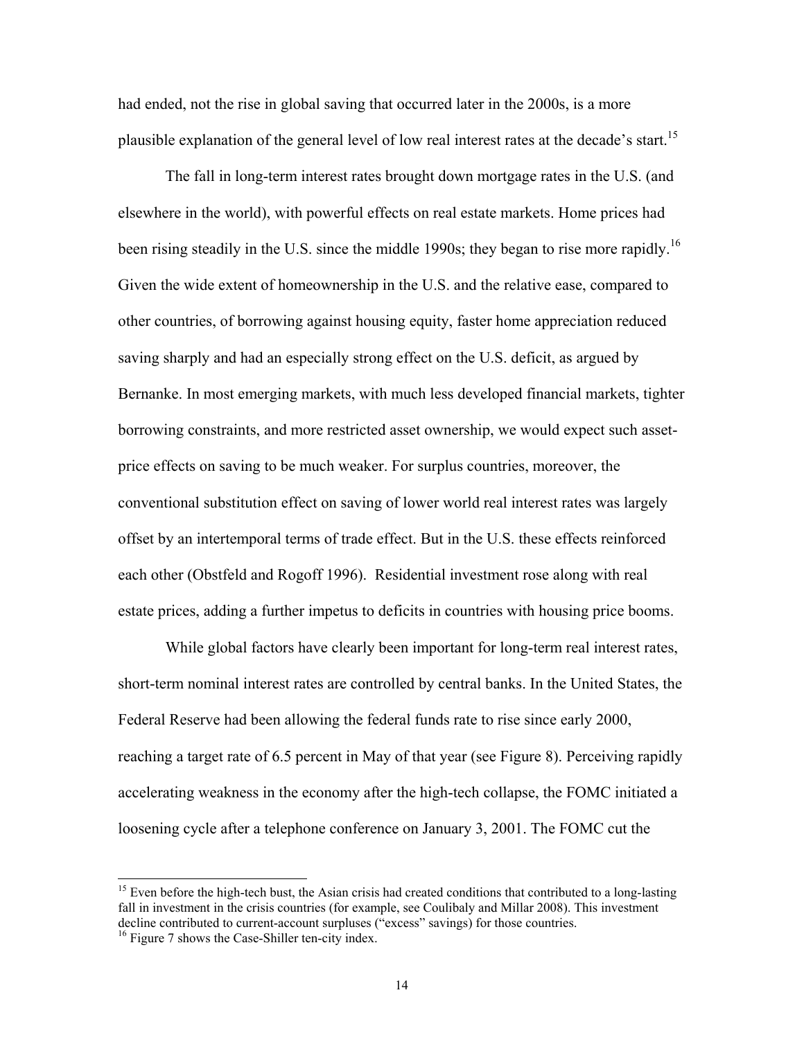had ended, not the rise in global saving that occurred later in the 2000s, is a more plausible explanation of the general level of low real interest rates at the decade's start.[15]

The fall in long-term interest rates brought down mortgage rates in the U.S. (and elsewhere in the world), with powerful effects on real estate markets. Home prices had been rising steadily in the U.S. since the middle 1990s; they began to rise more rapidly.[16] Given the wide extent of homeownership in the U.S. and the relative ease, compared to other countries, of borrowing against housing equity, faster home appreciation reduced saving sharply and had an especially strong effect on the U.S. deficit, as argued by Bernanke. In most emerging markets, with much less developed financial markets, tighter borrowing constraints, and more restricted asset ownership, we would expect such asset-price effects on saving to be much weaker. For surplus countries, moreover, the conventional substitution effect on saving of lower world real interest rates was largely offset by an intertemporal terms of trade effect. But in the U.S. these effects reinforced each other (Obstfeld and Rogoff 1996). Residential investment rose along with real estate prices, adding a further impetus to deficits in countries with housing price booms.

While global factors have clearly been important for long-term real interest rates, short-term nominal interest rates are controlled by central banks. In the United States, the Federal Reserve had been allowing the federal funds rate to rise since early 2000, reaching a target rate of 6.5 percent in May of that year (see Figure 8). Perceiving rapidly accelerating weakness in the economy after the high-tech collapse, the FOMC initiated a loosening cycle after a telephone conference on January 3, 2001. The FOMC cut the

[15] Even before the high-tech bust, the Asian crisis had created conditions that contributed to a long-lasting fall in investment in the crisis countries (for example, see Coulibaly and Millar 2008). This investment decline contributed to current-account surpluses ("excess" savings) for those countries.

[16] Figure 7 shows the Case-Shiller ten-city index.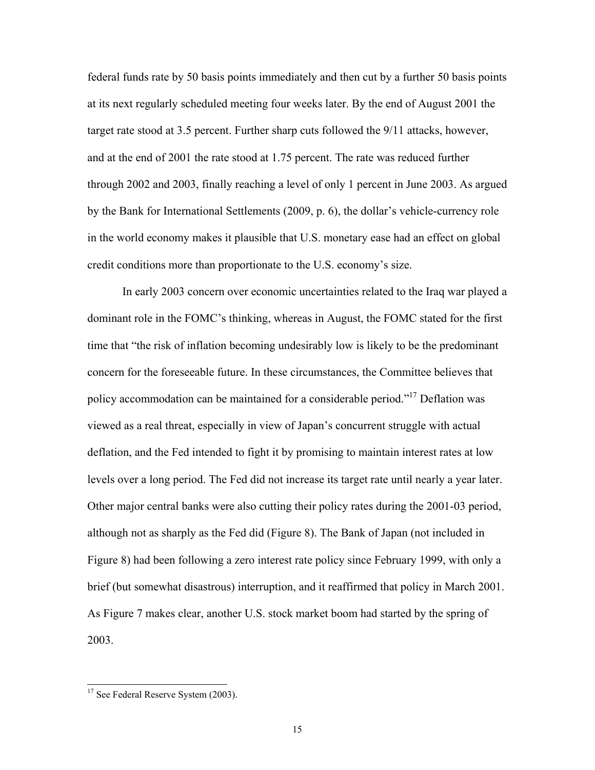federal funds rate by 50 basis points immediately and then cut by a further 50 basis points at its next regularly scheduled meeting four weeks later. By the end of August 2001 the target rate stood at 3.5 percent. Further sharp cuts followed the 9/11 attacks, however, and at the end of 2001 the rate stood at 1.75 percent. The rate was reduced further through 2002 and 2003, finally reaching a level of only 1 percent in June 2003. As argued by the Bank for International Settlements (2009, p. 6), the dollar's vehicle-currency role in the world economy makes it plausible that U.S. monetary ease had an effect on global credit conditions more than proportionate to the U.S. economy's size.

In early 2003 concern over economic uncertainties related to the Iraq war played a dominant role in the FOMC's thinking, whereas in August, the FOMC stated for the first time that "the risk of inflation becoming undesirably low is likely to be the predominant concern for the foreseeable future. In these circumstances, the Committee believes that policy accommodation can be maintained for a considerable period."[17] Deflation was viewed as a real threat, especially in view of Japan's concurrent struggle with actual deflation, and the Fed intended to fight it by promising to maintain interest rates at low levels over a long period. The Fed did not increase its target rate until nearly a year later. Other major central banks were also cutting their policy rates during the 2001-03 period, although not as sharply as the Fed did (Figure 8). The Bank of Japan (not included in Figure 8) had been following a zero interest rate policy since February 1999, with only a brief (but somewhat disastrous) interruption, and it reaffirmed that policy in March 2001. As Figure 7 makes clear, another U.S. stock market boom had started by the spring of 2003.

[17] See Federal Reserve System (2003).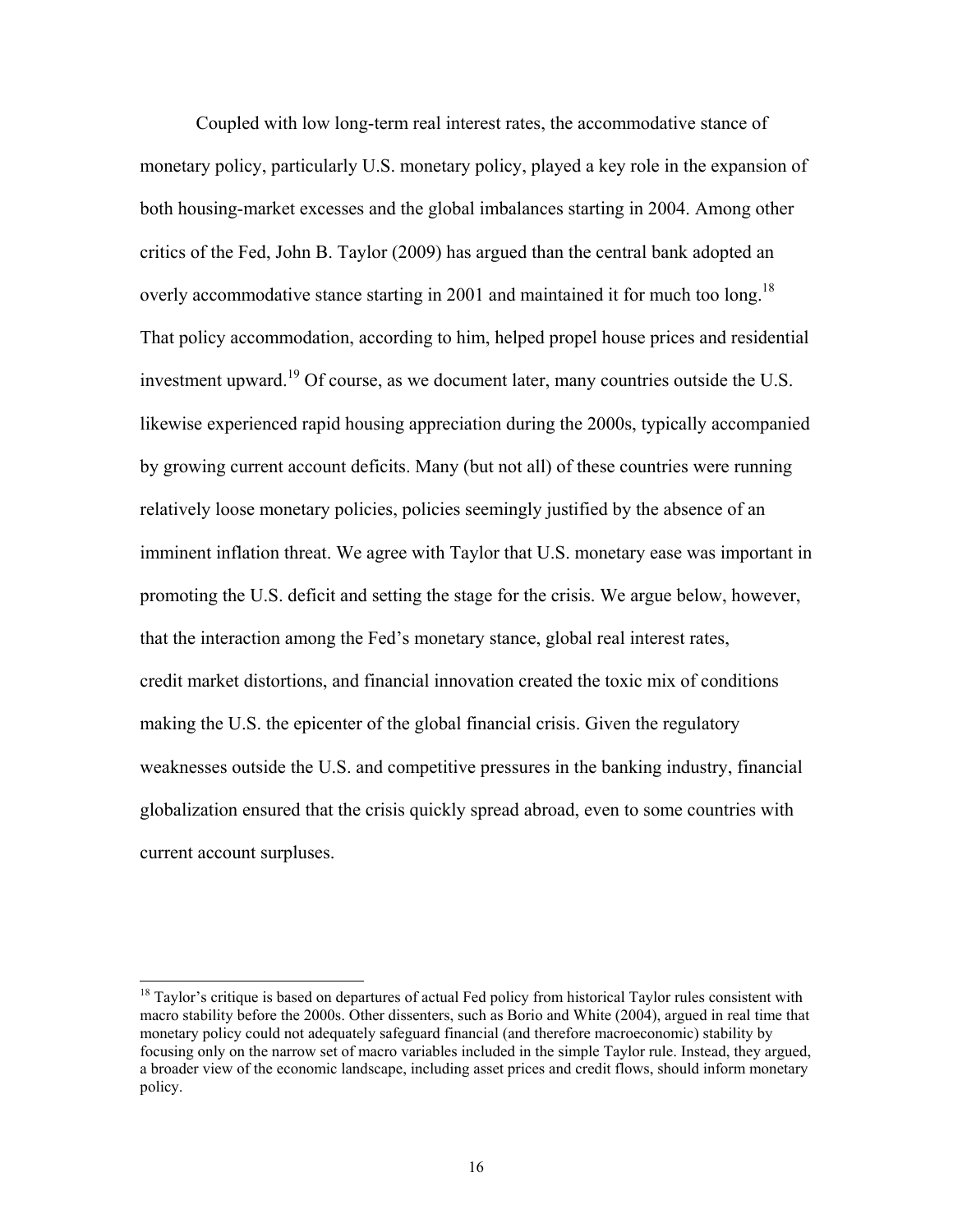Coupled with low long-term real interest rates, the accommodative stance of monetary policy, particularly U.S. monetary policy, played a key role in the expansion of both housing-market excesses and the global imbalances starting in 2004. Among other critics of the Fed, John B. Taylor (2009) has argued than the central bank adopted an overly accommodative stance starting in 2001 and maintained it for much too long.[18] That policy accommodation, according to him, helped propel house prices and residential investment upward.[19] Of course, as we document later, many countries outside the U.S. likewise experienced rapid housing appreciation during the 2000s, typically accompanied by growing current account deficits. Many (but not all) of these countries were running relatively loose monetary policies, policies seemingly justified by the absence of an imminent inflation threat. We agree with Taylor that U.S. monetary ease was important in promoting the U.S. deficit and setting the stage for the crisis. We argue below, however, that the interaction among the Fed's monetary stance, global real interest rates, credit market distortions, and financial innovation created the toxic mix of conditions making the U.S. the epicenter of the global financial crisis. Given the regulatory weaknesses outside the U.S. and competitive pressures in the banking industry, financial globalization ensured that the crisis quickly spread abroad, even to some countries with current account surpluses.

[18] Taylor's critique is based on departures of actual Fed policy from historical Taylor rules consistent with macro stability before the 2000s. Other dissenters, such as Borio and White (2004), argued in real time that monetary policy could not adequately safeguard financial (and therefore macroeconomic) stability by focusing only on the narrow set of macro variables included in the simple Taylor rule. Instead, they argued, a broader view of the economic landscape, including asset prices and credit flows, should inform monetary policy.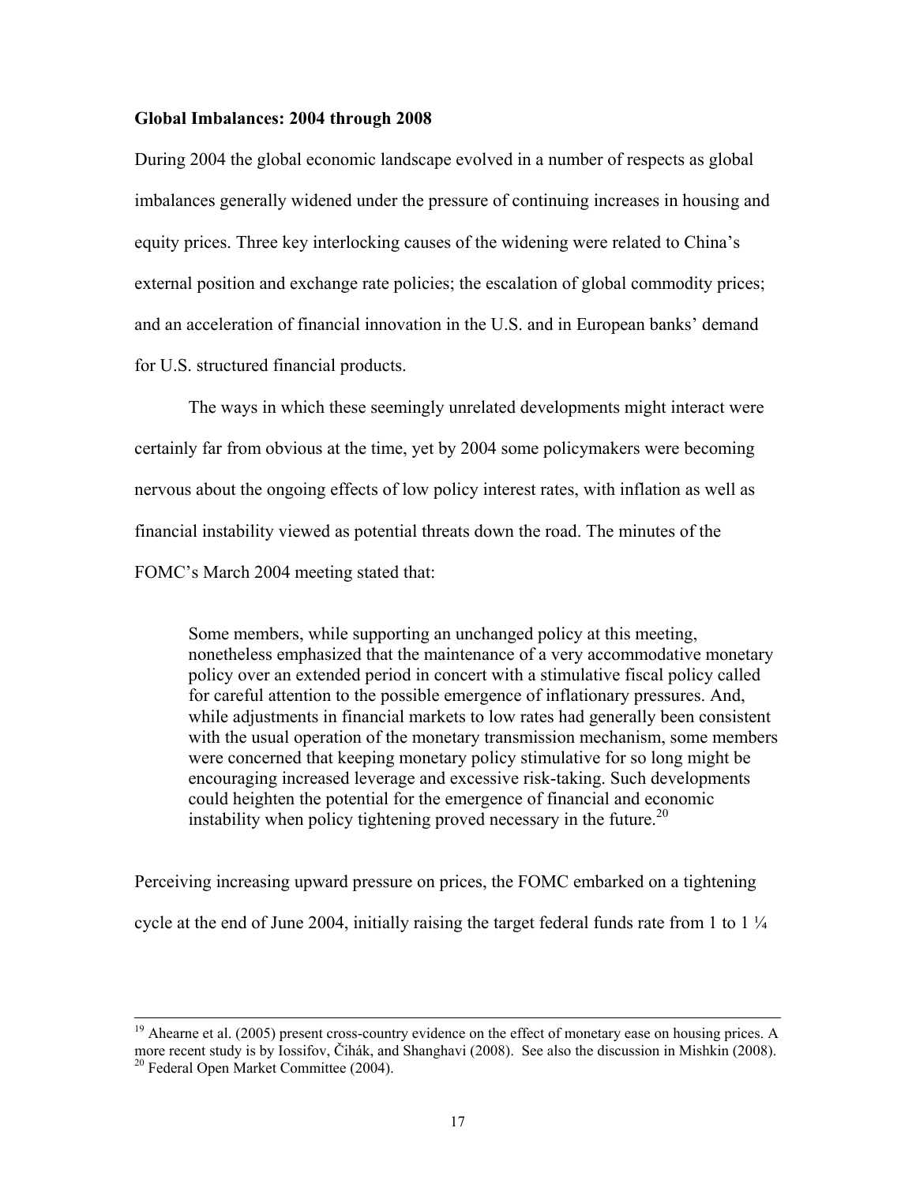**Global Imbalances: 2004 through 2008**

During 2004 the global economic landscape evolved in a number of respects as global imbalances generally widened under the pressure of continuing increases in housing and equity prices. Three key interlocking causes of the widening were related to China's external position and exchange rate policies; the escalation of global commodity prices; and an acceleration of financial innovation in the U.S. and in European banks' demand for U.S. structured financial products.

The ways in which these seemingly unrelated developments might interact were certainly far from obvious at the time, yet by 2004 some policymakers were becoming nervous about the ongoing effects of low policy interest rates, with inflation as well as financial instability viewed as potential threats down the road. The minutes of the FOMC's March 2004 meeting stated that:

> Some members, while supporting an unchanged policy at this meeting, nonetheless emphasized that the maintenance of a very accommodative monetary policy over an extended period in concert with a stimulative fiscal policy called for careful attention to the possible emergence of inflationary pressures. And, while adjustments in financial markets to low rates had generally been consistent with the usual operation of the monetary transmission mechanism, some members were concerned that keeping monetary policy stimulative for so long might be encouraging increased leverage and excessive risk-taking. Such developments could heighten the potential for the emergence of financial and economic instability when policy tightening proved necessary in the future.[20]

Perceiving increasing upward pressure on prices, the FOMC embarked on a tightening cycle at the end of June 2004, initially raising the target federal funds rate from 1 to 1 ¼

---

[19] Ahearne et al. (2005) present cross-country evidence on the effect of monetary ease on housing prices. A more recent study is by Iossifov, Čihák, and Shanghavi (2008). See also the discussion in Mishkin (2008).

[20] Federal Open Market Committee (2004).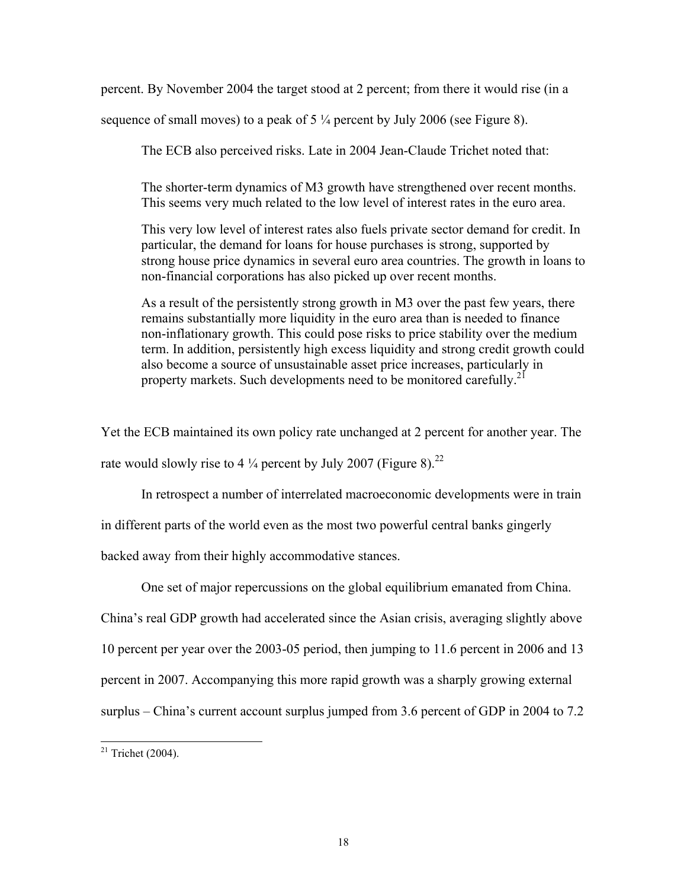percent. By November 2004 the target stood at 2 percent; from there it would rise (in a sequence of small moves) to a peak of 5 ¼ percent by July 2006 (see Figure 8).

The ECB also perceived risks. Late in 2004 Jean-Claude Trichet noted that:

> The shorter-term dynamics of M3 growth have strengthened over recent months. This seems very much related to the low level of interest rates in the euro area.
>
> This very low level of interest rates also fuels private sector demand for credit. In particular, the demand for loans for house purchases is strong, supported by strong house price dynamics in several euro area countries. The growth in loans to non-financial corporations has also picked up over recent months.
>
> As a result of the persistently strong growth in M3 over the past few years, there remains substantially more liquidity in the euro area than is needed to finance non-inflationary growth. This could pose risks to price stability over the medium term. In addition, persistently high excess liquidity and strong credit growth could also become a source of unsustainable asset price increases, particularly in property markets. Such developments need to be monitored carefully.[21]

Yet the ECB maintained its own policy rate unchanged at 2 percent for another year. The rate would slowly rise to 4 ¼ percent by July 2007 (Figure 8).[22]

In retrospect a number of interrelated macroeconomic developments were in train in different parts of the world even as the most two powerful central banks gingerly backed away from their highly accommodative stances.

One set of major repercussions on the global equilibrium emanated from China. China's real GDP growth had accelerated since the Asian crisis, averaging slightly above 10 percent per year over the 2003-05 period, then jumping to 11.6 percent in 2006 and 13 percent in 2007. Accompanying this more rapid growth was a sharply growing external surplus – China's current account surplus jumped from 3.6 percent of GDP in 2004 to 7.2

---

[21] Trichet (2004).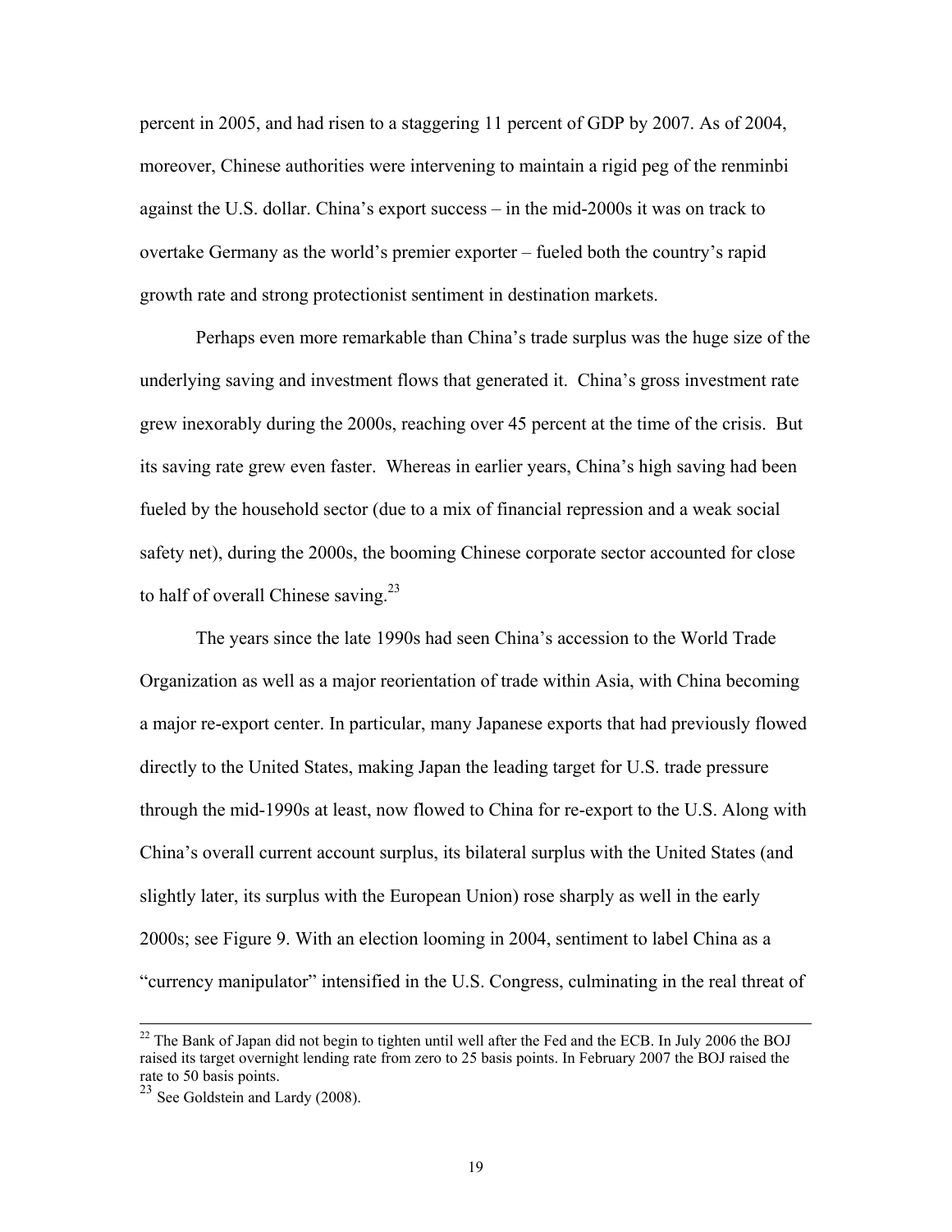percent in 2005, and had risen to a staggering 11 percent of GDP by 2007. As of 2004, moreover, Chinese authorities were intervening to maintain a rigid peg of the renminbi against the U.S. dollar. China's export success – in the mid-2000s it was on track to overtake Germany as the world's premier exporter – fueled both the country's rapid growth rate and strong protectionist sentiment in destination markets.

Perhaps even more remarkable than China's trade surplus was the huge size of the underlying saving and investment flows that generated it. China's gross investment rate grew inexorably during the 2000s, reaching over 45 percent at the time of the crisis. But its saving rate grew even faster. Whereas in earlier years, China's high saving had been fueled by the household sector (due to a mix of financial repression and a weak social safety net), during the 2000s, the booming Chinese corporate sector accounted for close to half of overall Chinese saving.[23]

The years since the late 1990s had seen China's accession to the World Trade Organization as well as a major reorientation of trade within Asia, with China becoming a major re-export center. In particular, many Japanese exports that had previously flowed directly to the United States, making Japan the leading target for U.S. trade pressure through the mid-1990s at least, now flowed to China for re-export to the U.S. Along with China's overall current account surplus, its bilateral surplus with the United States (and slightly later, its surplus with the European Union) rose sharply as well in the early 2000s; see Figure 9. With an election looming in 2004, sentiment to label China as a "currency manipulator" intensified in the U.S. Congress, culminating in the real threat of

---

[22] The Bank of Japan did not begin to tighten until well after the Fed and the ECB. In July 2006 the BOJ raised its target overnight lending rate from zero to 25 basis points. In February 2007 the BOJ raised the rate to 50 basis points.

[23] See Goldstein and Lardy (2008).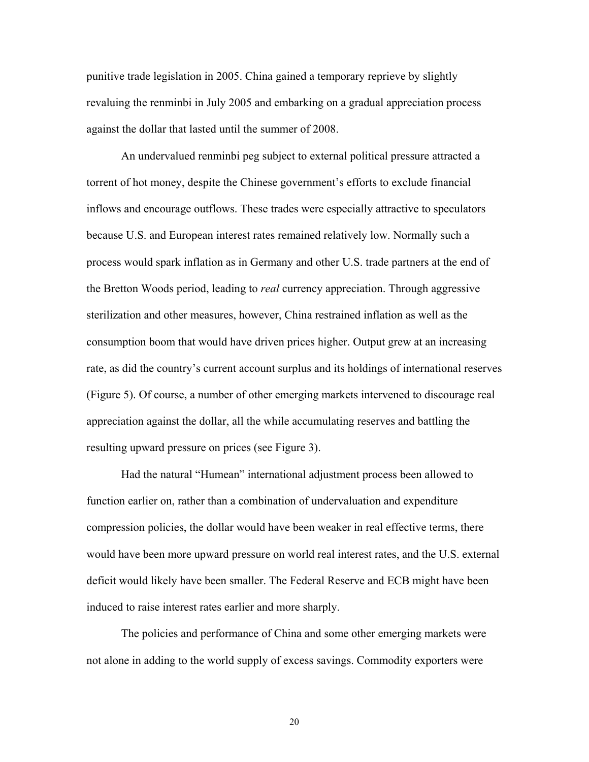punitive trade legislation in 2005. China gained a temporary reprieve by slightly revaluing the renminbi in July 2005 and embarking on a gradual appreciation process against the dollar that lasted until the summer of 2008.

An undervalued renminbi peg subject to external political pressure attracted a torrent of hot money, despite the Chinese government's efforts to exclude financial inflows and encourage outflows. These trades were especially attractive to speculators because U.S. and European interest rates remained relatively low. Normally such a process would spark inflation as in Germany and other U.S. trade partners at the end of the Bretton Woods period, leading to *real* currency appreciation. Through aggressive sterilization and other measures, however, China restrained inflation as well as the consumption boom that would have driven prices higher. Output grew at an increasing rate, as did the country's current account surplus and its holdings of international reserves (Figure 5). Of course, a number of other emerging markets intervened to discourage real appreciation against the dollar, all the while accumulating reserves and battling the resulting upward pressure on prices (see Figure 3).

Had the natural "Humean" international adjustment process been allowed to function earlier on, rather than a combination of undervaluation and expenditure compression policies, the dollar would have been weaker in real effective terms, there would have been more upward pressure on world real interest rates, and the U.S. external deficit would likely have been smaller. The Federal Reserve and ECB might have been induced to raise interest rates earlier and more sharply.

The policies and performance of China and some other emerging markets were not alone in adding to the world supply of excess savings. Commodity exporters were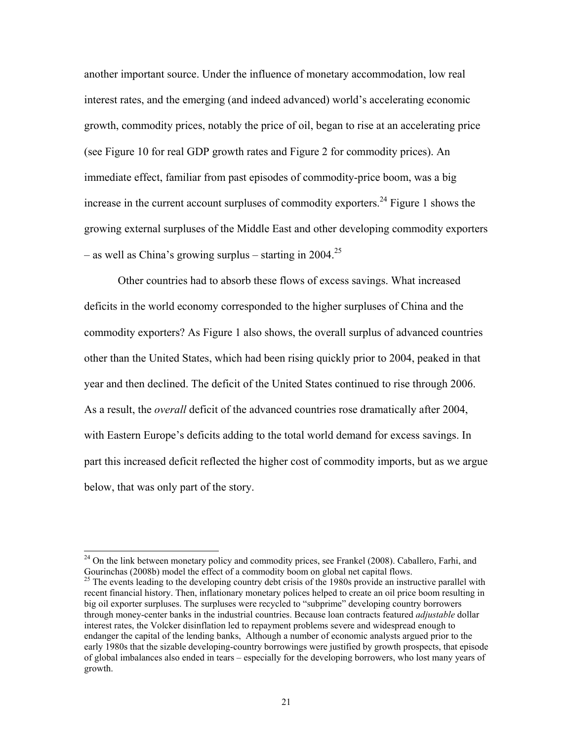another important source. Under the influence of monetary accommodation, low real interest rates, and the emerging (and indeed advanced) world's accelerating economic growth, commodity prices, notably the price of oil, began to rise at an accelerating price (see Figure 10 for real GDP growth rates and Figure 2 for commodity prices). An immediate effect, familiar from past episodes of commodity-price boom, was a big increase in the current account surpluses of commodity exporters.[24] Figure 1 shows the growing external surpluses of the Middle East and other developing commodity exporters – as well as China's growing surplus – starting in 2004.[25]

Other countries had to absorb these flows of excess savings. What increased deficits in the world economy corresponded to the higher surpluses of China and the commodity exporters? As Figure 1 also shows, the overall surplus of advanced countries other than the United States, which had been rising quickly prior to 2004, peaked in that year and then declined. The deficit of the United States continued to rise through 2006. As a result, the *overall* deficit of the advanced countries rose dramatically after 2004, with Eastern Europe's deficits adding to the total world demand for excess savings. In part this increased deficit reflected the higher cost of commodity imports, but as we argue below, that was only part of the story.

---

[24] On the link between monetary policy and commodity prices, see Frankel (2008). Caballero, Farhi, and Gourinchas (2008b) model the effect of a commodity boom on global net capital flows.

[25] The events leading to the developing country debt crisis of the 1980s provide an instructive parallel with recent financial history. Then, inflationary monetary polices helped to create an oil price boom resulting in big oil exporter surpluses. The surpluses were recycled to "subprime" developing country borrowers through money-center banks in the industrial countries. Because loan contracts featured *adjustable* dollar interest rates, the Volcker disinflation led to repayment problems severe and widespread enough to endanger the capital of the lending banks, Although a number of economic analysts argued prior to the early 1980s that the sizable developing-country borrowings were justified by growth prospects, that episode of global imbalances also ended in tears – especially for the developing borrowers, who lost many years of growth.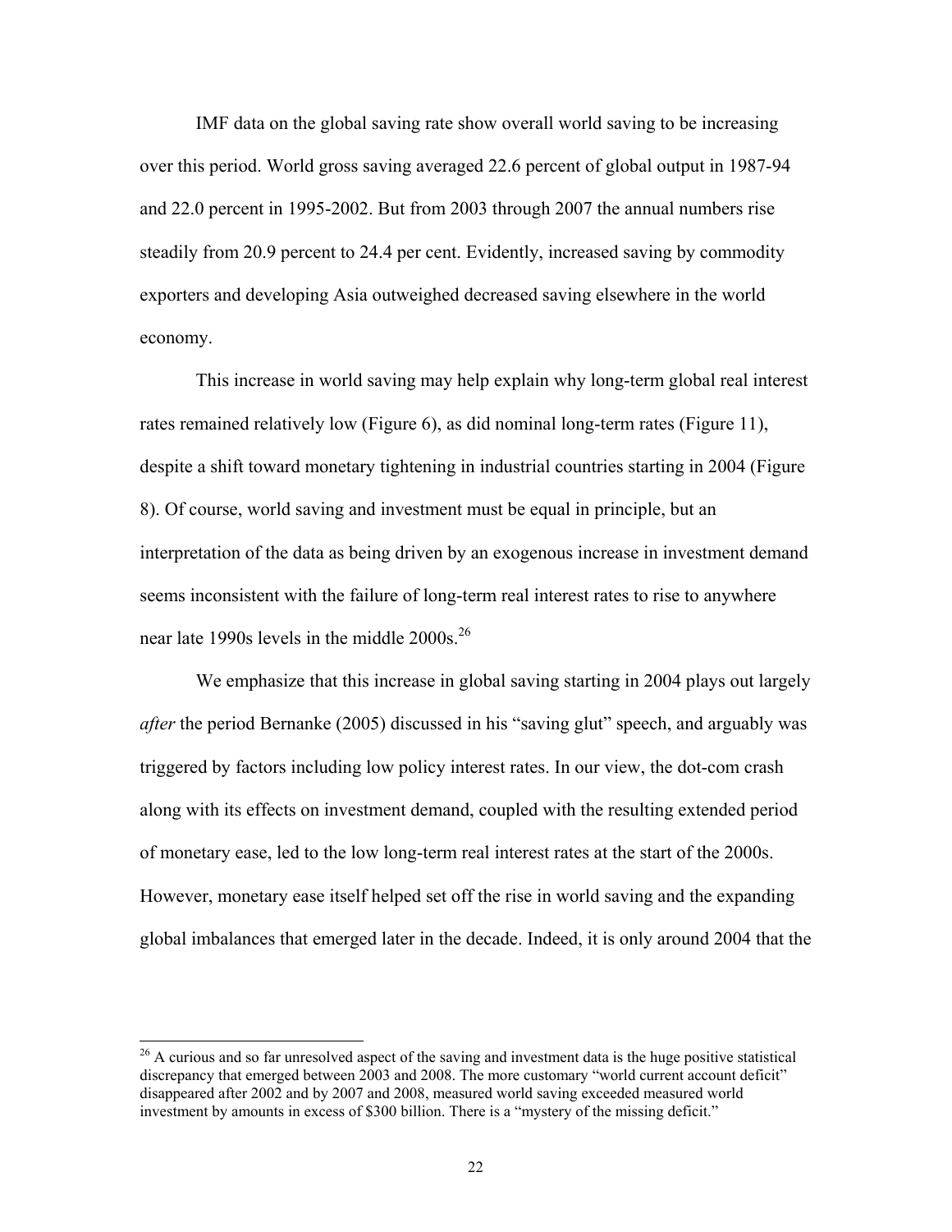IMF data on the global saving rate show overall world saving to be increasing over this period. World gross saving averaged 22.6 percent of global output in 1987-94 and 22.0 percent in 1995-2002. But from 2003 through 2007 the annual numbers rise steadily from 20.9 percent to 24.4 per cent. Evidently, increased saving by commodity exporters and developing Asia outweighed decreased saving elsewhere in the world economy.

This increase in world saving may help explain why long-term global real interest rates remained relatively low (Figure 6), as did nominal long-term rates (Figure 11), despite a shift toward monetary tightening in industrial countries starting in 2004 (Figure 8). Of course, world saving and investment must be equal in principle, but an interpretation of the data as being driven by an exogenous increase in investment demand seems inconsistent with the failure of long-term real interest rates to rise to anywhere near late 1990s levels in the middle 2000s.[26]

We emphasize that this increase in global saving starting in 2004 plays out largely *after* the period Bernanke (2005) discussed in his "saving glut" speech, and arguably was triggered by factors including low policy interest rates. In our view, the dot-com crash along with its effects on investment demand, coupled with the resulting extended period of monetary ease, led to the low long-term real interest rates at the start of the 2000s. However, monetary ease itself helped set off the rise in world saving and the expanding global imbalances that emerged later in the decade. Indeed, it is only around 2004 that the

[26] A curious and so far unresolved aspect of the saving and investment data is the huge positive statistical discrepancy that emerged between 2003 and 2008. The more customary "world current account deficit" disappeared after 2002 and by 2007 and 2008, measured world saving exceeded measured world investment by amounts in excess of $300 billion. There is a "mystery of the missing deficit."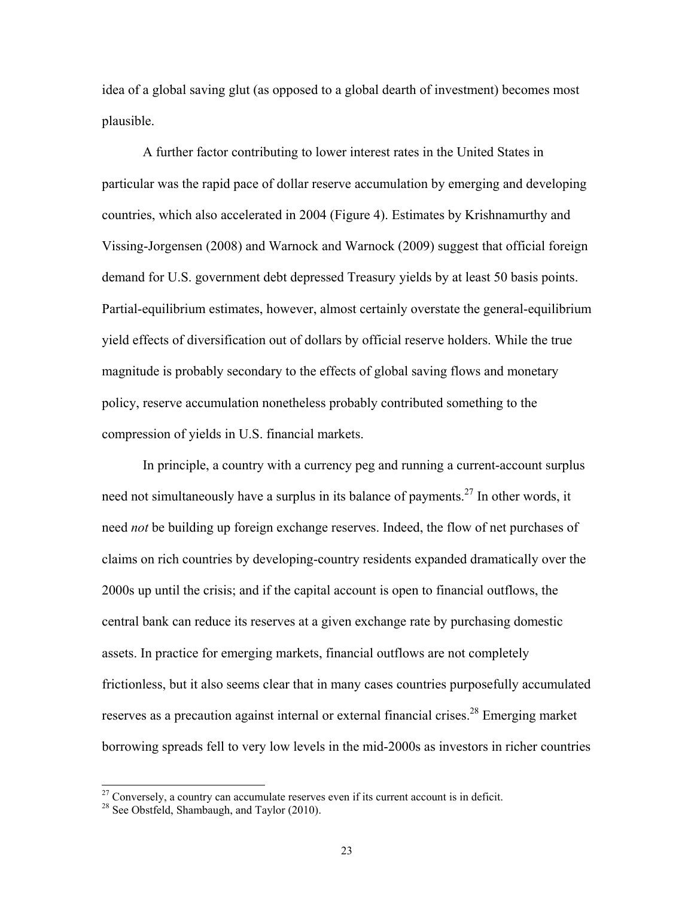idea of a global saving glut (as opposed to a global dearth of investment) becomes most plausible.

A further factor contributing to lower interest rates in the United States in particular was the rapid pace of dollar reserve accumulation by emerging and developing countries, which also accelerated in 2004 (Figure 4). Estimates by Krishnamurthy and Vissing-Jorgensen (2008) and Warnock and Warnock (2009) suggest that official foreign demand for U.S. government debt depressed Treasury yields by at least 50 basis points. Partial-equilibrium estimates, however, almost certainly overstate the general-equilibrium yield effects of diversification out of dollars by official reserve holders. While the true magnitude is probably secondary to the effects of global saving flows and monetary policy, reserve accumulation nonetheless probably contributed something to the compression of yields in U.S. financial markets.

In principle, a country with a currency peg and running a current-account surplus need not simultaneously have a surplus in its balance of payments.[27] In other words, it need *not* be building up foreign exchange reserves. Indeed, the flow of net purchases of claims on rich countries by developing-country residents expanded dramatically over the 2000s up until the crisis; and if the capital account is open to financial outflows, the central bank can reduce its reserves at a given exchange rate by purchasing domestic assets. In practice for emerging markets, financial outflows are not completely frictionless, but it also seems clear that in many cases countries purposefully accumulated reserves as a precaution against internal or external financial crises.[28] Emerging market borrowing spreads fell to very low levels in the mid-2000s as investors in richer countries

[27] Conversely, a country can accumulate reserves even if its current account is in deficit.

[28] See Obstfeld, Shambaugh, and Taylor (2010).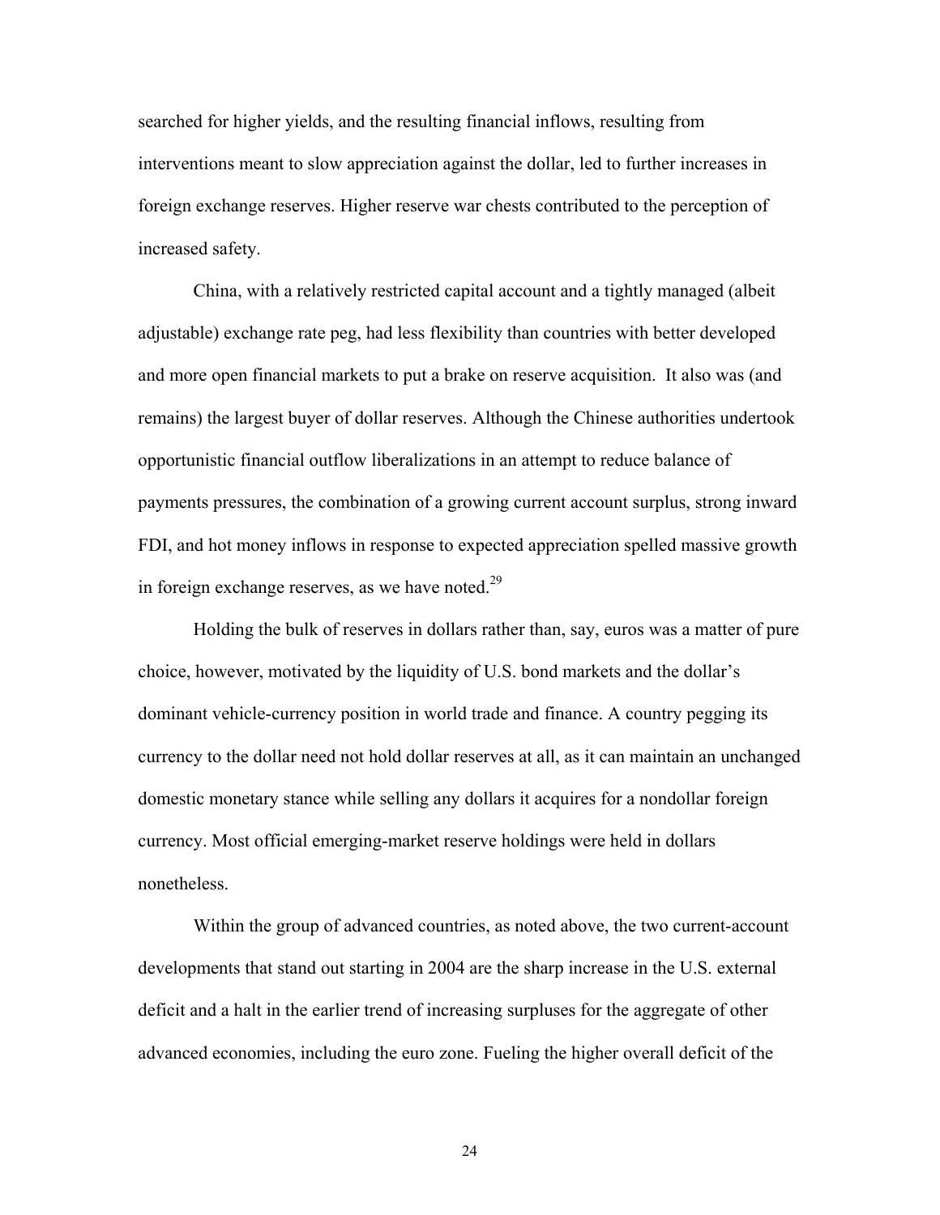searched for higher yields, and the resulting financial inflows, resulting from interventions meant to slow appreciation against the dollar, led to further increases in foreign exchange reserves. Higher reserve war chests contributed to the perception of increased safety.

China, with a relatively restricted capital account and a tightly managed (albeit adjustable) exchange rate peg, had less flexibility than countries with better developed and more open financial markets to put a brake on reserve acquisition. It also was (and remains) the largest buyer of dollar reserves. Although the Chinese authorities undertook opportunistic financial outflow liberalizations in an attempt to reduce balance of payments pressures, the combination of a growing current account surplus, strong inward FDI, and hot money inflows in response to expected appreciation spelled massive growth in foreign exchange reserves, as we have noted.[29]

Holding the bulk of reserves in dollars rather than, say, euros was a matter of pure choice, however, motivated by the liquidity of U.S. bond markets and the dollar's dominant vehicle-currency position in world trade and finance. A country pegging its currency to the dollar need not hold dollar reserves at all, as it can maintain an unchanged domestic monetary stance while selling any dollars it acquires for a nondollar foreign currency. Most official emerging-market reserve holdings were held in dollars nonetheless.

Within the group of advanced countries, as noted above, the two current-account developments that stand out starting in 2004 are the sharp increase in the U.S. external deficit and a halt in the earlier trend of increasing surpluses for the aggregate of other advanced economies, including the euro zone. Fueling the higher overall deficit of the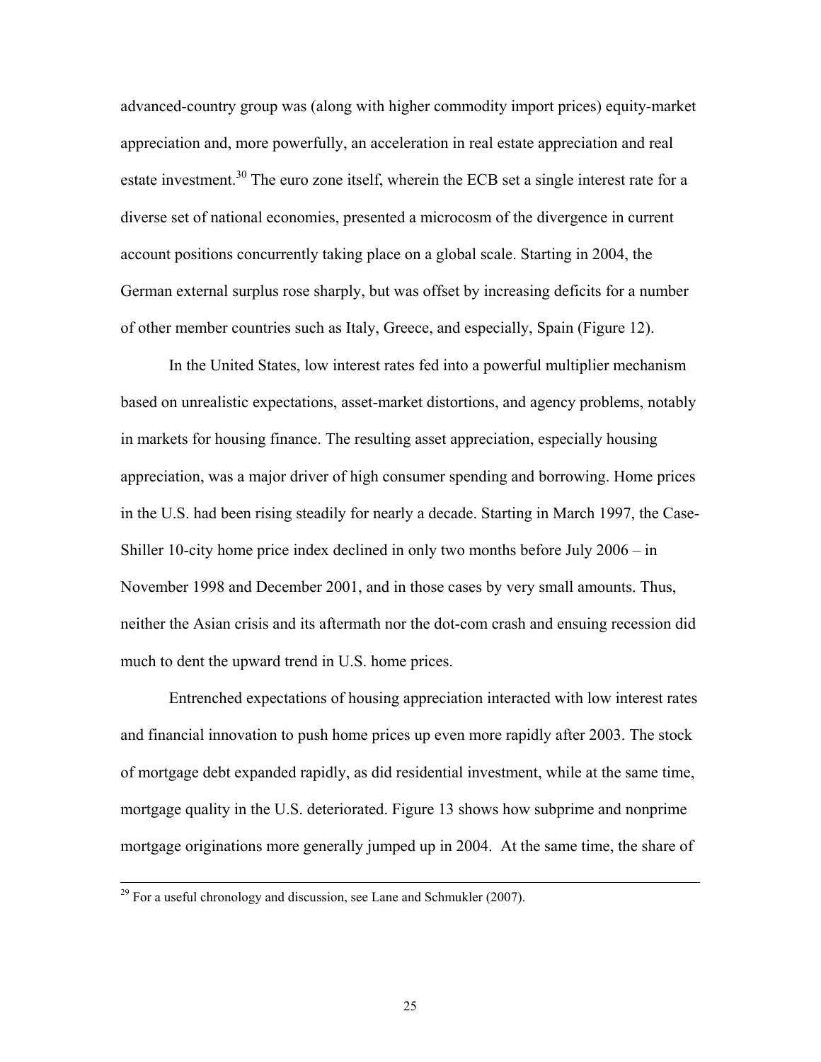advanced-country group was (along with higher commodity import prices) equity-market appreciation and, more powerfully, an acceleration in real estate appreciation and real estate investment.[30] The euro zone itself, wherein the ECB set a single interest rate for a diverse set of national economies, presented a microcosm of the divergence in current account positions concurrently taking place on a global scale. Starting in 2004, the German external surplus rose sharply, but was offset by increasing deficits for a number of other member countries such as Italy, Greece, and especially, Spain (Figure 12).

In the United States, low interest rates fed into a powerful multiplier mechanism based on unrealistic expectations, asset-market distortions, and agency problems, notably in markets for housing finance. The resulting asset appreciation, especially housing appreciation, was a major driver of high consumer spending and borrowing. Home prices in the U.S. had been rising steadily for nearly a decade. Starting in March 1997, the Case-Shiller 10-city home price index declined in only two months before July 2006 – in November 1998 and December 2001, and in those cases by very small amounts. Thus, neither the Asian crisis and its aftermath nor the dot-com crash and ensuing recession did much to dent the upward trend in U.S. home prices.

Entrenched expectations of housing appreciation interacted with low interest rates and financial innovation to push home prices up even more rapidly after 2003. The stock of mortgage debt expanded rapidly, as did residential investment, while at the same time, mortgage quality in the U.S. deteriorated. Figure 13 shows how subprime and nonprime mortgage originations more generally jumped up in 2004. At the same time, the share of

---

[29] For a useful chronology and discussion, see Lane and Schmukler (2007).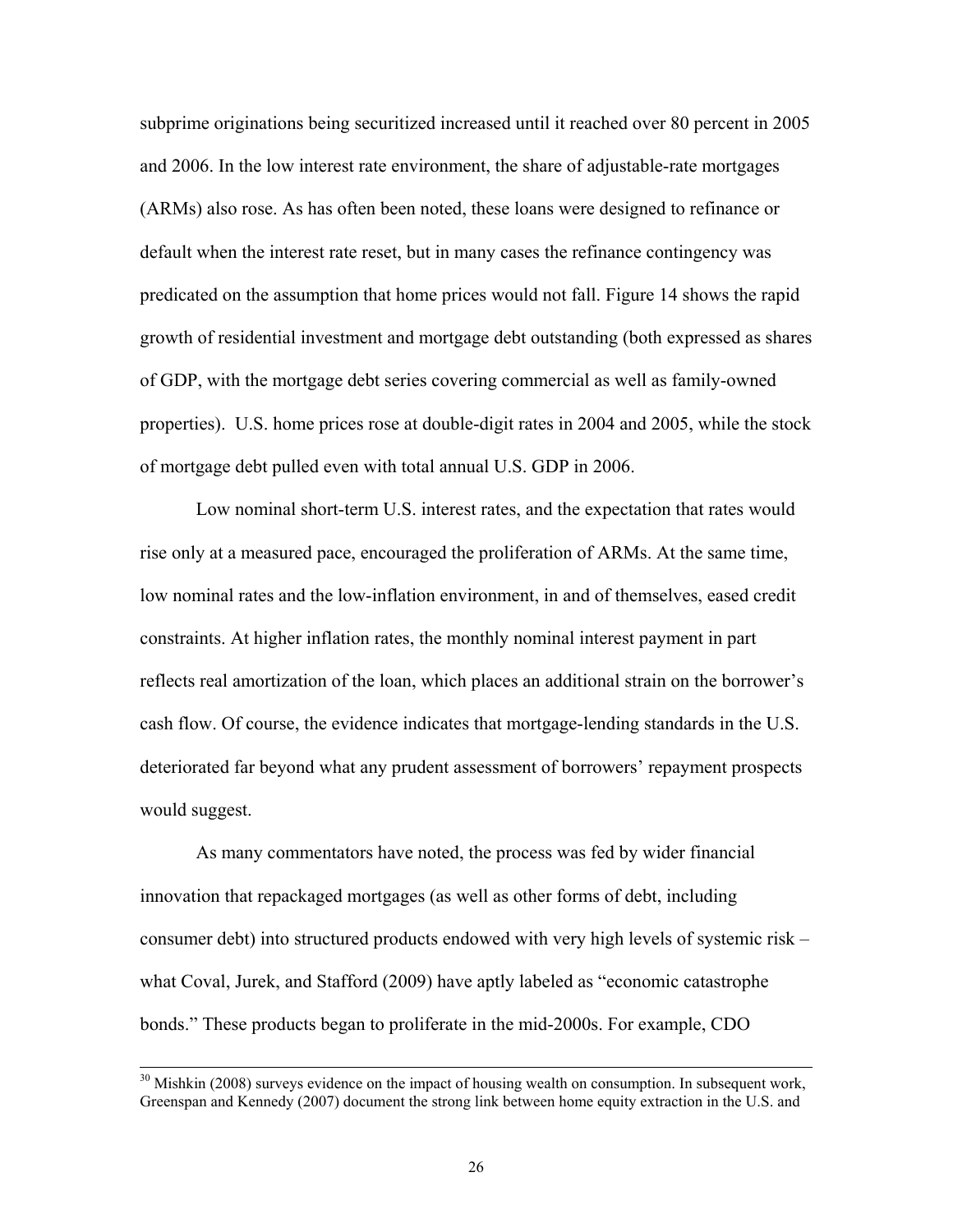subprime originations being securitized increased until it reached over 80 percent in 2005 and 2006. In the low interest rate environment, the share of adjustable-rate mortgages (ARMs) also rose. As has often been noted, these loans were designed to refinance or default when the interest rate reset, but in many cases the refinance contingency was predicated on the assumption that home prices would not fall. Figure 14 shows the rapid growth of residential investment and mortgage debt outstanding (both expressed as shares of GDP, with the mortgage debt series covering commercial as well as family-owned properties). U.S. home prices rose at double-digit rates in 2004 and 2005, while the stock of mortgage debt pulled even with total annual U.S. GDP in 2006.

Low nominal short-term U.S. interest rates, and the expectation that rates would rise only at a measured pace, encouraged the proliferation of ARMs. At the same time, low nominal rates and the low-inflation environment, in and of themselves, eased credit constraints. At higher inflation rates, the monthly nominal interest payment in part reflects real amortization of the loan, which places an additional strain on the borrower's cash flow. Of course, the evidence indicates that mortgage-lending standards in the U.S. deteriorated far beyond what any prudent assessment of borrowers' repayment prospects would suggest.

As many commentators have noted, the process was fed by wider financial innovation that repackaged mortgages (as well as other forms of debt, including consumer debt) into structured products endowed with very high levels of systemic risk – what Coval, Jurek, and Stafford (2009) have aptly labeled as "economic catastrophe bonds." These products began to proliferate in the mid-2000s. For example, CDO

[30] Mishkin (2008) surveys evidence on the impact of housing wealth on consumption. In subsequent work, Greenspan and Kennedy (2007) document the strong link between home equity extraction in the U.S. and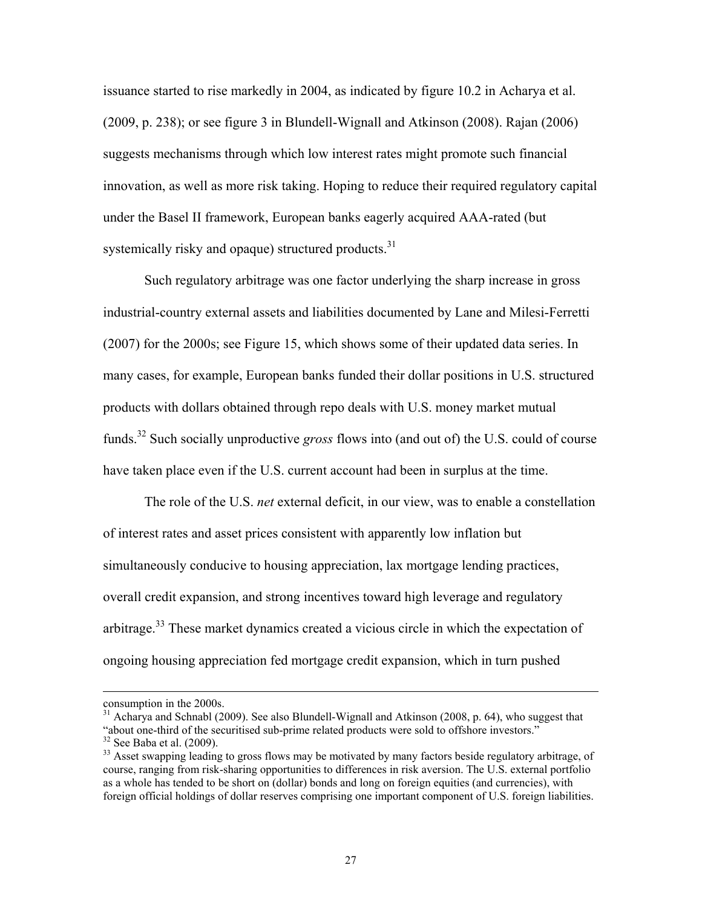issuance started to rise markedly in 2004, as indicated by figure 10.2 in Acharya et al. (2009, p. 238); or see figure 3 in Blundell-Wignall and Atkinson (2008). Rajan (2006) suggests mechanisms through which low interest rates might promote such financial innovation, as well as more risk taking. Hoping to reduce their required regulatory capital under the Basel II framework, European banks eagerly acquired AAA-rated (but systemically risky and opaque) structured products.[31]

Such regulatory arbitrage was one factor underlying the sharp increase in gross industrial-country external assets and liabilities documented by Lane and Milesi-Ferretti (2007) for the 2000s; see Figure 15, which shows some of their updated data series. In many cases, for example, European banks funded their dollar positions in U.S. structured products with dollars obtained through repo deals with U.S. money market mutual funds.[32] Such socially unproductive *gross* flows into (and out of) the U.S. could of course have taken place even if the U.S. current account had been in surplus at the time.

The role of the U.S. *net* external deficit, in our view, was to enable a constellation of interest rates and asset prices consistent with apparently low inflation but simultaneously conducive to housing appreciation, lax mortgage lending practices, overall credit expansion, and strong incentives toward high leverage and regulatory arbitrage.[33] These market dynamics created a vicious circle in which the expectation of ongoing housing appreciation fed mortgage credit expansion, which in turn pushed

---

consumption in the 2000s.

[31] Acharya and Schnabl (2009). See also Blundell-Wignall and Atkinson (2008, p. 64), who suggest that "about one-third of the securitised sub-prime related products were sold to offshore investors."

[32] See Baba et al. (2009).

[33] Asset swapping leading to gross flows may be motivated by many factors beside regulatory arbitrage, of course, ranging from risk-sharing opportunities to differences in risk aversion. The U.S. external portfolio as a whole has tended to be short on (dollar) bonds and long on foreign equities (and currencies), with foreign official holdings of dollar reserves comprising one important component of U.S. foreign liabilities.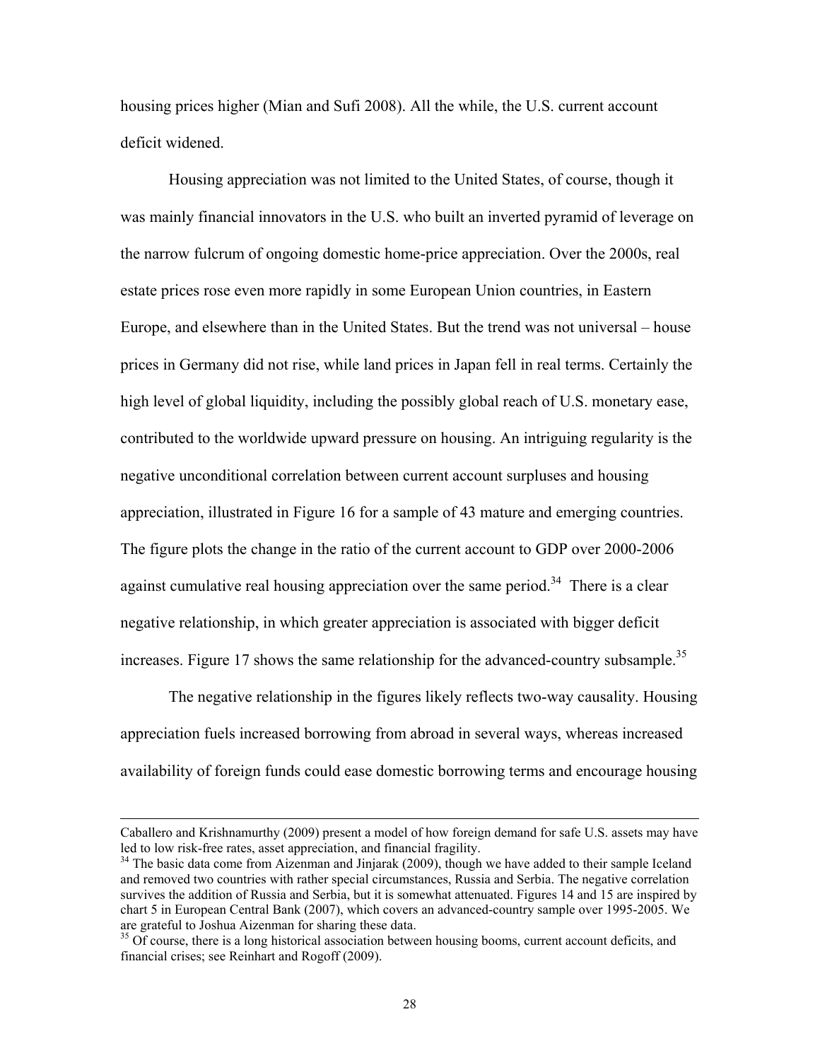housing prices higher (Mian and Sufi 2008). All the while, the U.S. current account deficit widened.

Housing appreciation was not limited to the United States, of course, though it was mainly financial innovators in the U.S. who built an inverted pyramid of leverage on the narrow fulcrum of ongoing domestic home-price appreciation. Over the 2000s, real estate prices rose even more rapidly in some European Union countries, in Eastern Europe, and elsewhere than in the United States. But the trend was not universal – house prices in Germany did not rise, while land prices in Japan fell in real terms. Certainly the high level of global liquidity, including the possibly global reach of U.S. monetary ease, contributed to the worldwide upward pressure on housing. An intriguing regularity is the negative unconditional correlation between current account surpluses and housing appreciation, illustrated in Figure 16 for a sample of 43 mature and emerging countries. The figure plots the change in the ratio of the current account to GDP over 2000-2006 against cumulative real housing appreciation over the same period.[34] There is a clear negative relationship, in which greater appreciation is associated with bigger deficit increases. Figure 17 shows the same relationship for the advanced-country subsample.[35]

The negative relationship in the figures likely reflects two-way causality. Housing appreciation fuels increased borrowing from abroad in several ways, whereas increased availability of foreign funds could ease domestic borrowing terms and encourage housing

---

Caballero and Krishnamurthy (2009) present a model of how foreign demand for safe U.S. assets may have led to low risk-free rates, asset appreciation, and financial fragility.

[34] The basic data come from Aizenman and Jinjarak (2009), though we have added to their sample Iceland and removed two countries with rather special circumstances, Russia and Serbia. The negative correlation survives the addition of Russia and Serbia, but it is somewhat attenuated. Figures 14 and 15 are inspired by chart 5 in European Central Bank (2007), which covers an advanced-country sample over 1995-2005. We are grateful to Joshua Aizenman for sharing these data.

[35] Of course, there is a long historical association between housing booms, current account deficits, and financial crises; see Reinhart and Rogoff (2009).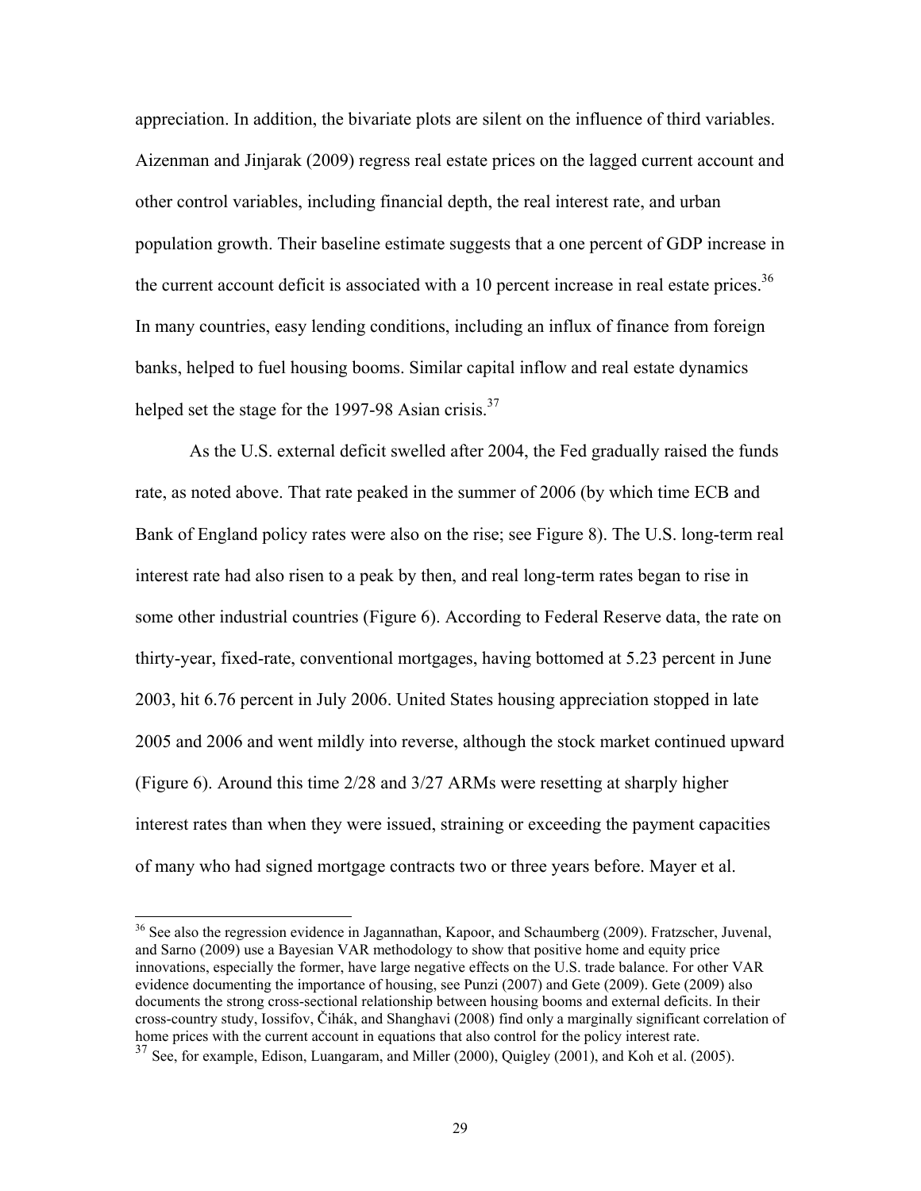appreciation. In addition, the bivariate plots are silent on the influence of third variables. Aizenman and Jinjarak (2009) regress real estate prices on the lagged current account and other control variables, including financial depth, the real interest rate, and urban population growth. Their baseline estimate suggests that a one percent of GDP increase in the current account deficit is associated with a 10 percent increase in real estate prices.[36] In many countries, easy lending conditions, including an influx of finance from foreign banks, helped to fuel housing booms. Similar capital inflow and real estate dynamics helped set the stage for the 1997-98 Asian crisis.[37]

As the U.S. external deficit swelled after 2004, the Fed gradually raised the funds rate, as noted above. That rate peaked in the summer of 2006 (by which time ECB and Bank of England policy rates were also on the rise; see Figure 8). The U.S. long-term real interest rate had also risen to a peak by then, and real long-term rates began to rise in some other industrial countries (Figure 6). According to Federal Reserve data, the rate on thirty-year, fixed-rate, conventional mortgages, having bottomed at 5.23 percent in June 2003, hit 6.76 percent in July 2006. United States housing appreciation stopped in late 2005 and 2006 and went mildly into reverse, although the stock market continued upward (Figure 6). Around this time 2/28 and 3/27 ARMs were resetting at sharply higher interest rates than when they were issued, straining or exceeding the payment capacities of many who had signed mortgage contracts two or three years before. Mayer et al.

[36] See also the regression evidence in Jagannathan, Kapoor, and Schaumberg (2009). Fratzscher, Juvenal, and Sarno (2009) use a Bayesian VAR methodology to show that positive home and equity price innovations, especially the former, have large negative effects on the U.S. trade balance. For other VAR evidence documenting the importance of housing, see Punzi (2007) and Gete (2009). Gete (2009) also documents the strong cross-sectional relationship between housing booms and external deficits. In their cross-country study, Iossifov, Čihák, and Shanghavi (2008) find only a marginally significant correlation of home prices with the current account in equations that also control for the policy interest rate.

[37] See, for example, Edison, Luangaram, and Miller (2000), Quigley (2001), and Koh et al. (2005).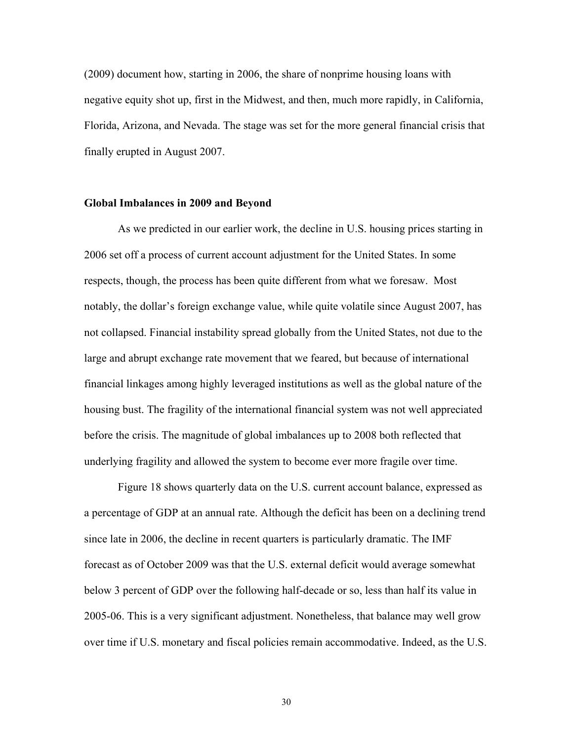(2009) document how, starting in 2006, the share of nonprime housing loans with negative equity shot up, first in the Midwest, and then, much more rapidly, in California, Florida, Arizona, and Nevada. The stage was set for the more general financial crisis that finally erupted in August 2007.

### Global Imbalances in 2009 and Beyond

As we predicted in our earlier work, the decline in U.S. housing prices starting in 2006 set off a process of current account adjustment for the United States. In some respects, though, the process has been quite different from what we foresaw. Most notably, the dollar's foreign exchange value, while quite volatile since August 2007, has not collapsed. Financial instability spread globally from the United States, not due to the large and abrupt exchange rate movement that we feared, but because of international financial linkages among highly leveraged institutions as well as the global nature of the housing bust. The fragility of the international financial system was not well appreciated before the crisis. The magnitude of global imbalances up to 2008 both reflected that underlying fragility and allowed the system to become ever more fragile over time.

Figure 18 shows quarterly data on the U.S. current account balance, expressed as a percentage of GDP at an annual rate. Although the deficit has been on a declining trend since late in 2006, the decline in recent quarters is particularly dramatic. The IMF forecast as of October 2009 was that the U.S. external deficit would average somewhat below 3 percent of GDP over the following half-decade or so, less than half its value in 2005-06. This is a very significant adjustment. Nonetheless, that balance may well grow over time if U.S. monetary and fiscal policies remain accommodative. Indeed, as the U.S.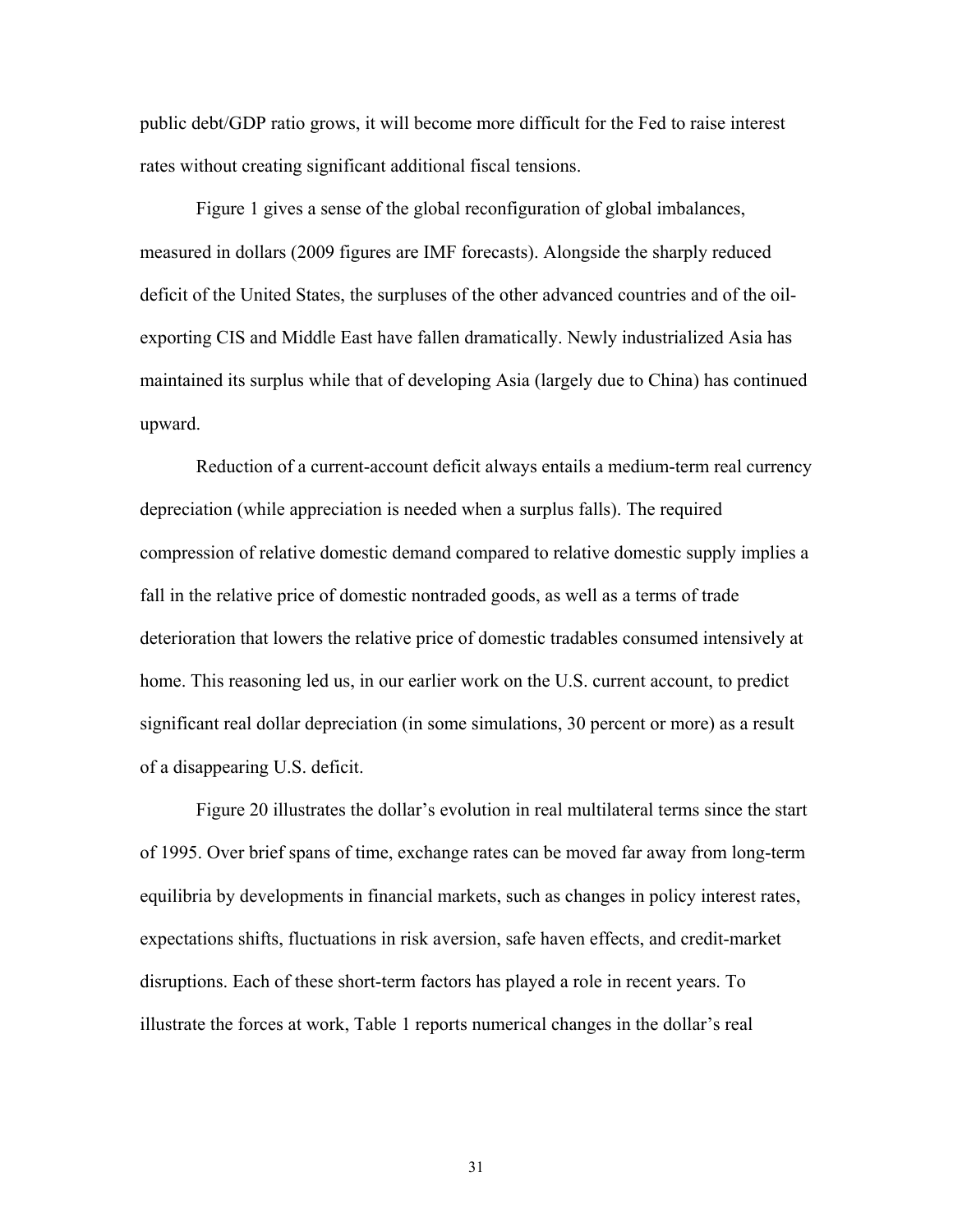public debt/GDP ratio grows, it will become more difficult for the Fed to raise interest rates without creating significant additional fiscal tensions.

Figure 1 gives a sense of the global reconfiguration of global imbalances, measured in dollars (2009 figures are IMF forecasts). Alongside the sharply reduced deficit of the United States, the surpluses of the other advanced countries and of the oil-exporting CIS and Middle East have fallen dramatically. Newly industrialized Asia has maintained its surplus while that of developing Asia (largely due to China) has continued upward.

Reduction of a current-account deficit always entails a medium-term real currency depreciation (while appreciation is needed when a surplus falls). The required compression of relative domestic demand compared to relative domestic supply implies a fall in the relative price of domestic nontraded goods, as well as a terms of trade deterioration that lowers the relative price of domestic tradables consumed intensively at home. This reasoning led us, in our earlier work on the U.S. current account, to predict significant real dollar depreciation (in some simulations, 30 percent or more) as a result of a disappearing U.S. deficit.

Figure 20 illustrates the dollar's evolution in real multilateral terms since the start of 1995. Over brief spans of time, exchange rates can be moved far away from long-term equilibria by developments in financial markets, such as changes in policy interest rates, expectations shifts, fluctuations in risk aversion, safe haven effects, and credit-market disruptions. Each of these short-term factors has played a role in recent years. To illustrate the forces at work, Table 1 reports numerical changes in the dollar's real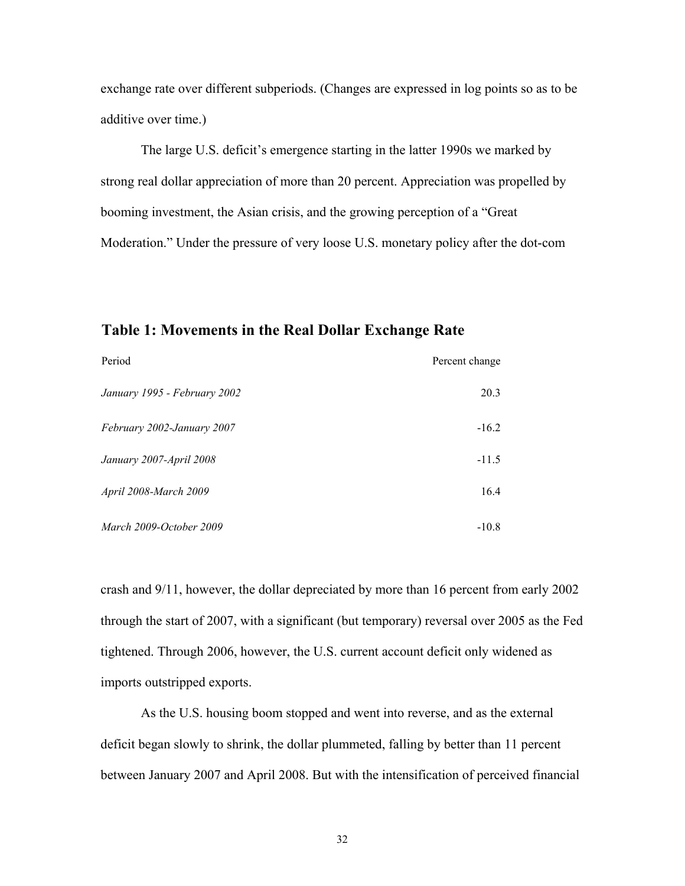exchange rate over different subperiods. (Changes are expressed in log points so as to be additive over time.)

The large U.S. deficit's emergence starting in the latter 1990s we marked by strong real dollar appreciation of more than 20 percent. Appreciation was propelled by booming investment, the Asian crisis, and the growing perception of a "Great Moderation." Under the pressure of very loose U.S. monetary policy after the dot-com crash and 9/11, however, the dollar depreciated by more than 16 percent from early 2002 through the start of 2007, with a significant (but temporary) reversal over 2005 as the Fed tightened. Through 2006, however, the U.S. current account deficit only widened as imports outstripped exports.

## Table 1: Movements in the Real Dollar Exchange Rate

| Period | Percent change |
|---|---|
| *January 1995 - February 2002* | 20.3 |
| *February 2002-January 2007* | -16.2 |
| *January 2007-April 2008* | -11.5 |
| *April 2008-March 2009* | 16.4 |
| *March 2009-October 2009* | -10.8 |

As the U.S. housing boom stopped and went into reverse, and as the external deficit began slowly to shrink, the dollar plummeted, falling by better than 11 percent between January 2007 and April 2008. But with the intensification of perceived financial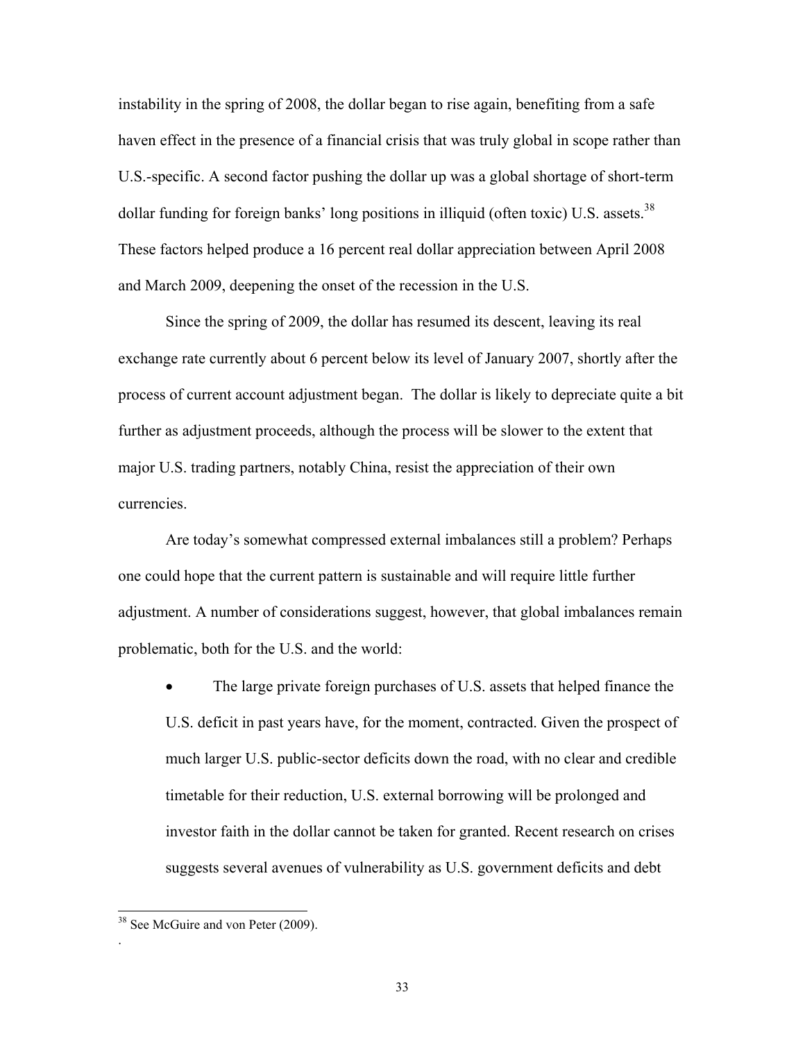instability in the spring of 2008, the dollar began to rise again, benefiting from a safe haven effect in the presence of a financial crisis that was truly global in scope rather than U.S.-specific. A second factor pushing the dollar up was a global shortage of short-term dollar funding for foreign banks' long positions in illiquid (often toxic) U.S. assets.[38] These factors helped produce a 16 percent real dollar appreciation between April 2008 and March 2009, deepening the onset of the recession in the U.S.

Since the spring of 2009, the dollar has resumed its descent, leaving its real exchange rate currently about 6 percent below its level of January 2007, shortly after the process of current account adjustment began. The dollar is likely to depreciate quite a bit further as adjustment proceeds, although the process will be slower to the extent that major U.S. trading partners, notably China, resist the appreciation of their own currencies.

Are today's somewhat compressed external imbalances still a problem? Perhaps one could hope that the current pattern is sustainable and will require little further adjustment. A number of considerations suggest, however, that global imbalances remain problematic, both for the U.S. and the world:

- The large private foreign purchases of U.S. assets that helped finance the U.S. deficit in past years have, for the moment, contracted. Given the prospect of much larger U.S. public-sector deficits down the road, with no clear and credible timetable for their reduction, U.S. external borrowing will be prolonged and investor faith in the dollar cannot be taken for granted. Recent research on crises suggests several avenues of vulnerability as U.S. government deficits and debt

[38] See McGuire and von Peter (2009).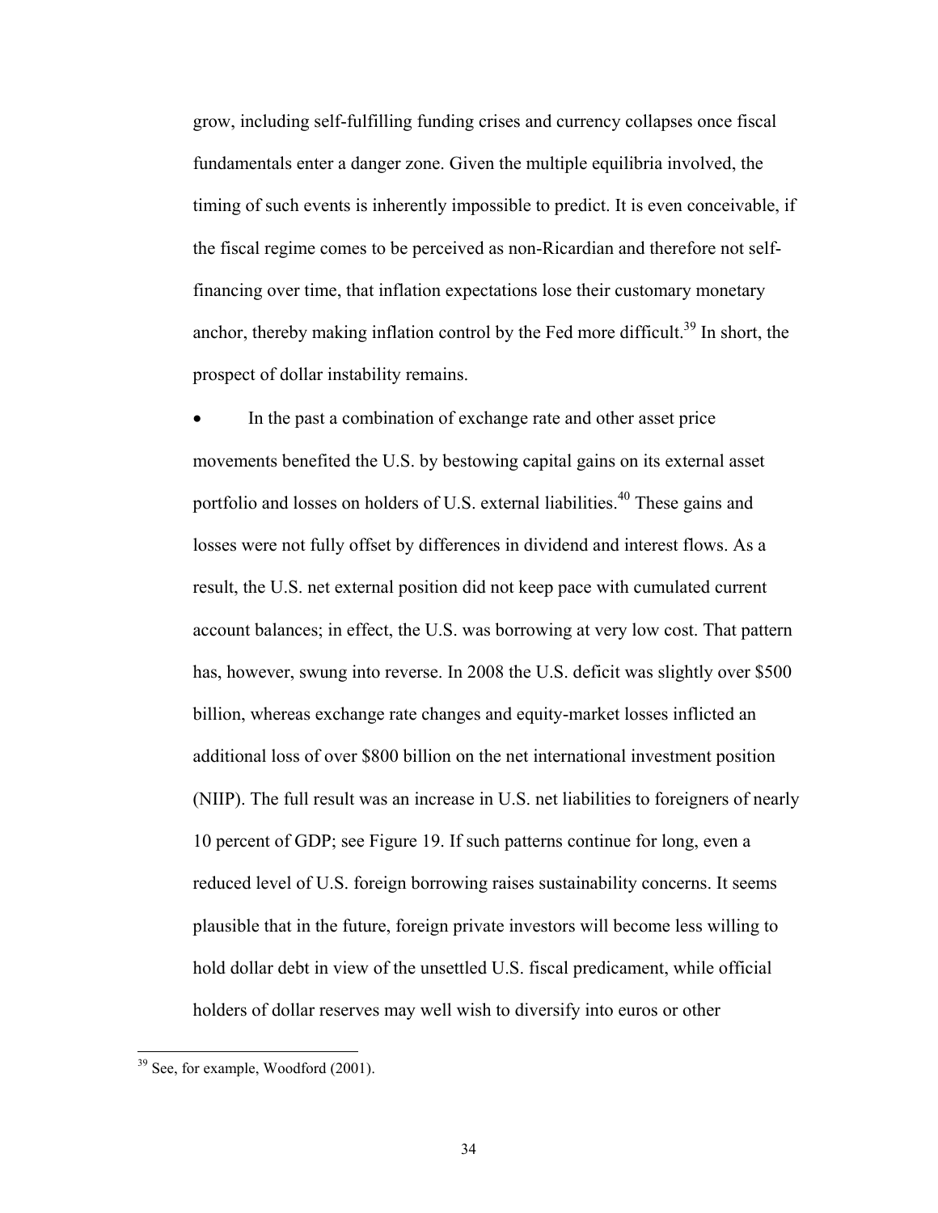grow, including self-fulfilling funding crises and currency collapses once fiscal fundamentals enter a danger zone. Given the multiple equilibria involved, the timing of such events is inherently impossible to predict. It is even conceivable, if the fiscal regime comes to be perceived as non-Ricardian and therefore not self-financing over time, that inflation expectations lose their customary monetary anchor, thereby making inflation control by the Fed more difficult.[39] In short, the prospect of dollar instability remains.

- In the past a combination of exchange rate and other asset price movements benefited the U.S. by bestowing capital gains on its external asset portfolio and losses on holders of U.S. external liabilities.[40] These gains and losses were not fully offset by differences in dividend and interest flows. As a result, the U.S. net external position did not keep pace with cumulated current account balances; in effect, the U.S. was borrowing at very low cost. That pattern has, however, swung into reverse. In 2008 the U.S. deficit was slightly over $500 billion, whereas exchange rate changes and equity-market losses inflicted an additional loss of over $800 billion on the net international investment position (NIIP). The full result was an increase in U.S. net liabilities to foreigners of nearly 10 percent of GDP; see Figure 19. If such patterns continue for long, even a reduced level of U.S. foreign borrowing raises sustainability concerns. It seems plausible that in the future, foreign private investors will become less willing to hold dollar debt in view of the unsettled U.S. fiscal predicament, while official holders of dollar reserves may well wish to diversify into euros or other

[39] See, for example, Woodford (2001).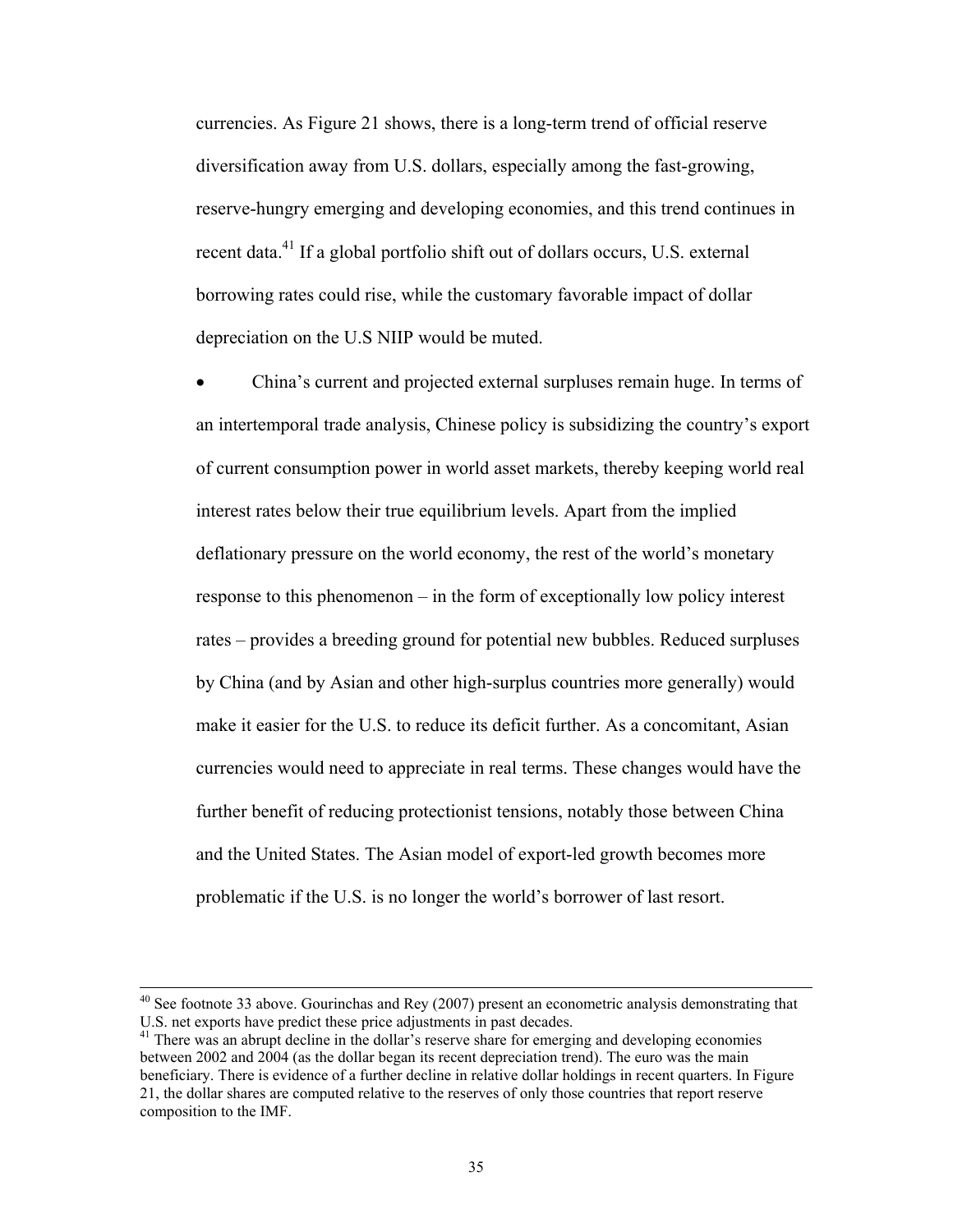currencies. As Figure 21 shows, there is a long-term trend of official reserve diversification away from U.S. dollars, especially among the fast-growing, reserve-hungry emerging and developing economies, and this trend continues in recent data.[41] If a global portfolio shift out of dollars occurs, U.S. external borrowing rates could rise, while the customary favorable impact of dollar depreciation on the U.S NIIP would be muted.

- China's current and projected external surpluses remain huge. In terms of an intertemporal trade analysis, Chinese policy is subsidizing the country's export of current consumption power in world asset markets, thereby keeping world real interest rates below their true equilibrium levels. Apart from the implied deflationary pressure on the world economy, the rest of the world's monetary response to this phenomenon – in the form of exceptionally low policy interest rates – provides a breeding ground for potential new bubbles. Reduced surpluses by China (and by Asian and other high-surplus countries more generally) would make it easier for the U.S. to reduce its deficit further. As a concomitant, Asian currencies would need to appreciate in real terms. These changes would have the further benefit of reducing protectionist tensions, notably those between China and the United States. The Asian model of export-led growth becomes more problematic if the U.S. is no longer the world's borrower of last resort.

---

[40] See footnote 33 above. Gourinchas and Rey (2007) present an econometric analysis demonstrating that U.S. net exports have predict these price adjustments in past decades.

[41] There was an abrupt decline in the dollar's reserve share for emerging and developing economies between 2002 and 2004 (as the dollar began its recent depreciation trend). The euro was the main beneficiary. There is evidence of a further decline in relative dollar holdings in recent quarters. In Figure 21, the dollar shares are computed relative to the reserves of only those countries that report reserve composition to the IMF.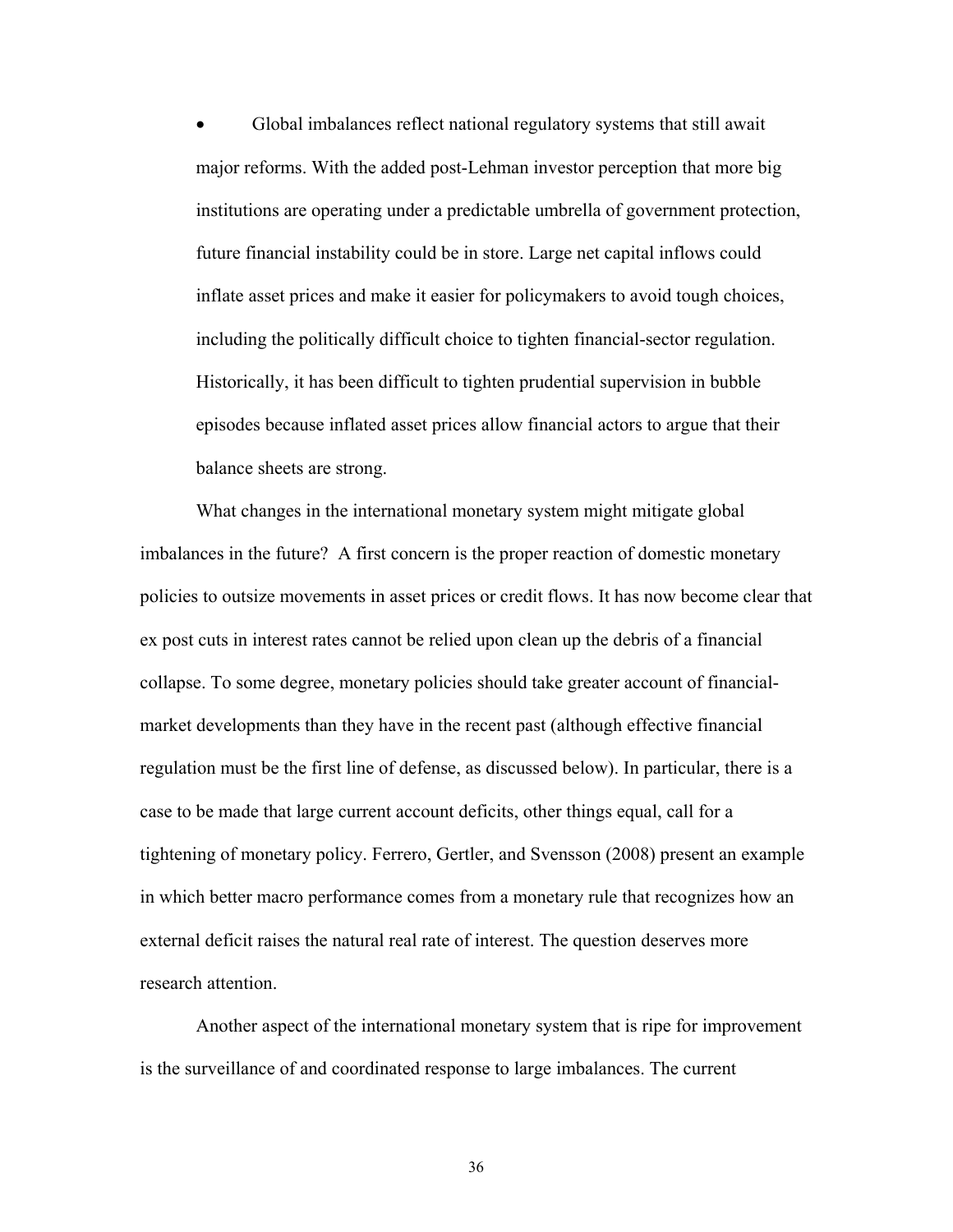- Global imbalances reflect national regulatory systems that still await major reforms. With the added post-Lehman investor perception that more big institutions are operating under a predictable umbrella of government protection, future financial instability could be in store. Large net capital inflows could inflate asset prices and make it easier for policymakers to avoid tough choices, including the politically difficult choice to tighten financial-sector regulation. Historically, it has been difficult to tighten prudential supervision in bubble episodes because inflated asset prices allow financial actors to argue that their balance sheets are strong.

What changes in the international monetary system might mitigate global imbalances in the future? A first concern is the proper reaction of domestic monetary policies to outsize movements in asset prices or credit flows. It has now become clear that ex post cuts in interest rates cannot be relied upon clean up the debris of a financial collapse. To some degree, monetary policies should take greater account of financial-market developments than they have in the recent past (although effective financial regulation must be the first line of defense, as discussed below). In particular, there is a case to be made that large current account deficits, other things equal, call for a tightening of monetary policy. Ferrero, Gertler, and Svensson (2008) present an example in which better macro performance comes from a monetary rule that recognizes how an external deficit raises the natural real rate of interest. The question deserves more research attention.

Another aspect of the international monetary system that is ripe for improvement is the surveillance of and coordinated response to large imbalances. The current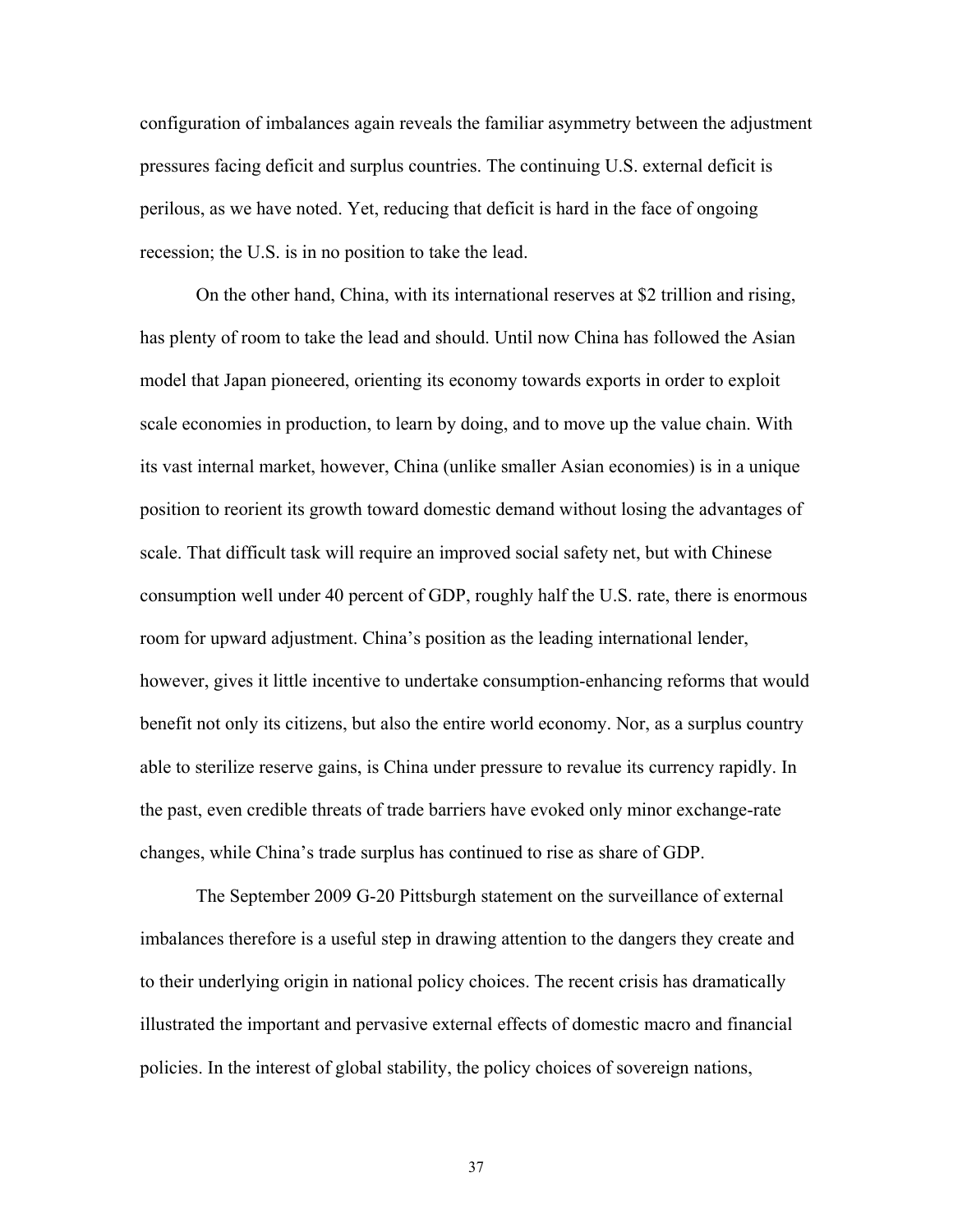configuration of imbalances again reveals the familiar asymmetry between the adjustment pressures facing deficit and surplus countries. The continuing U.S. external deficit is perilous, as we have noted. Yet, reducing that deficit is hard in the face of ongoing recession; the U.S. is in no position to take the lead.

On the other hand, China, with its international reserves at $2 trillion and rising, has plenty of room to take the lead and should. Until now China has followed the Asian model that Japan pioneered, orienting its economy towards exports in order to exploit scale economies in production, to learn by doing, and to move up the value chain. With its vast internal market, however, China (unlike smaller Asian economies) is in a unique position to reorient its growth toward domestic demand without losing the advantages of scale. That difficult task will require an improved social safety net, but with Chinese consumption well under 40 percent of GDP, roughly half the U.S. rate, there is enormous room for upward adjustment. China's position as the leading international lender, however, gives it little incentive to undertake consumption-enhancing reforms that would benefit not only its citizens, but also the entire world economy. Nor, as a surplus country able to sterilize reserve gains, is China under pressure to revalue its currency rapidly. In the past, even credible threats of trade barriers have evoked only minor exchange-rate changes, while China's trade surplus has continued to rise as share of GDP.

The September 2009 G-20 Pittsburgh statement on the surveillance of external imbalances therefore is a useful step in drawing attention to the dangers they create and to their underlying origin in national policy choices. The recent crisis has dramatically illustrated the important and pervasive external effects of domestic macro and financial policies. In the interest of global stability, the policy choices of sovereign nations,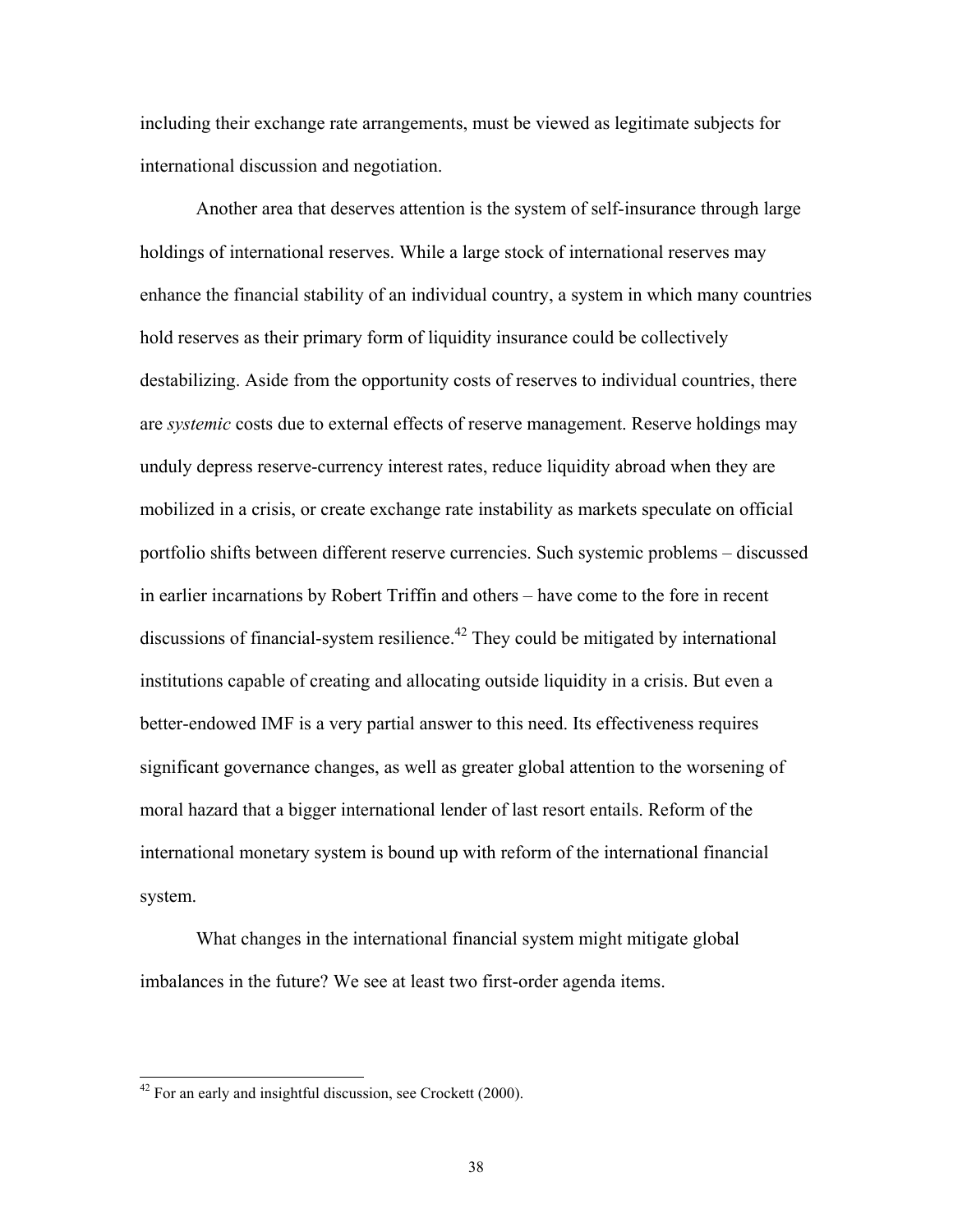including their exchange rate arrangements, must be viewed as legitimate subjects for international discussion and negotiation.

Another area that deserves attention is the system of self-insurance through large holdings of international reserves. While a large stock of international reserves may enhance the financial stability of an individual country, a system in which many countries hold reserves as their primary form of liquidity insurance could be collectively destabilizing. Aside from the opportunity costs of reserves to individual countries, there are *systemic* costs due to external effects of reserve management. Reserve holdings may unduly depress reserve-currency interest rates, reduce liquidity abroad when they are mobilized in a crisis, or create exchange rate instability as markets speculate on official portfolio shifts between different reserve currencies. Such systemic problems – discussed in earlier incarnations by Robert Triffin and others – have come to the fore in recent discussions of financial-system resilience.[42] They could be mitigated by international institutions capable of creating and allocating outside liquidity in a crisis. But even a better-endowed IMF is a very partial answer to this need. Its effectiveness requires significant governance changes, as well as greater global attention to the worsening of moral hazard that a bigger international lender of last resort entails. Reform of the international monetary system is bound up with reform of the international financial system.

What changes in the international financial system might mitigate global imbalances in the future? We see at least two first-order agenda items.

[42] For an early and insightful discussion, see Crockett (2000).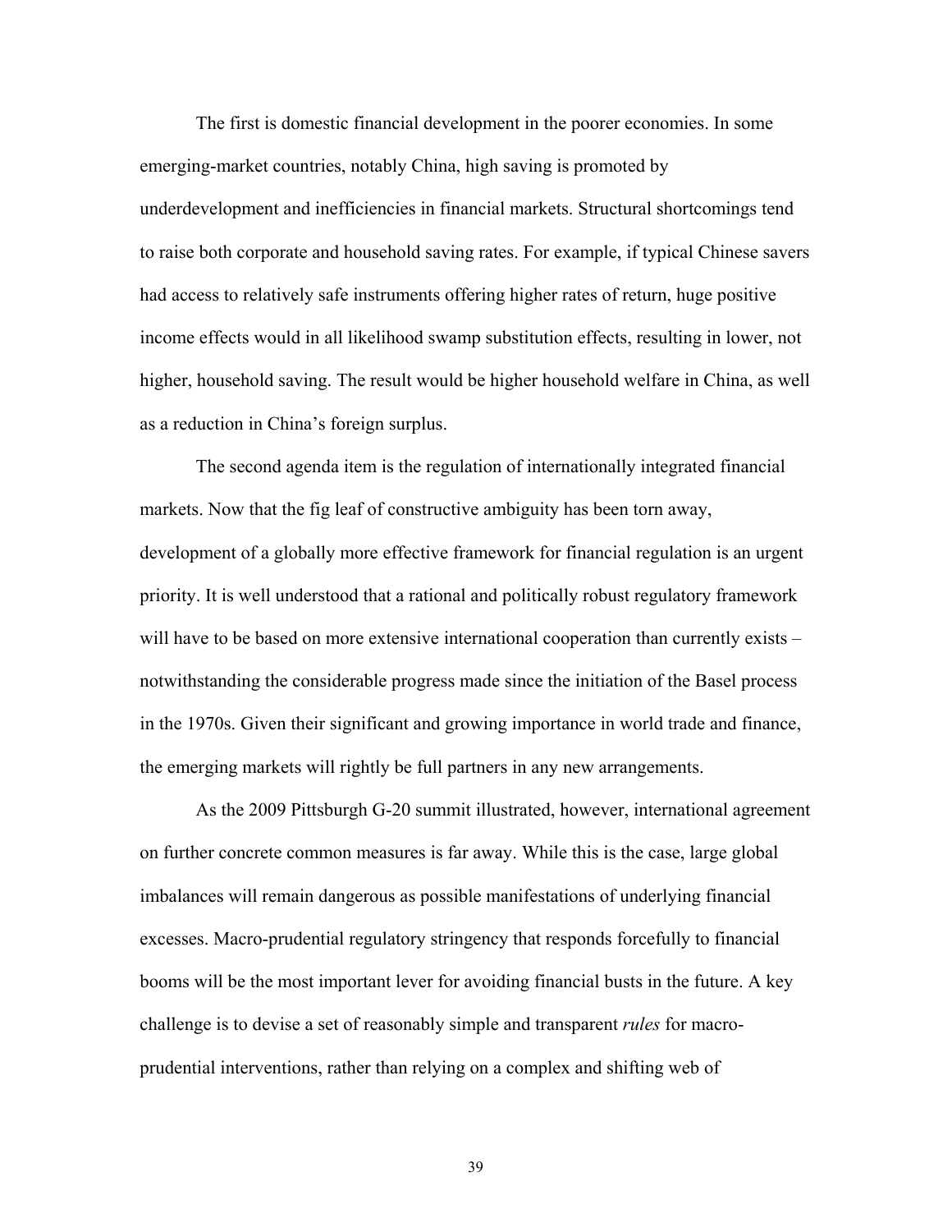The first is domestic financial development in the poorer economies. In some emerging-market countries, notably China, high saving is promoted by underdevelopment and inefficiencies in financial markets. Structural shortcomings tend to raise both corporate and household saving rates. For example, if typical Chinese savers had access to relatively safe instruments offering higher rates of return, huge positive income effects would in all likelihood swamp substitution effects, resulting in lower, not higher, household saving. The result would be higher household welfare in China, as well as a reduction in China's foreign surplus.

The second agenda item is the regulation of internationally integrated financial markets. Now that the fig leaf of constructive ambiguity has been torn away, development of a globally more effective framework for financial regulation is an urgent priority. It is well understood that a rational and politically robust regulatory framework will have to be based on more extensive international cooperation than currently exists – notwithstanding the considerable progress made since the initiation of the Basel process in the 1970s. Given their significant and growing importance in world trade and finance, the emerging markets will rightly be full partners in any new arrangements.

As the 2009 Pittsburgh G-20 summit illustrated, however, international agreement on further concrete common measures is far away. While this is the case, large global imbalances will remain dangerous as possible manifestations of underlying financial excesses. Macro-prudential regulatory stringency that responds forcefully to financial booms will be the most important lever for avoiding financial busts in the future. A key challenge is to devise a set of reasonably simple and transparent *rules* for macro-prudential interventions, rather than relying on a complex and shifting web of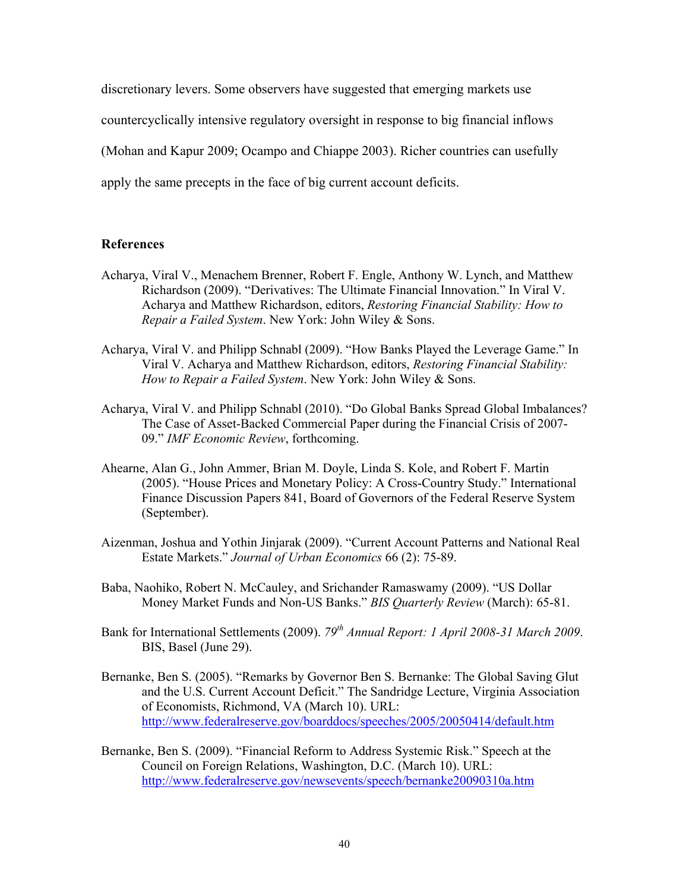discretionary levers. Some observers have suggested that emerging markets use countercyclically intensive regulatory oversight in response to big financial inflows (Mohan and Kapur 2009; Ocampo and Chiappe 2003). Richer countries can usefully apply the same precepts in the face of big current account deficits.

## References

Acharya, Viral V., Menachem Brenner, Robert F. Engle, Anthony W. Lynch, and Matthew Richardson (2009). "Derivatives: The Ultimate Financial Innovation." In Viral V. Acharya and Matthew Richardson, editors, *Restoring Financial Stability: How to Repair a Failed System*. New York: John Wiley & Sons.

Acharya, Viral V. and Philipp Schnabl (2009). "How Banks Played the Leverage Game." In Viral V. Acharya and Matthew Richardson, editors, *Restoring Financial Stability: How to Repair a Failed System*. New York: John Wiley & Sons.

Acharya, Viral V. and Philipp Schnabl (2010). "Do Global Banks Spread Global Imbalances? The Case of Asset-Backed Commercial Paper during the Financial Crisis of 2007-09." *IMF Economic Review*, forthcoming.

Ahearne, Alan G., John Ammer, Brian M. Doyle, Linda S. Kole, and Robert F. Martin (2005). "House Prices and Monetary Policy: A Cross-Country Study." International Finance Discussion Papers 841, Board of Governors of the Federal Reserve System (September).

Aizenman, Joshua and Yothin Jinjarak (2009). "Current Account Patterns and National Real Estate Markets." *Journal of Urban Economics* 66 (2): 75-89.

Baba, Naohiko, Robert N. McCauley, and Srichander Ramaswamy (2009). "US Dollar Money Market Funds and Non-US Banks." *BIS Quarterly Review* (March): 65-81.

Bank for International Settlements (2009). *79th Annual Report: 1 April 2008-31 March 2009*. BIS, Basel (June 29).

Bernanke, Ben S. (2005). "Remarks by Governor Ben S. Bernanke: The Global Saving Glut and the U.S. Current Account Deficit." The Sandridge Lecture, Virginia Association of Economists, Richmond, VA (March 10). URL: http://www.federalreserve.gov/boarddocs/speeches/2005/20050414/default.htm

Bernanke, Ben S. (2009). "Financial Reform to Address Systemic Risk." Speech at the Council on Foreign Relations, Washington, D.C. (March 10). URL: http://www.federalreserve.gov/newsevents/speech/bernanke20090310a.htm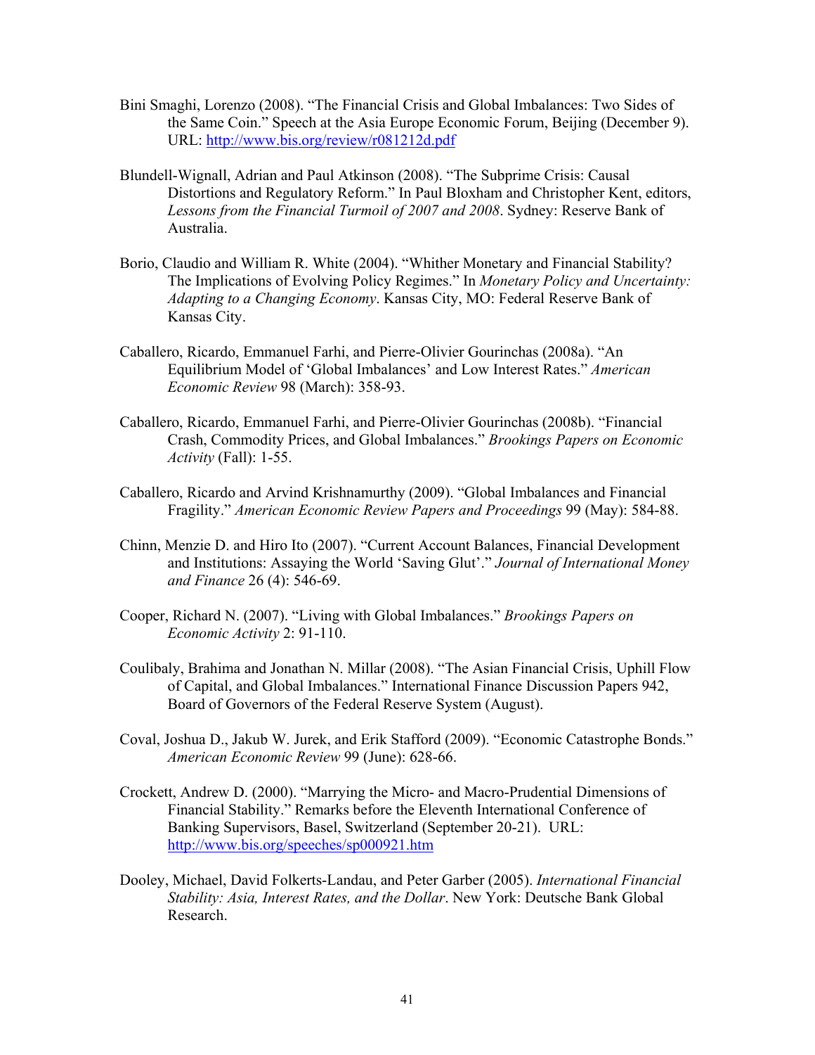Bini Smaghi, Lorenzo (2008). "The Financial Crisis and Global Imbalances: Two Sides of the Same Coin." Speech at the Asia Europe Economic Forum, Beijing (December 9). URL: http://www.bis.org/review/r081212d.pdf

Blundell-Wignall, Adrian and Paul Atkinson (2008). "The Subprime Crisis: Causal Distortions and Regulatory Reform." In Paul Bloxham and Christopher Kent, editors, *Lessons from the Financial Turmoil of 2007 and 2008*. Sydney: Reserve Bank of Australia.

Borio, Claudio and William R. White (2004). "Whither Monetary and Financial Stability? The Implications of Evolving Policy Regimes." In *Monetary Policy and Uncertainty: Adapting to a Changing Economy*. Kansas City, MO: Federal Reserve Bank of Kansas City.

Caballero, Ricardo, Emmanuel Farhi, and Pierre-Olivier Gourinchas (2008a). "An Equilibrium Model of 'Global Imbalances' and Low Interest Rates." *American Economic Review* 98 (March): 358-93.

Caballero, Ricardo, Emmanuel Farhi, and Pierre-Olivier Gourinchas (2008b). "Financial Crash, Commodity Prices, and Global Imbalances." *Brookings Papers on Economic Activity* (Fall): 1-55.

Caballero, Ricardo and Arvind Krishnamurthy (2009). "Global Imbalances and Financial Fragility." *American Economic Review Papers and Proceedings* 99 (May): 584-88.

Chinn, Menzie D. and Hiro Ito (2007). "Current Account Balances, Financial Development and Institutions: Assaying the World 'Saving Glut'." *Journal of International Money and Finance* 26 (4): 546-69.

Cooper, Richard N. (2007). "Living with Global Imbalances." *Brookings Papers on Economic Activity* 2: 91-110.

Coulibaly, Brahima and Jonathan N. Millar (2008). "The Asian Financial Crisis, Uphill Flow of Capital, and Global Imbalances." International Finance Discussion Papers 942, Board of Governors of the Federal Reserve System (August).

Coval, Joshua D., Jakub W. Jurek, and Erik Stafford (2009). "Economic Catastrophe Bonds." *American Economic Review* 99 (June): 628-66.

Crockett, Andrew D. (2000). "Marrying the Micro- and Macro-Prudential Dimensions of Financial Stability." Remarks before the Eleventh International Conference of Banking Supervisors, Basel, Switzerland (September 20-21). URL: http://www.bis.org/speeches/sp000921.htm

Dooley, Michael, David Folkerts-Landau, and Peter Garber (2005). *International Financial Stability: Asia, Interest Rates, and the Dollar*. New York: Deutsche Bank Global Research.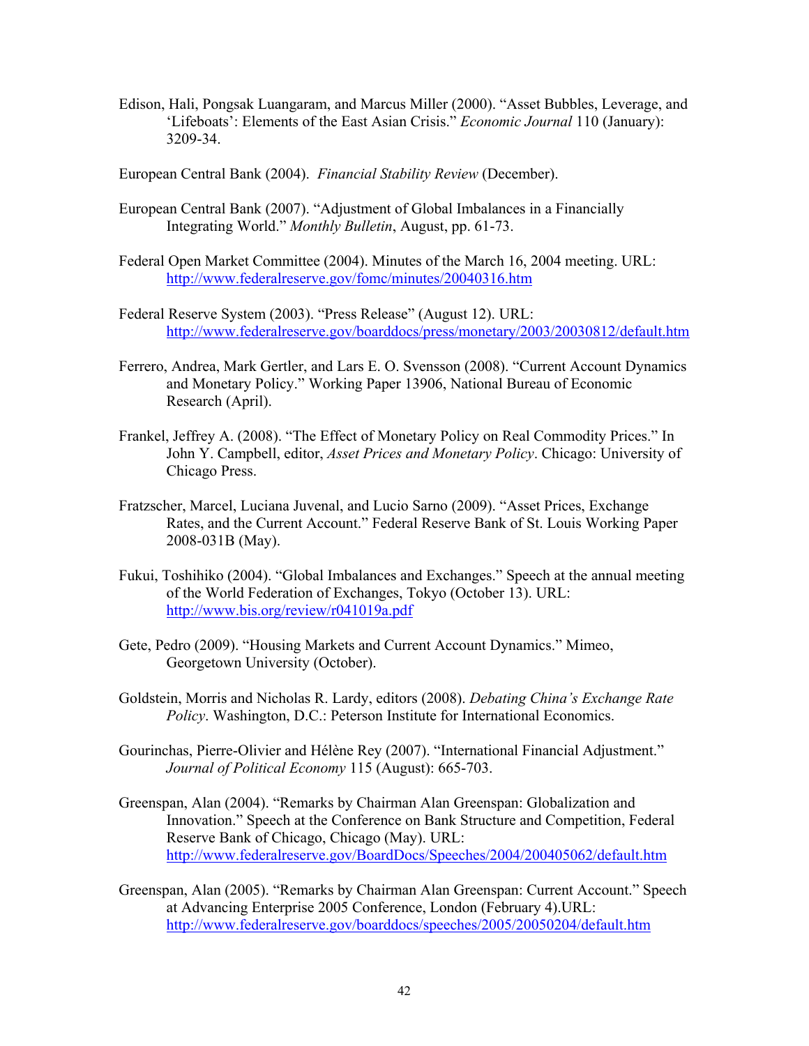Edison, Hali, Pongsak Luangaram, and Marcus Miller (2000). "Asset Bubbles, Leverage, and 'Lifeboats': Elements of the East Asian Crisis." *Economic Journal* 110 (January): 3209-34.

European Central Bank (2004). *Financial Stability Review* (December).

European Central Bank (2007). "Adjustment of Global Imbalances in a Financially Integrating World." *Monthly Bulletin*, August, pp. 61-73.

Federal Open Market Committee (2004). Minutes of the March 16, 2004 meeting. URL: http://www.federalreserve.gov/fomc/minutes/20040316.htm

Federal Reserve System (2003). "Press Release" (August 12). URL: http://www.federalreserve.gov/boarddocs/press/monetary/2003/20030812/default.htm

Ferrero, Andrea, Mark Gertler, and Lars E. O. Svensson (2008). "Current Account Dynamics and Monetary Policy." Working Paper 13906, National Bureau of Economic Research (April).

Frankel, Jeffrey A. (2008). "The Effect of Monetary Policy on Real Commodity Prices." In John Y. Campbell, editor, *Asset Prices and Monetary Policy*. Chicago: University of Chicago Press.

Fratzscher, Marcel, Luciana Juvenal, and Lucio Sarno (2009). "Asset Prices, Exchange Rates, and the Current Account." Federal Reserve Bank of St. Louis Working Paper 2008-031B (May).

Fukui, Toshihiko (2004). "Global Imbalances and Exchanges." Speech at the annual meeting of the World Federation of Exchanges, Tokyo (October 13). URL: http://www.bis.org/review/r041019a.pdf

Gete, Pedro (2009). "Housing Markets and Current Account Dynamics." Mimeo, Georgetown University (October).

Goldstein, Morris and Nicholas R. Lardy, editors (2008). *Debating China's Exchange Rate Policy*. Washington, D.C.: Peterson Institute for International Economics.

Gourinchas, Pierre-Olivier and Hélène Rey (2007). "International Financial Adjustment." *Journal of Political Economy* 115 (August): 665-703.

Greenspan, Alan (2004). "Remarks by Chairman Alan Greenspan: Globalization and Innovation." Speech at the Conference on Bank Structure and Competition, Federal Reserve Bank of Chicago, Chicago (May). URL: http://www.federalreserve.gov/BoardDocs/Speeches/2004/200405062/default.htm

Greenspan, Alan (2005). "Remarks by Chairman Alan Greenspan: Current Account." Speech at Advancing Enterprise 2005 Conference, London (February 4).URL: http://www.federalreserve.gov/boarddocs/speeches/2005/20050204/default.htm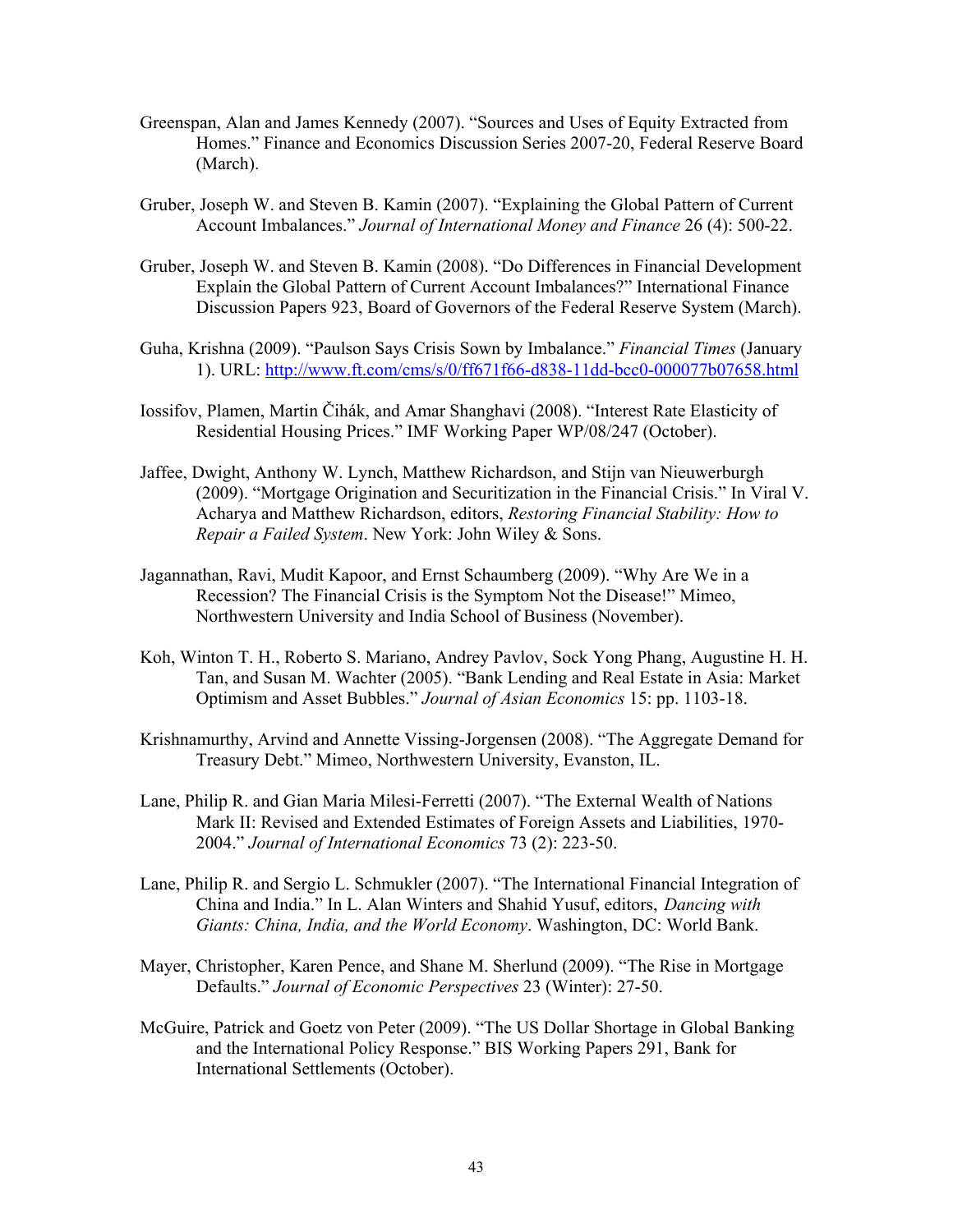Greenspan, Alan and James Kennedy (2007). "Sources and Uses of Equity Extracted from Homes." Finance and Economics Discussion Series 2007-20, Federal Reserve Board (March).

Gruber, Joseph W. and Steven B. Kamin (2007). "Explaining the Global Pattern of Current Account Imbalances." *Journal of International Money and Finance* 26 (4): 500-22.

Gruber, Joseph W. and Steven B. Kamin (2008). "Do Differences in Financial Development Explain the Global Pattern of Current Account Imbalances?" International Finance Discussion Papers 923, Board of Governors of the Federal Reserve System (March).

Guha, Krishna (2009). "Paulson Says Crisis Sown by Imbalance." *Financial Times* (January 1). URL: http://www.ft.com/cms/s/0/ff671f66-d838-11dd-bcc0-000077b07658.html

Iossifov, Plamen, Martin Čihák, and Amar Shanghavi (2008). "Interest Rate Elasticity of Residential Housing Prices." IMF Working Paper WP/08/247 (October).

Jaffee, Dwight, Anthony W. Lynch, Matthew Richardson, and Stijn van Nieuwerburgh (2009). "Mortgage Origination and Securitization in the Financial Crisis." In Viral V. Acharya and Matthew Richardson, editors, *Restoring Financial Stability: How to Repair a Failed System*. New York: John Wiley & Sons.

Jagannathan, Ravi, Mudit Kapoor, and Ernst Schaumberg (2009). "Why Are We in a Recession? The Financial Crisis is the Symptom Not the Disease!" Mimeo, Northwestern University and India School of Business (November).

Koh, Winton T. H., Roberto S. Mariano, Andrey Pavlov, Sock Yong Phang, Augustine H. H. Tan, and Susan M. Wachter (2005). "Bank Lending and Real Estate in Asia: Market Optimism and Asset Bubbles." *Journal of Asian Economics* 15: pp. 1103-18.

Krishnamurthy, Arvind and Annette Vissing-Jorgensen (2008). "The Aggregate Demand for Treasury Debt." Mimeo, Northwestern University, Evanston, IL.

Lane, Philip R. and Gian Maria Milesi-Ferretti (2007). "The External Wealth of Nations Mark II: Revised and Extended Estimates of Foreign Assets and Liabilities, 1970-2004." *Journal of International Economics* 73 (2): 223-50.

Lane, Philip R. and Sergio L. Schmukler (2007). "The International Financial Integration of China and India." In L. Alan Winters and Shahid Yusuf, editors, *Dancing with Giants: China, India, and the World Economy*. Washington, DC: World Bank.

Mayer, Christopher, Karen Pence, and Shane M. Sherlund (2009). "The Rise in Mortgage Defaults." *Journal of Economic Perspectives* 23 (Winter): 27-50.

McGuire, Patrick and Goetz von Peter (2009). "The US Dollar Shortage in Global Banking and the International Policy Response." BIS Working Papers 291, Bank for International Settlements (October).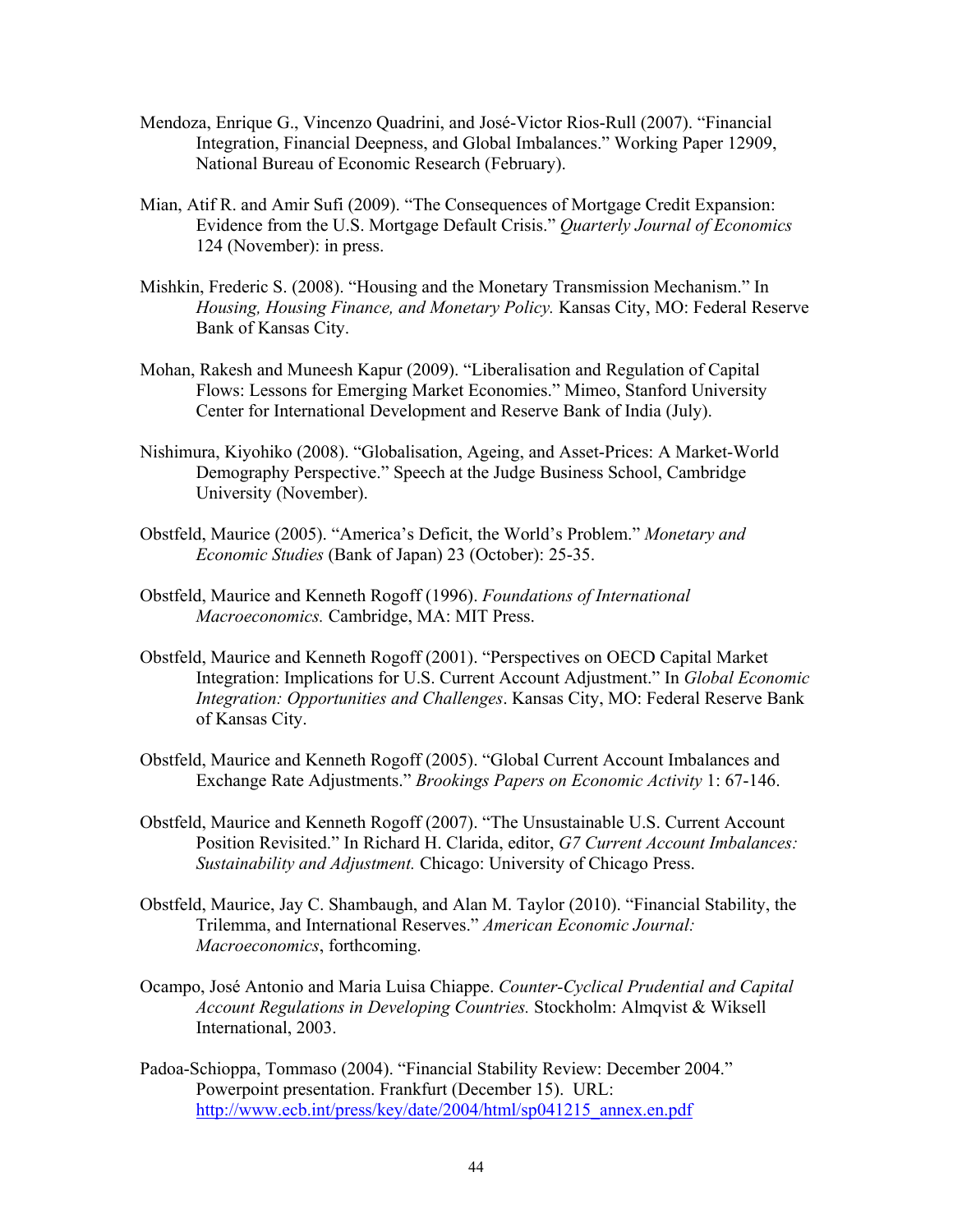Mendoza, Enrique G., Vincenzo Quadrini, and José-Victor Rios-Rull (2007). "Financial Integration, Financial Deepness, and Global Imbalances." Working Paper 12909, National Bureau of Economic Research (February).

Mian, Atif R. and Amir Sufi (2009). "The Consequences of Mortgage Credit Expansion: Evidence from the U.S. Mortgage Default Crisis." *Quarterly Journal of Economics* 124 (November): in press.

Mishkin, Frederic S. (2008). "Housing and the Monetary Transmission Mechanism." In *Housing, Housing Finance, and Monetary Policy.* Kansas City, MO: Federal Reserve Bank of Kansas City.

Mohan, Rakesh and Muneesh Kapur (2009). "Liberalisation and Regulation of Capital Flows: Lessons for Emerging Market Economies." Mimeo, Stanford University Center for International Development and Reserve Bank of India (July).

Nishimura, Kiyohiko (2008). "Globalisation, Ageing, and Asset-Prices: A Market-World Demography Perspective." Speech at the Judge Business School, Cambridge University (November).

Obstfeld, Maurice (2005). "America's Deficit, the World's Problem." *Monetary and Economic Studies* (Bank of Japan) 23 (October): 25-35.

Obstfeld, Maurice and Kenneth Rogoff (1996). *Foundations of International Macroeconomics.* Cambridge, MA: MIT Press.

Obstfeld, Maurice and Kenneth Rogoff (2001). "Perspectives on OECD Capital Market Integration: Implications for U.S. Current Account Adjustment." In *Global Economic Integration: Opportunities and Challenges*. Kansas City, MO: Federal Reserve Bank of Kansas City.

Obstfeld, Maurice and Kenneth Rogoff (2005). "Global Current Account Imbalances and Exchange Rate Adjustments." *Brookings Papers on Economic Activity* 1: 67-146.

Obstfeld, Maurice and Kenneth Rogoff (2007). "The Unsustainable U.S. Current Account Position Revisited." In Richard H. Clarida, editor, *G7 Current Account Imbalances: Sustainability and Adjustment.* Chicago: University of Chicago Press.

Obstfeld, Maurice, Jay C. Shambaugh, and Alan M. Taylor (2010). "Financial Stability, the Trilemma, and International Reserves." *American Economic Journal: Macroeconomics*, forthcoming.

Ocampo, José Antonio and Maria Luisa Chiappe. *Counter-Cyclical Prudential and Capital Account Regulations in Developing Countries.* Stockholm: Almqvist & Wiksell International, 2003.

Padoa-Schioppa, Tommaso (2004). "Financial Stability Review: December 2004." Powerpoint presentation. Frankfurt (December 15). URL: http://www.ecb.int/press/key/date/2004/html/sp041215_annex.en.pdf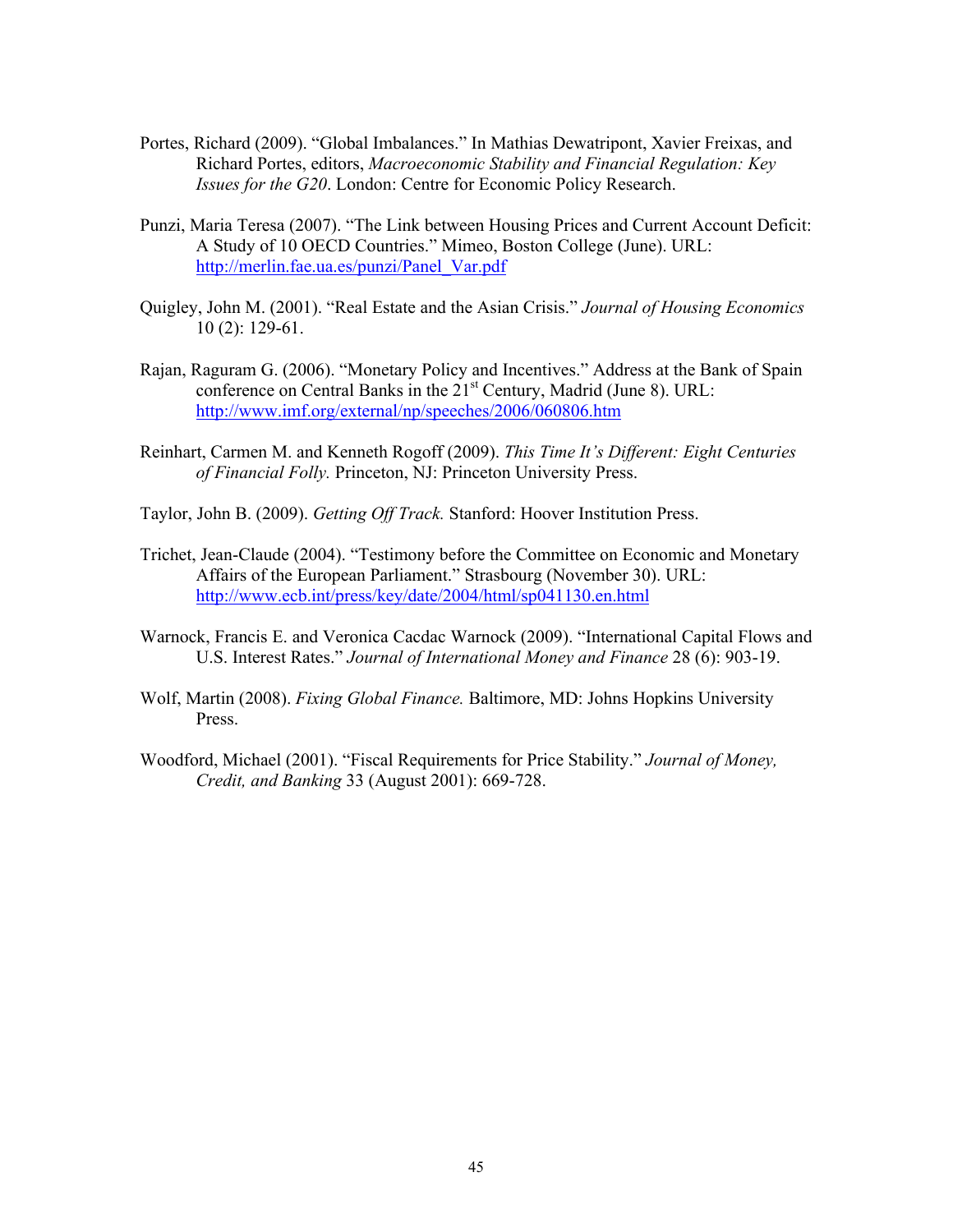Portes, Richard (2009). "Global Imbalances." In Mathias Dewatripont, Xavier Freixas, and Richard Portes, editors, *Macroeconomic Stability and Financial Regulation: Key Issues for the G20*. London: Centre for Economic Policy Research.

Punzi, Maria Teresa (2007). "The Link between Housing Prices and Current Account Deficit: A Study of 10 OECD Countries." Mimeo, Boston College (June). URL: http://merlin.fae.ua.es/punzi/Panel_Var.pdf

Quigley, John M. (2001). "Real Estate and the Asian Crisis." *Journal of Housing Economics* 10 (2): 129-61.

Rajan, Raguram G. (2006). "Monetary Policy and Incentives." Address at the Bank of Spain conference on Central Banks in the 21st Century, Madrid (June 8). URL: http://www.imf.org/external/np/speeches/2006/060806.htm

Reinhart, Carmen M. and Kenneth Rogoff (2009). *This Time It's Different: Eight Centuries of Financial Folly.* Princeton, NJ: Princeton University Press.

Taylor, John B. (2009). *Getting Off Track.* Stanford: Hoover Institution Press.

Trichet, Jean-Claude (2004). "Testimony before the Committee on Economic and Monetary Affairs of the European Parliament." Strasbourg (November 30). URL: http://www.ecb.int/press/key/date/2004/html/sp041130.en.html

Warnock, Francis E. and Veronica Cacdac Warnock (2009). "International Capital Flows and U.S. Interest Rates." *Journal of International Money and Finance* 28 (6): 903-19.

Wolf, Martin (2008). *Fixing Global Finance.* Baltimore, MD: Johns Hopkins University Press.

Woodford, Michael (2001). "Fiscal Requirements for Price Stability." *Journal of Money, Credit, and Banking* 33 (August 2001): 669-728.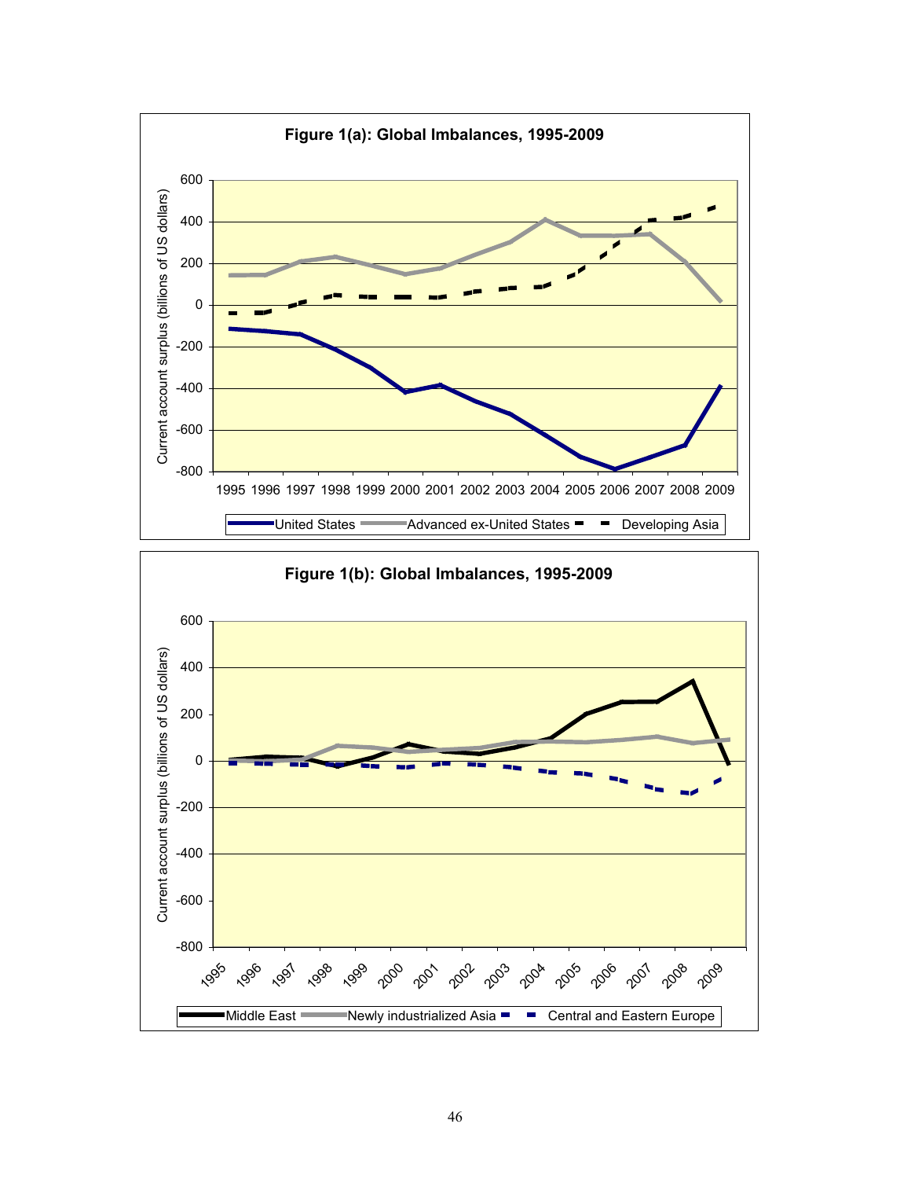**Figure 1(a): Global Imbalances, 1995-2009**

Current account surplus (billions of US dollars)

United States — Advanced ex-United States — Developing Asia

**Figure 1(b): Global Imbalances, 1995-2009**

Current account surplus (billions of US dollars)

Middle East — Newly industrialized Asia — Central and Eastern Europe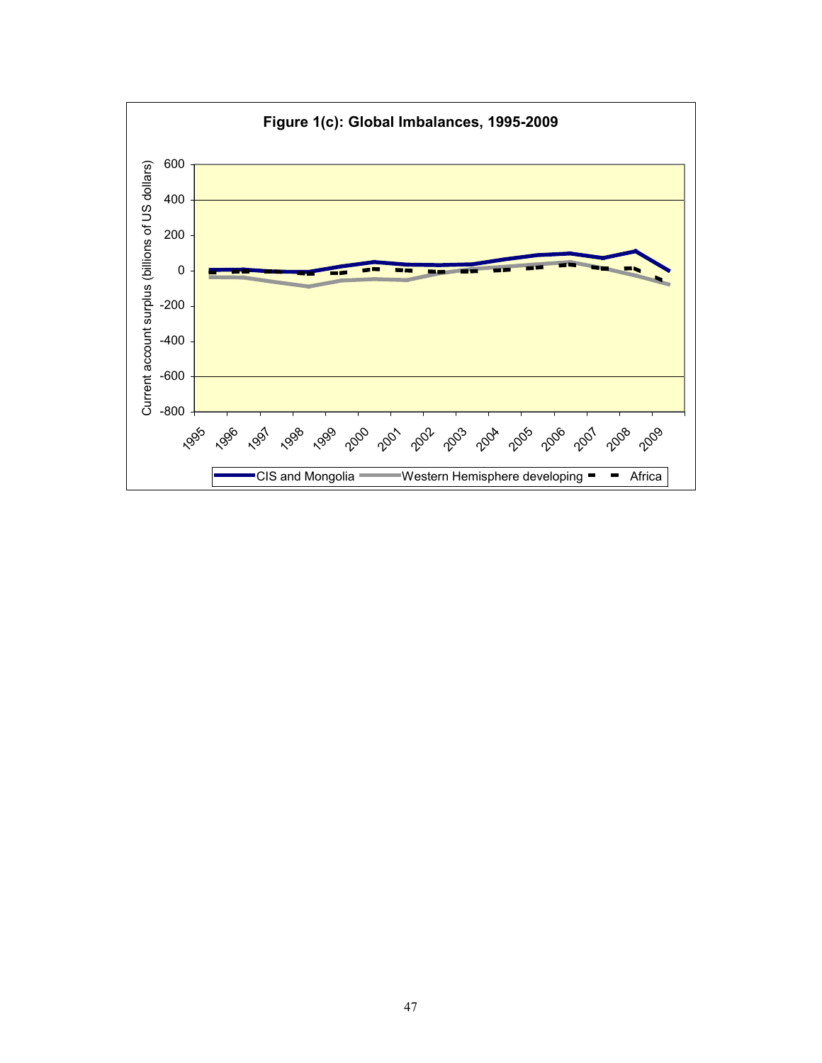**Figure 1(c): Global Imbalances, 1995-2009**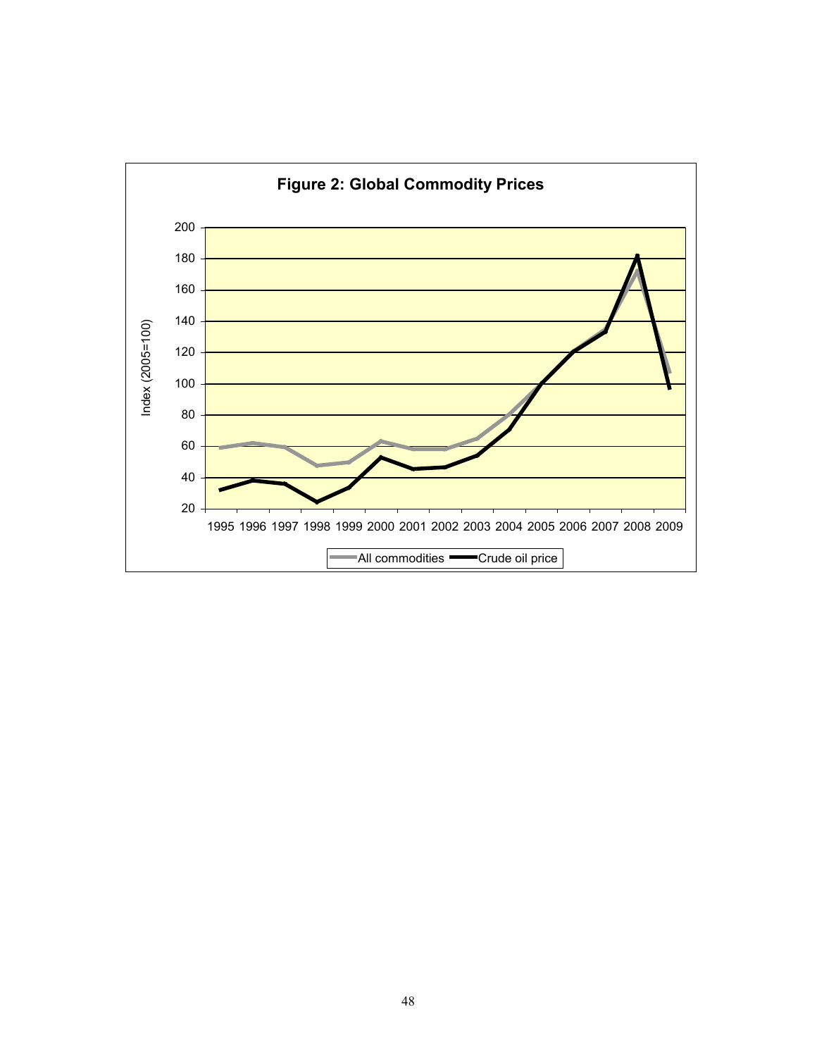**Figure 2: Global Commodity Prices**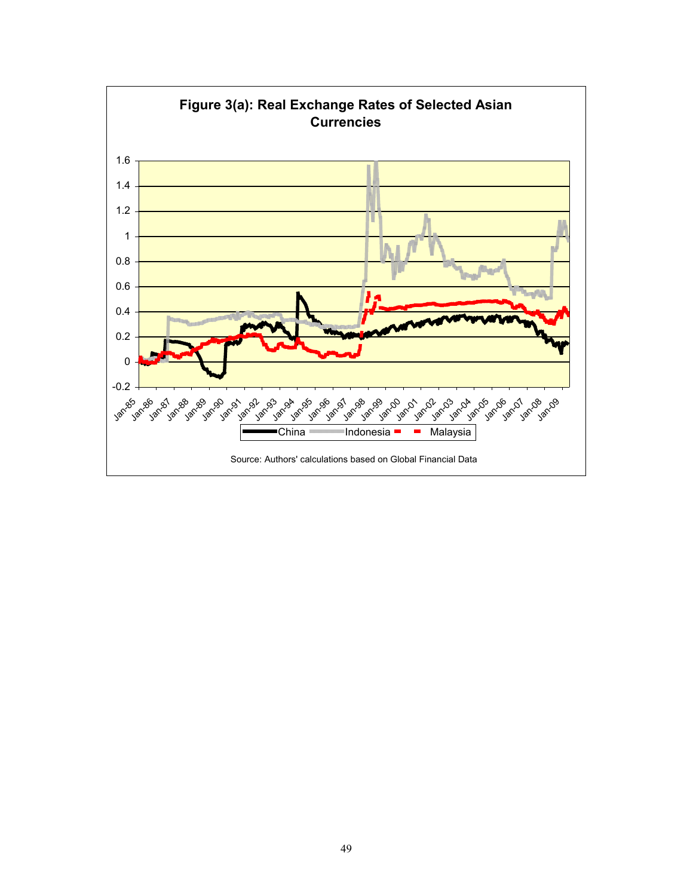**Figure 3(a): Real Exchange Rates of Selected Asian Currencies**

Source: Authors' calculations based on Global Financial Data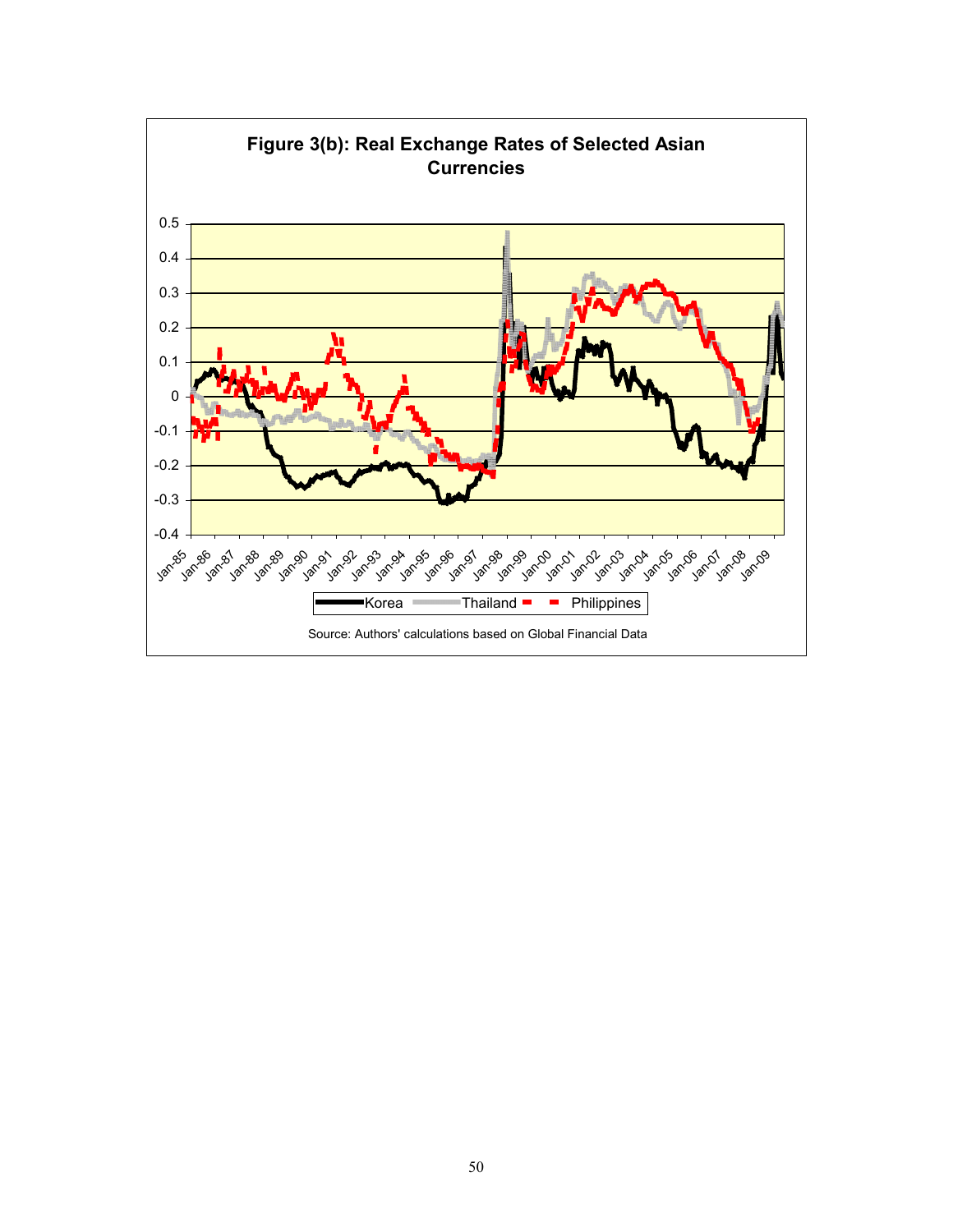**Figure 3(b): Real Exchange Rates of Selected Asian Currencies**

Source: Authors' calculations based on Global Financial Data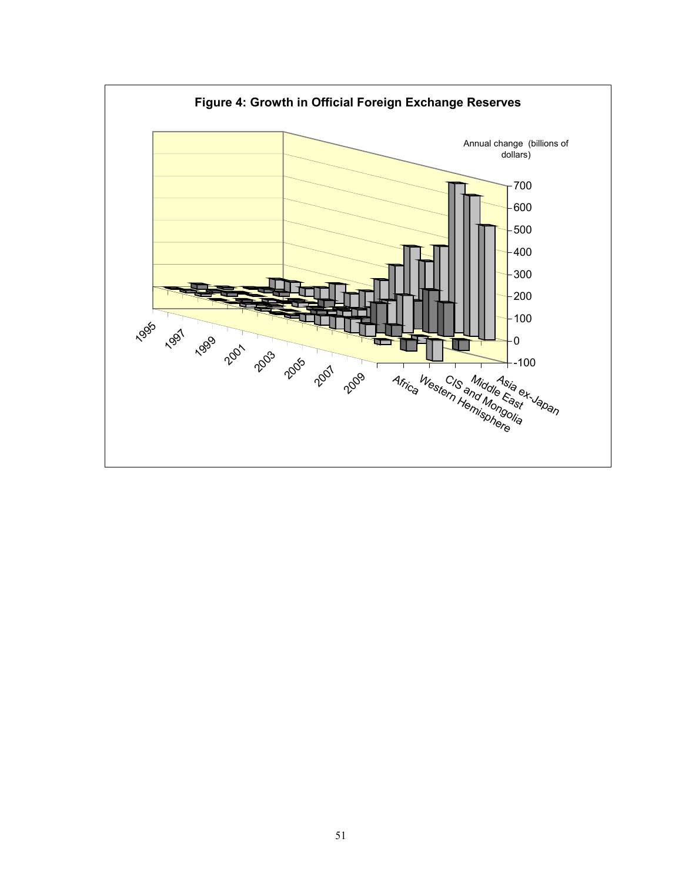**Figure 4: Growth in Official Foreign Exchange Reserves**

Annual change (billions of dollars)

700
600
500
400
300
200
100
0
-100

1995 1997 1999 2001 2003 2005 2007 2009

Africa Western Hemisphere CIS and Mongolia Middle East Asia ex-Japan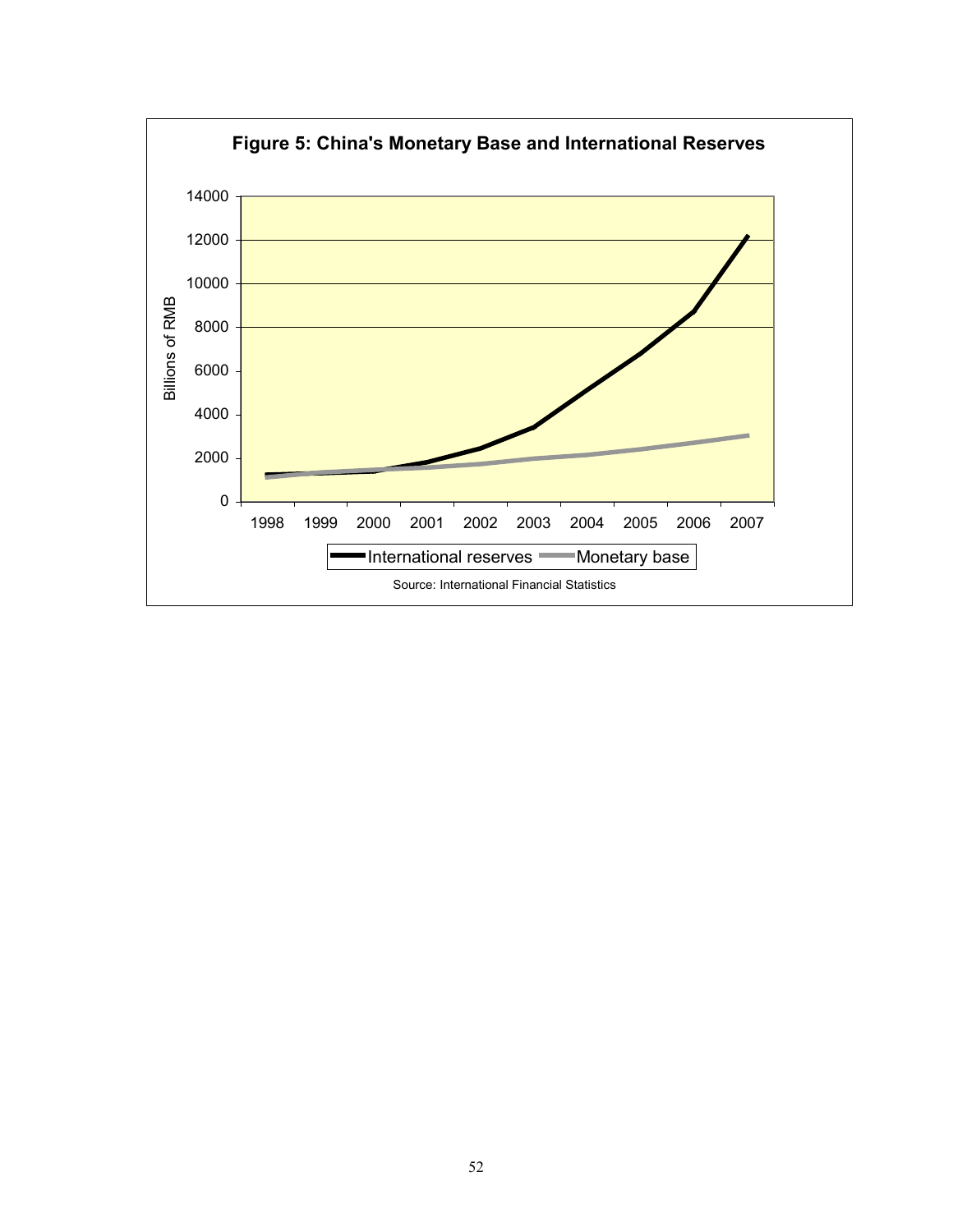**Figure 5: China's Monetary Base and International Reserves**

Source: International Financial Statistics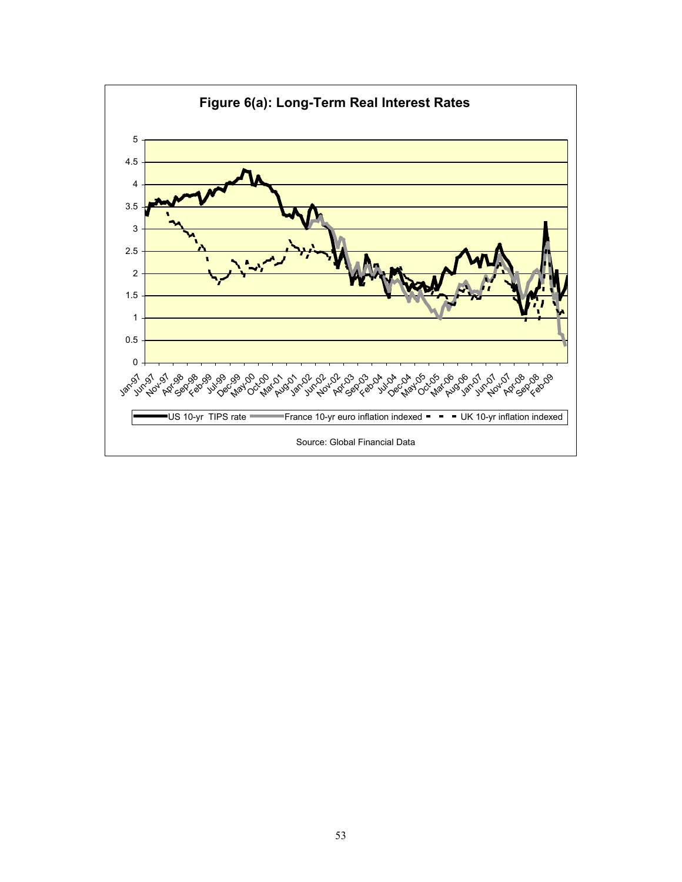**Figure 6(a): Long-Term Real Interest Rates**

US 10-yr TIPS rate — France 10-yr euro inflation indexed — UK 10-yr inflation indexed

Source: Global Financial Data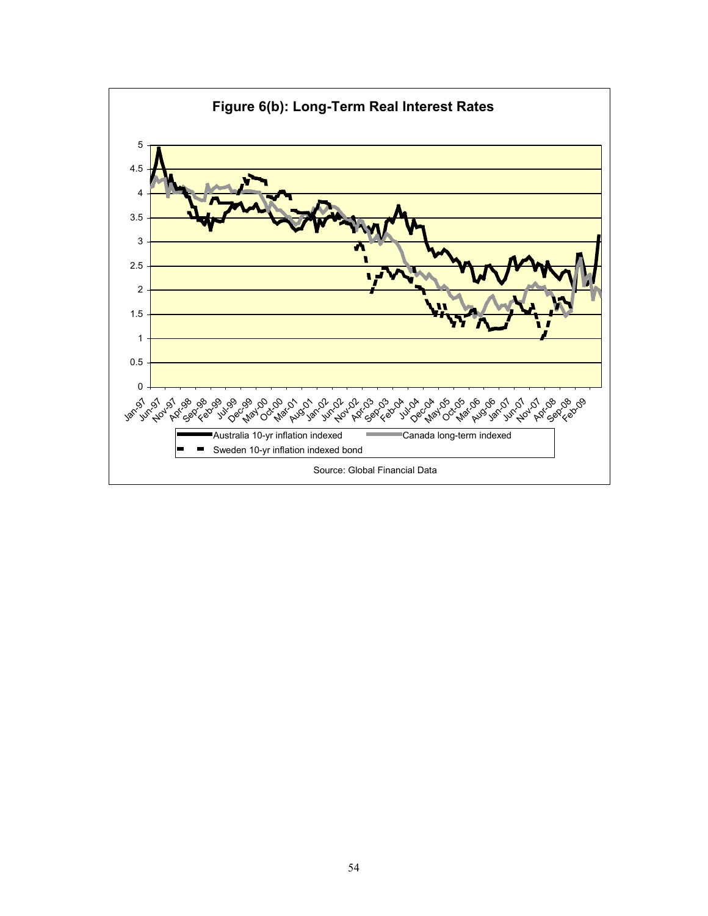**Figure 6(b): Long-Term Real Interest Rates**

Australia 10-yr inflation indexed — Canada long-term indexed — Sweden 10-yr inflation indexed bond

Source: Global Financial Data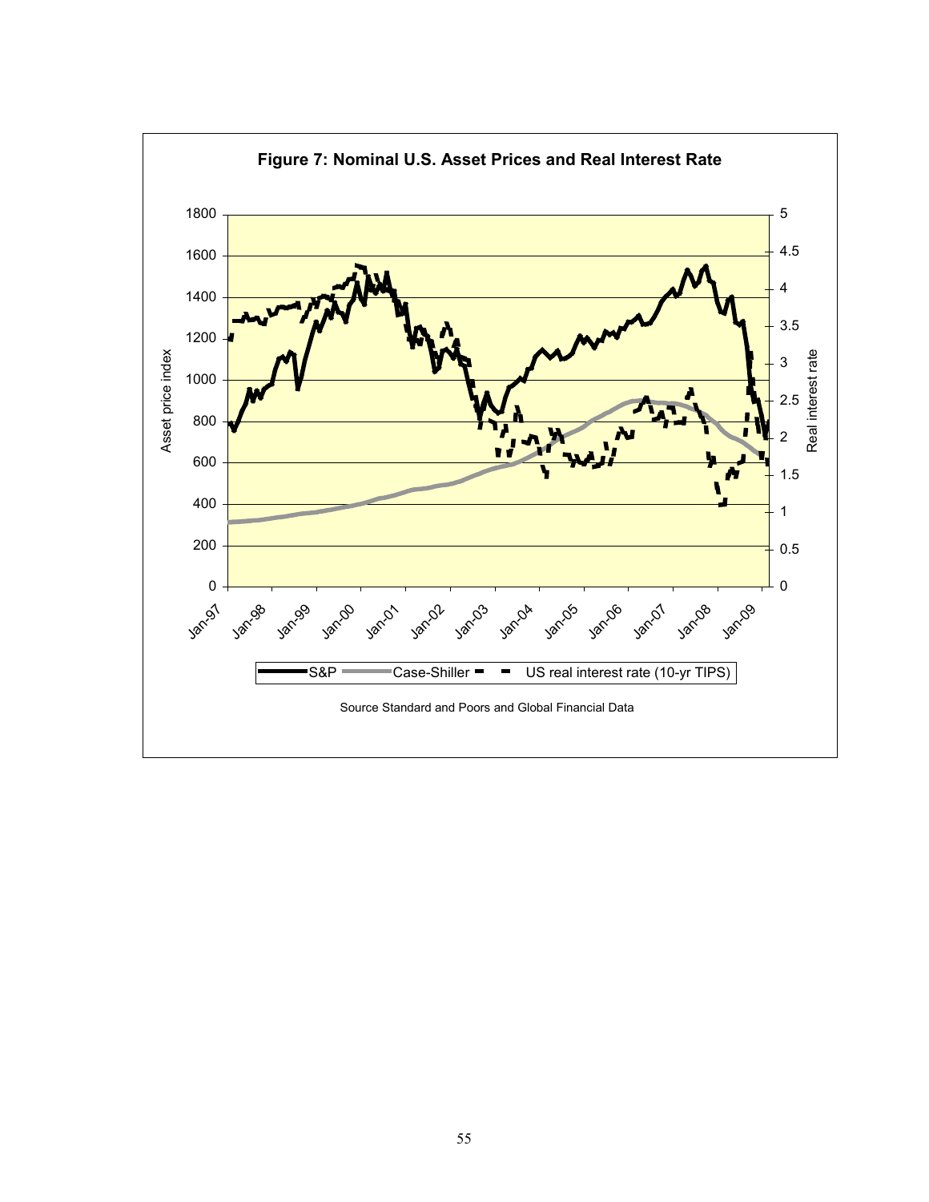**Figure 7: Nominal U.S. Asset Prices and Real Interest Rate**

Source Standard and Poors and Global Financial Data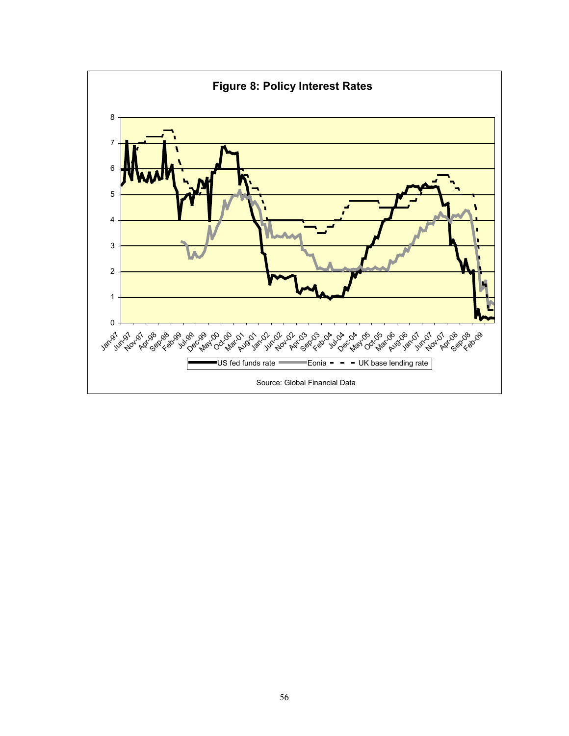**Figure 8: Policy Interest Rates**

Source: Global Financial Data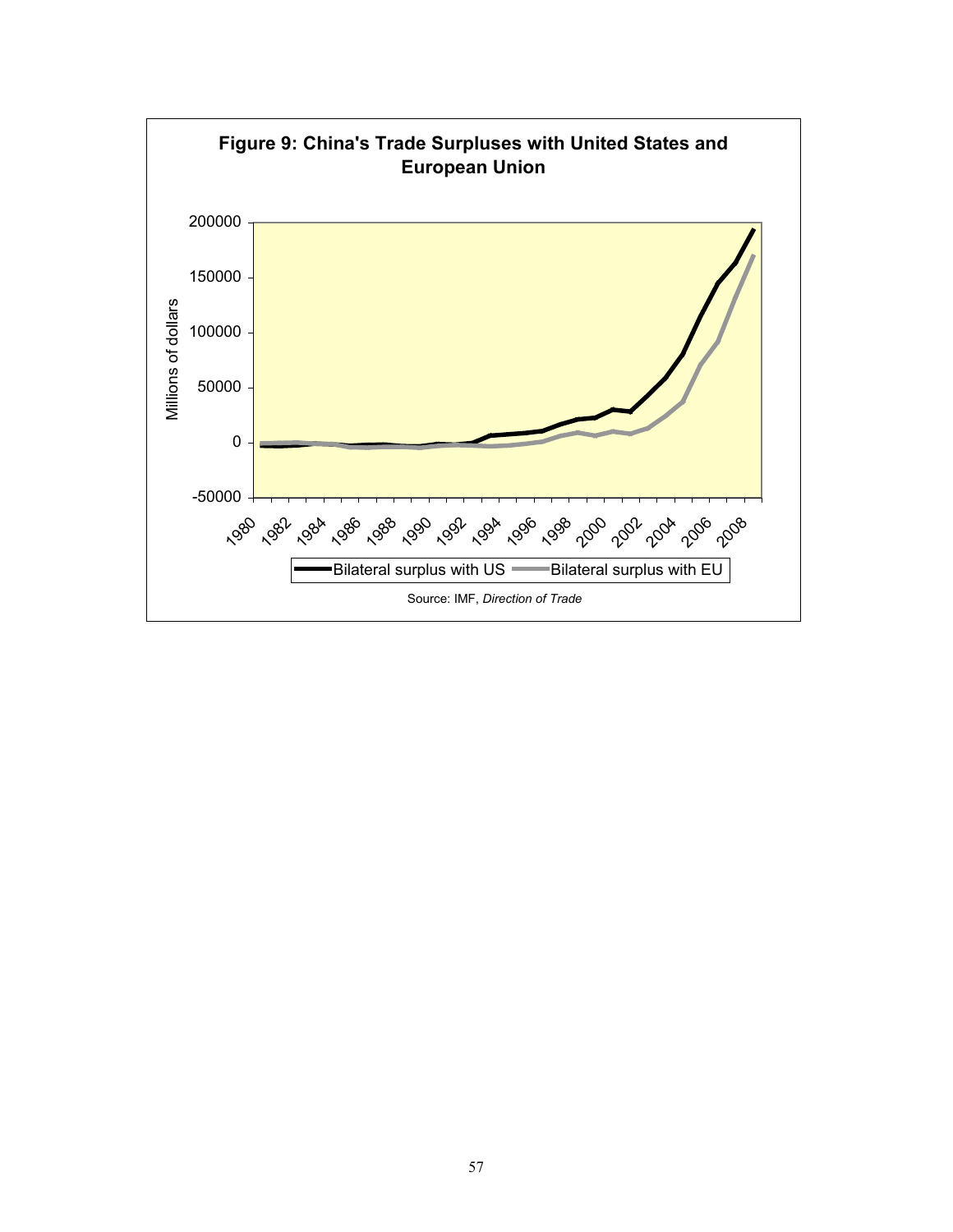**Figure 9: China's Trade Surpluses with United States and European Union**

Source: IMF, *Direction of Trade*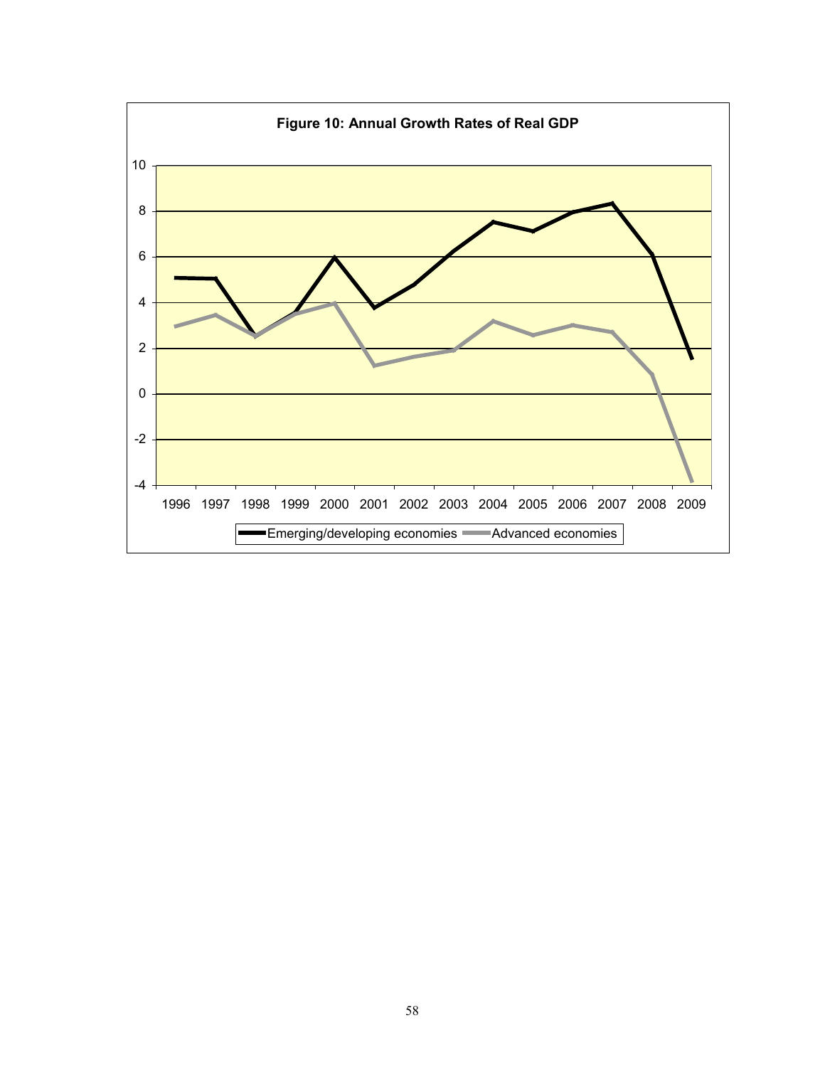**Figure 10: Annual Growth Rates of Real GDP**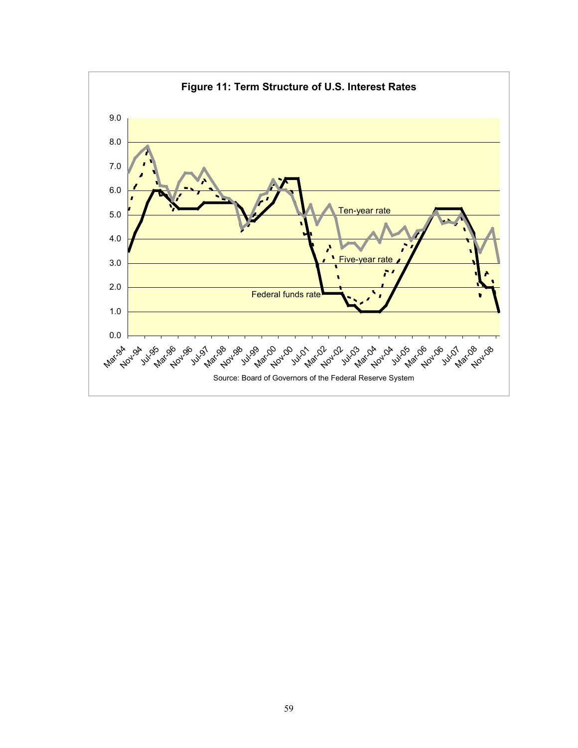**Figure 11: Term Structure of U.S. Interest Rates**

Source: Board of Governors of the Federal Reserve System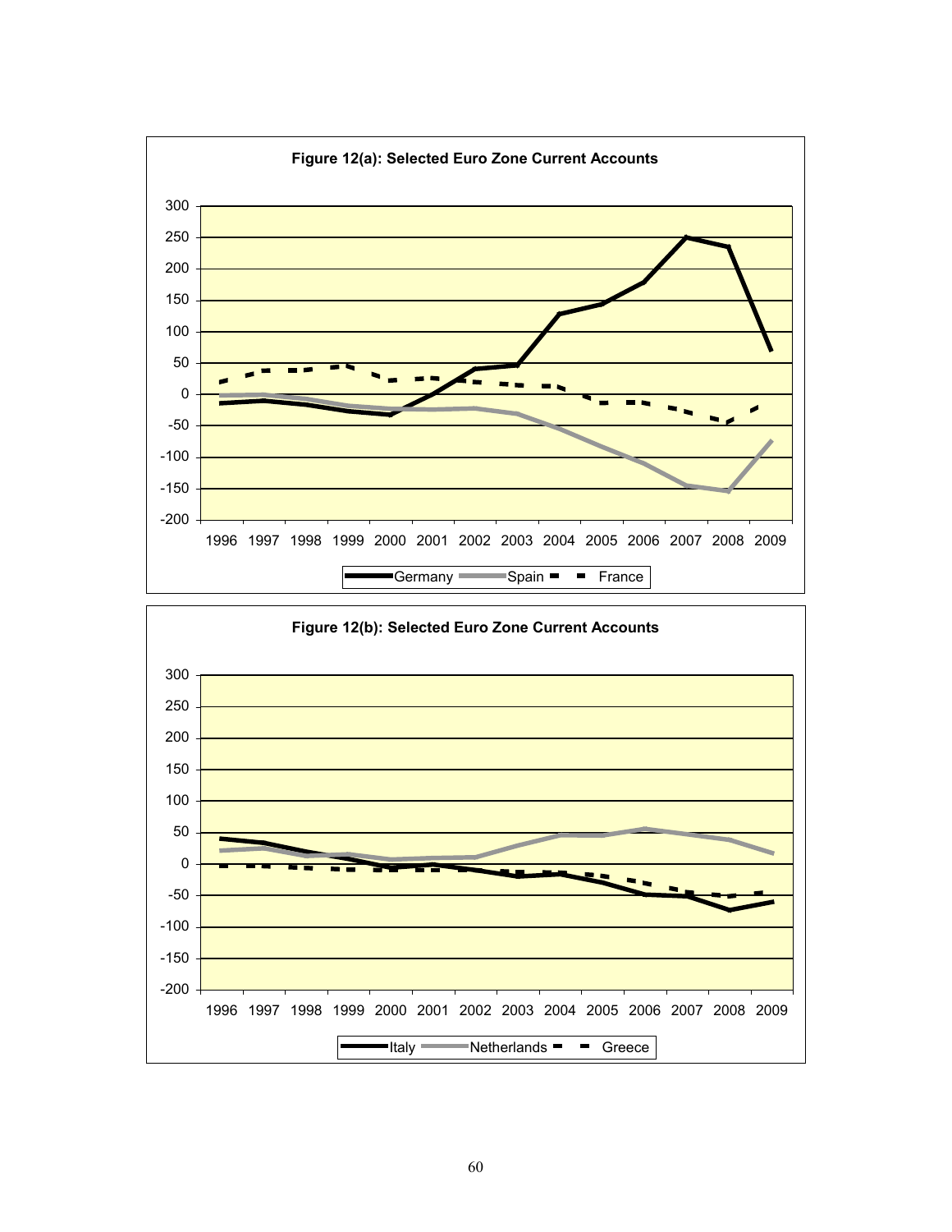**Figure 12(a): Selected Euro Zone Current Accounts**

**Figure 12(b): Selected Euro Zone Current Accounts**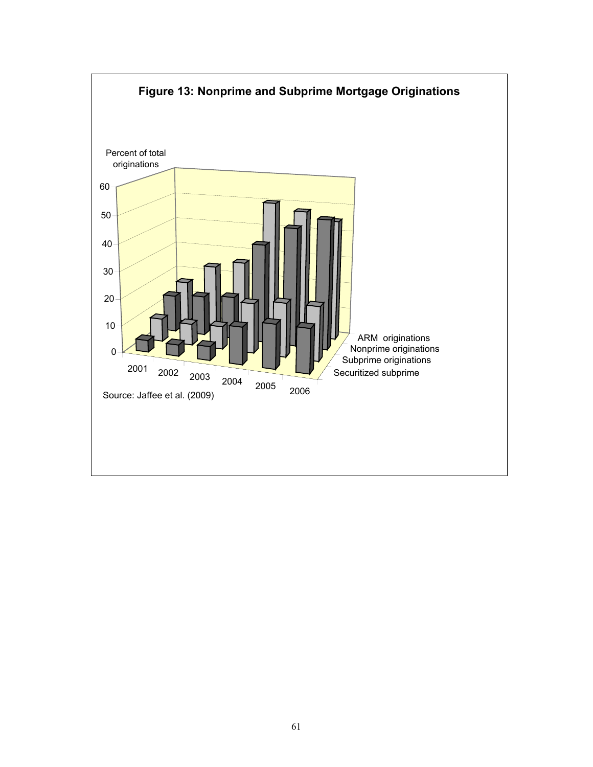**Figure 13: Nonprime and Subprime Mortgage Originations**

Percent of total originations

Source: Jaffee et al. (2009)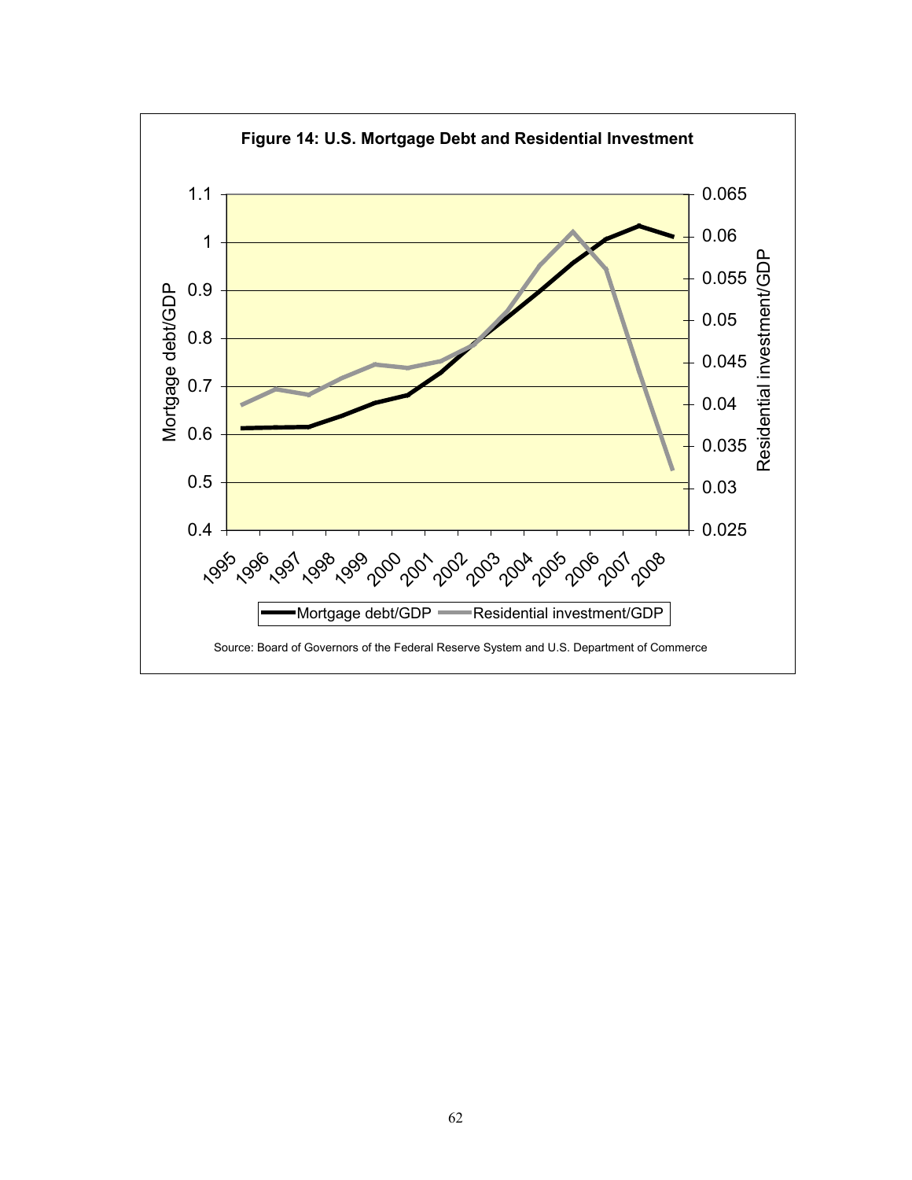**Figure 14: U.S. Mortgage Debt and Residential Investment**

Source: Board of Governors of the Federal Reserve System and U.S. Department of Commerce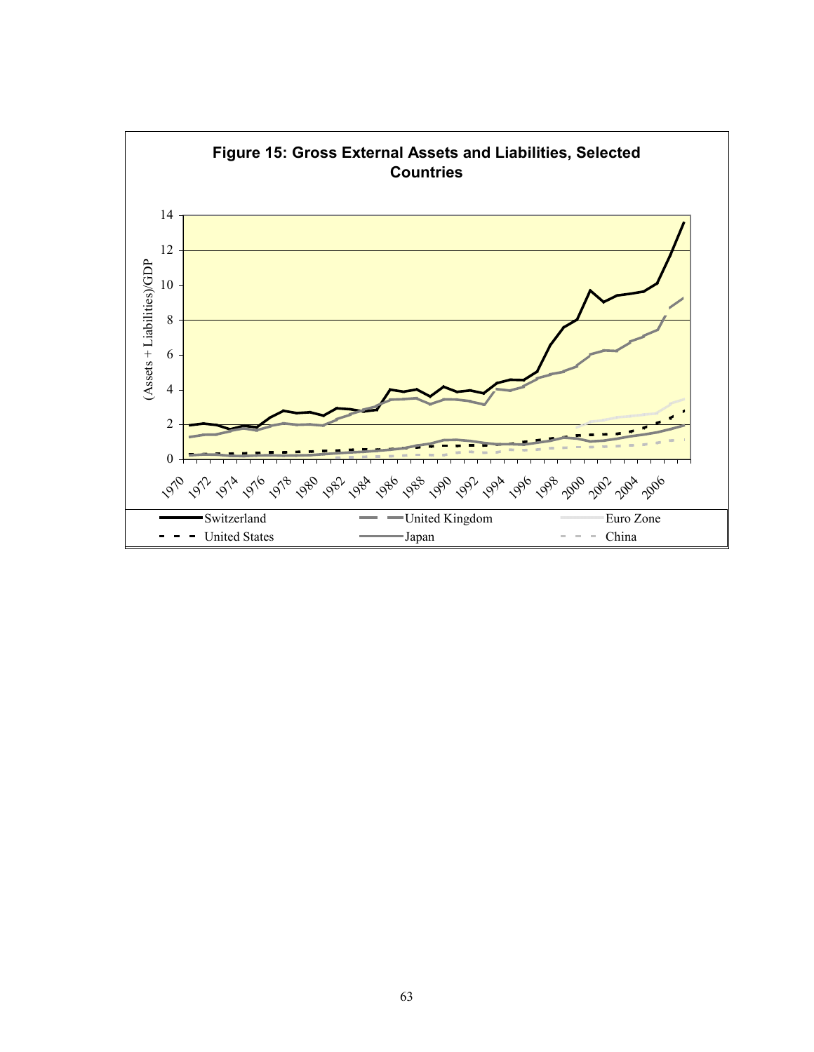**Figure 15: Gross External Assets and Liabilities, Selected Countries**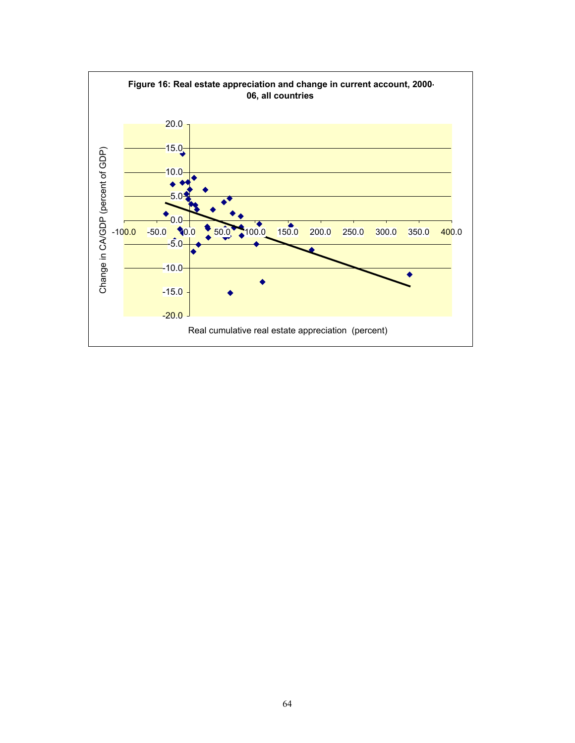**Figure 16: Real estate appreciation and change in current account, 2000-06, all countries**

Change in CA/GDP (percent of GDP)

Real cumulative real estate appreciation (percent)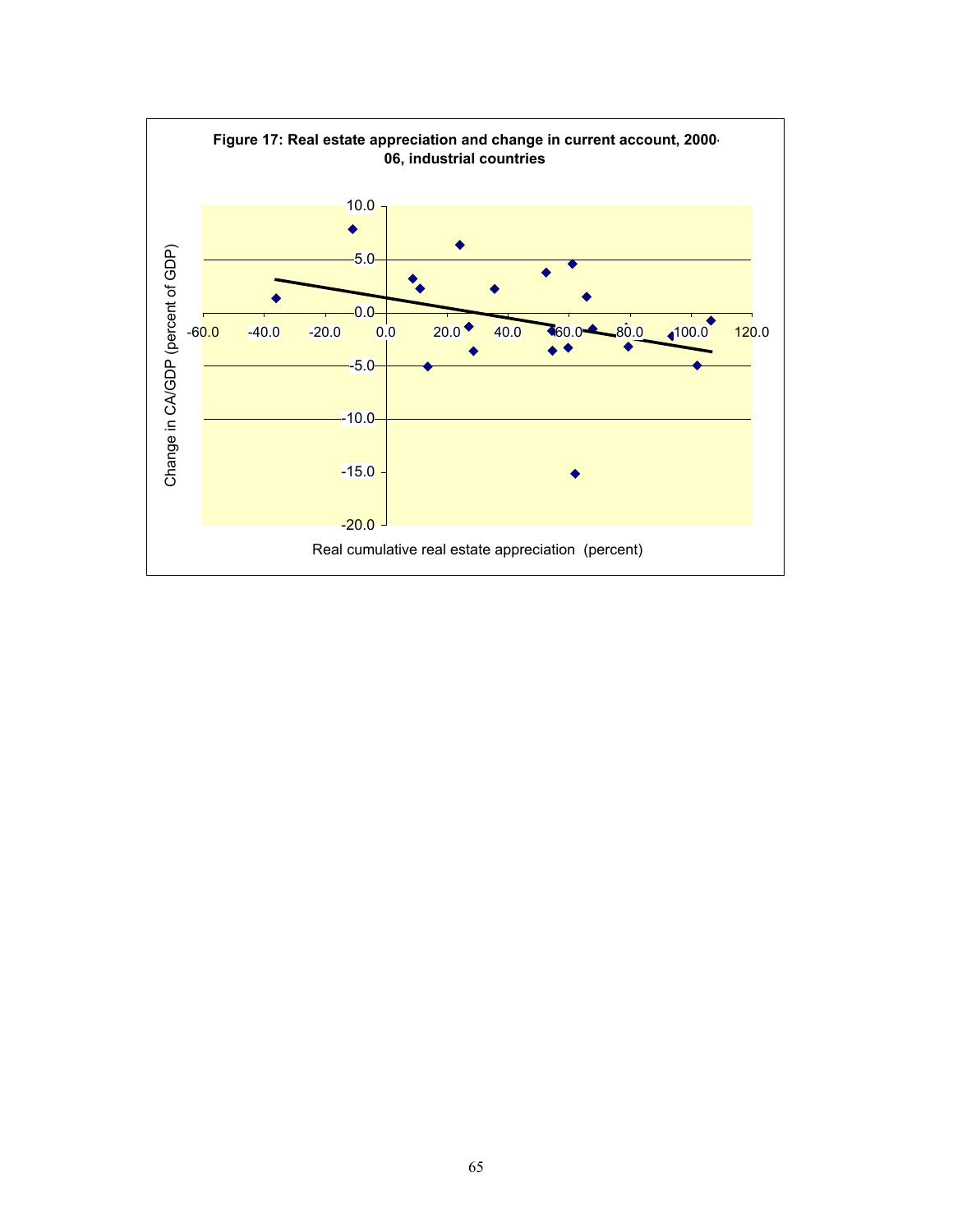**Figure 17: Real estate appreciation and change in current account, 2000-06, industrial countries**

Change in CA/GDP (percent of GDP)

Real cumulative real estate appreciation (percent)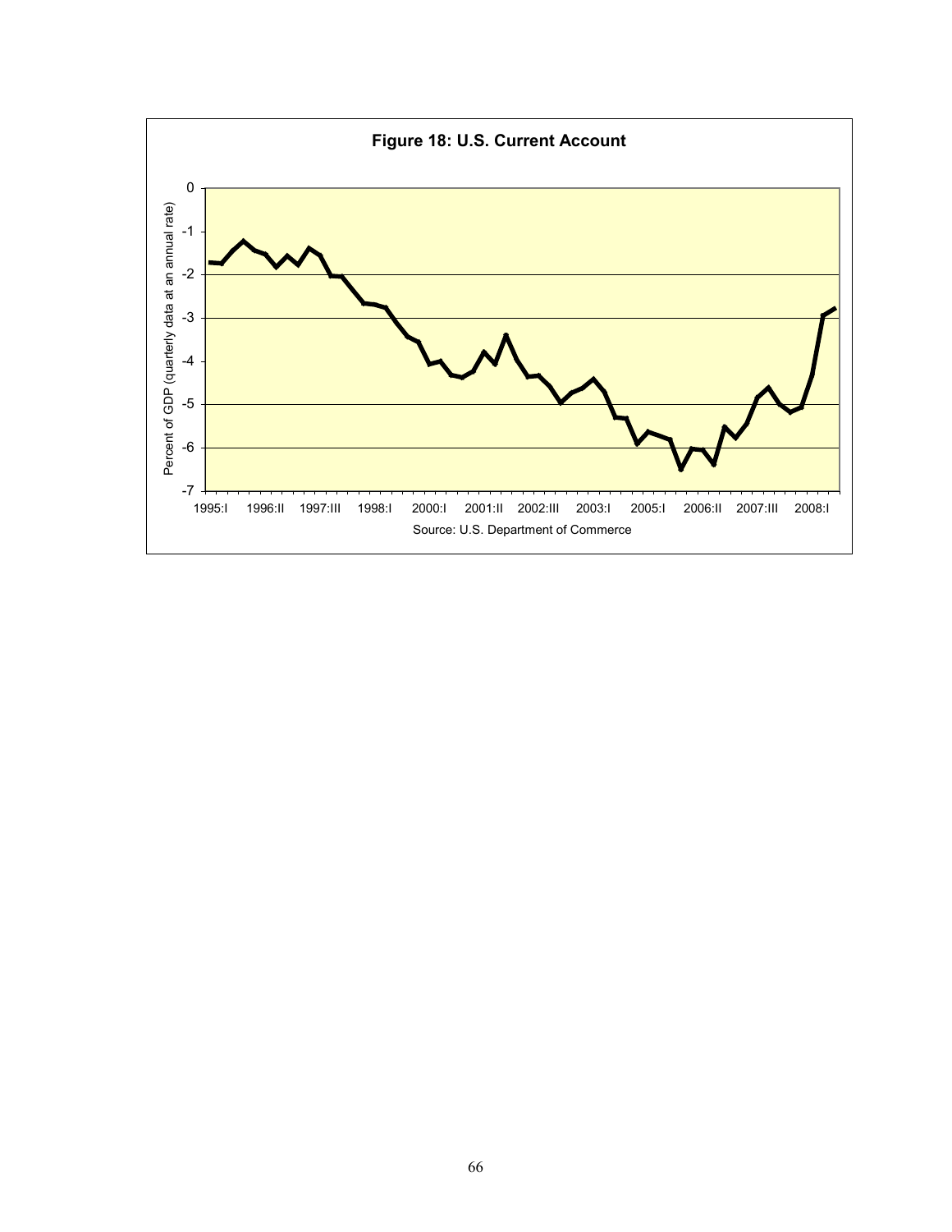**Figure 18: U.S. Current Account**

Percent of GDP (quarterly data at an annual rate)

Source: U.S. Department of Commerce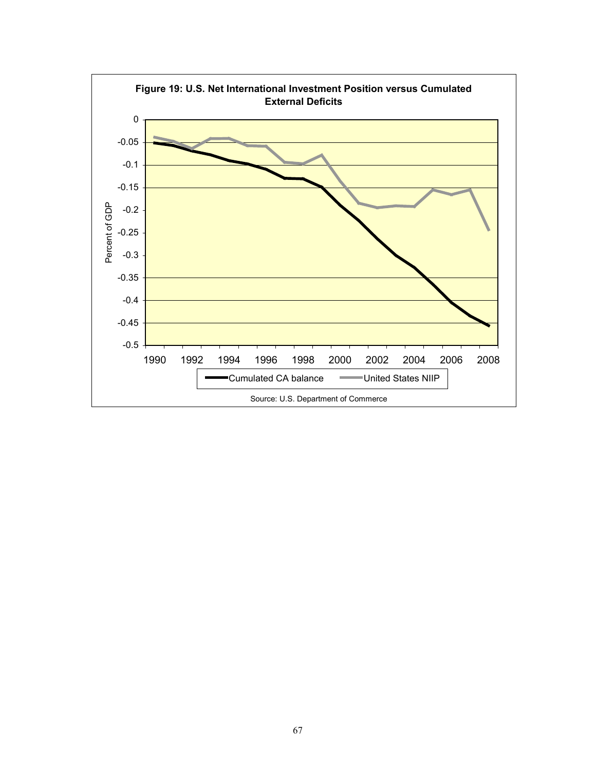**Figure 19: U.S. Net International Investment Position versus Cumulated External Deficits**

Source: U.S. Department of Commerce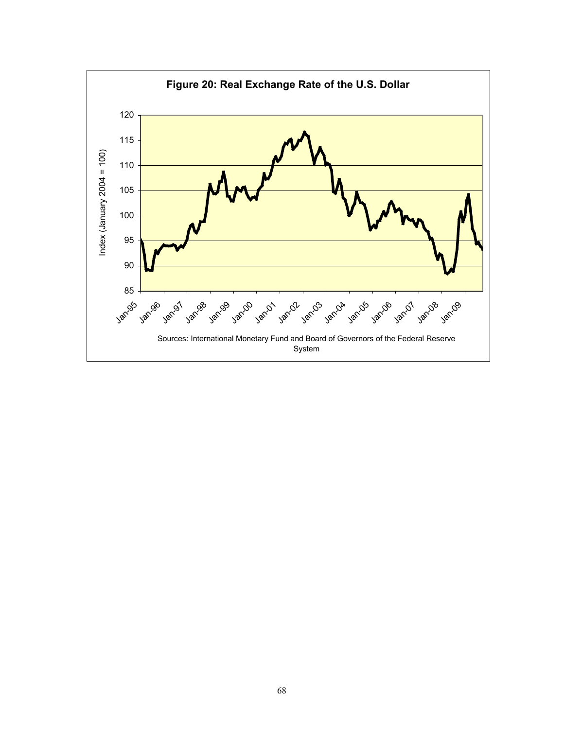**Figure 20: Real Exchange Rate of the U.S. Dollar**

Sources: International Monetary Fund and Board of Governors of the Federal Reserve System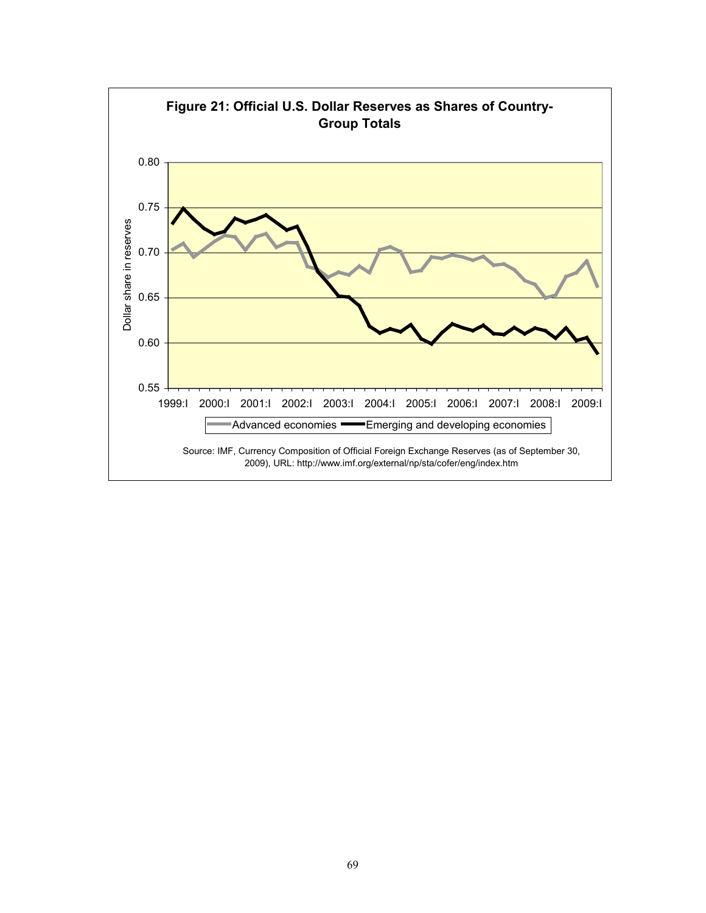**Figure 21: Official U.S. Dollar Reserves as Shares of Country-Group Totals**

0.80
0.75
0.70
0.65
0.60
0.55

Dollar share in reserves

1999:I 2000:I 2001:I 2002:I 2003:I 2004:I 2005:I 2006:I 2007:I 2008:I 2009:I

Advanced economies
Emerging and developing economies

Source: IMF, Currency Composition of Official Foreign Exchange Reserves (as of September 30, 2009), URL: http://www.imf.org/external/np/sta/cofer/eng/index.htm